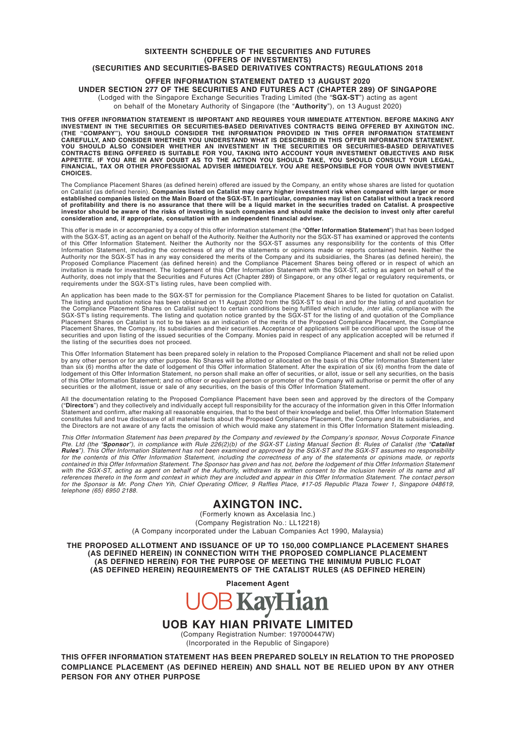**SIXTEENTH SCHEDULE OF THE SECURITIES AND FUTURES (OFFERS OF INVESTMENTS) (SECURITIES AND SECURITIES-BASED DERIVATIVES CONTRACTS) REGULATIONS 2018**

**OFFER INFORMATION STATEMENT DATED 13 AUGUST 2020**
**UNDER SECTION 277 OF THE SECURITIES AND FUTURES ACT (CHAPTER 289) OF SINGAPORE**
(Lodged with the Singapore Exchange Securities Trading Limited (the "**SGX-ST**") acting as agent on behalf of the Monetary Authority of Singapore (the "**Authority**"), on 13 August 2020)

**THIS OFFER INFORMATION STATEMENT IS IMPORTANT AND REQUIRES YOUR IMMEDIATE ATTENTION. BEFORE MAKING ANY INVESTMENT IN THE SECURITIES OR SECURITIES-BASED DERIVATIVES CONTRACTS BEING OFFERED BY AXINGTON INC. (THE "COMPANY"), YOU SHOULD CONSIDER THE INFORMATION PROVIDED IN THIS OFFER INFORMATION STATEMENT CAREFULLY, AND CONSIDER WHETHER YOU UNDERSTAND WHAT IS DESCRIBED IN THIS OFFER INFORMATION STATEMENT. YOU SHOULD ALSO CONSIDER WHETHER AN INVESTMENT IN THE SECURITIES OR SECURITIES-BASED DERIVATIVES CONTRACTS BEING OFFERED IS SUITABLE FOR YOU, TAKING INTO ACCOUNT YOUR INVESTMENT OBJECTIVES AND RISK APPETITE. IF YOU ARE IN ANY DOUBT AS TO THE ACTION YOU SHOULD TAKE, YOU SHOULD CONSULT YOUR LEGAL, FINANCIAL, TAX OR OTHER PROFESSIONAL ADVISER IMMEDIATELY. YOU ARE RESPONSIBLE FOR YOUR OWN INVESTMENT CHOICES.**

The Compliance Placement Shares (as defined herein) offered are issued by the Company, an entity whose shares are listed for quotation on Catalist (as defined herein). **Companies listed on Catalist may carry higher investment risk when compared with larger or more established companies listed on the Main Board of the SGX-ST. In particular, companies may list on Catalist without a track record of profitability and there is no assurance that there will be a liquid market in the securities traded on Catalist. A prospective investor should be aware of the risks of investing in such companies and should make the decision to invest only after careful consideration and, if appropriate, consultation with an independent financial adviser.**

This offer is made in or accompanied by a copy of this offer information statement (the "**Offer Information Statement**") that has been lodged with the SGX-ST, acting as an agent on behalf of the Authority. Neither the Authority nor the SGX-ST has examined or approved the contents of this Offer Information Statement. Neither the Authority nor the SGX-ST assumes any responsibility for the contents of this Offer Information Statement, including the correctness of any of the statements or opinions made or reports contained herein. Neither the Authority nor the SGX-ST has in any way considered the merits of the Company and its subsidiaries, the Shares (as defined herein), the Proposed Compliance Placement (as defined herein) and the Compliance Placement Shares being offered or in respect of which an invitation is made for investment. The lodgement of this Offer Information Statement with the SGX-ST, acting as agent on behalf of the Authority, does not imply that the Securities and Futures Act (Chapter 289) of Singapore, or any other legal or regulatory requirements, or requirements under the SGX-ST's listing rules, have been complied with.

An application has been made to the SGX-ST for permission for the Compliance Placement Shares to be listed for quotation on Catalist. The listing and quotation notice has been obtained on 11 August 2020 from the SGX-ST to deal in and for the listing of and quotation for the Compliance Placement Shares on Catalist subject to certain conditions being fulfilled which include, *inter alia*, compliance with the SGX-ST's listing requirements. The listing and quotation notice granted by the SGX-ST for the listing of and quotation of the Compliance Placement Shares on Catalist is not to be taken as an indication of the merits of the Proposed Compliance Placement, the Compliance Placement Shares, the Company, its subsidiaries and their securities. Acceptance of applications will be conditional upon the issue of the securities and upon listing of the issued securities of the Company. Monies paid in respect of any application accepted will be returned if the listing of the securities does not proceed.

This Offer Information Statement has been prepared solely in relation to the Proposed Compliance Placement and shall not be relied upon by any other person or for any other purpose. No Shares will be allotted or allocated on the basis of this Offer Information Statement later than six (6) months after the date of lodgement of this Offer information Statement. After the expiration of six (6) months from the date of lodgement of this Offer Information Statement, no person shall make an offer of securities, or allot, issue or sell any securities, on the basis of this Offer Information Statement; and no officer or equivalent person or promoter of the Company will authorise or permit the offer of any securities or the allotment, issue or sale of any securities, on the basis of this Offer Information Statement.

All the documentation relating to the Proposed Compliance Placement have been seen and approved by the directors of the Company ("**Directors**") and they collectively and individually accept full responsibility for the accuracy of the information given in this Offer Information Statement and confirm, after making all reasonable enquiries, that to the best of their knowledge and belief, this Offer Information Statement constitutes full and true disclosure of all material facts about the Proposed Compliance Placement, the Company and its subsidiaries, and the Directors are not aware of any facts the omission of which would make any statement in this Offer Information Statement misleading.

*This Offer Information Statement has been prepared by the Company and reviewed by the Company's sponsor, Novus Corporate Finance Pte. Ltd (the "**Sponsor**"), in compliance with Rule 226(2)(b) of the SGX-ST Listing Manual Section B: Rules of Catalist (the "**Catalist Rules**"). This Offer Information Statement has not been examined or approved by the SGX-ST and the SGX-ST assumes no responsibility for the contents of this Offer Information Statement, including the correctness of any of the statements or opinions made, or reports contained in this Offer Information Statement. The Sponsor has given and has not, before the lodgement of this Offer Information Statement with the SGX-ST, acting as agent on behalf of the Authority, withdrawn its written consent to the inclusion herein of its name and all references thereto in the form and context in which they are included and appear in this Offer Information Statement. The contact person for the Sponsor is Mr. Pong Chen Yih, Chief Operating Officer, 9 Raffles Place, #17-05 Republic Plaza Tower 1, Singapore 048619, telephone (65) 6950 2188.*

# AXINGTON INC.

(Formerly known as Axcelasia Inc.)
(Company Registration No.: LL12218)
(A Company incorporated under the Labuan Companies Act 1990, Malaysia)

**THE PROPOSED ALLOTMENT AND ISSUANCE OF UP TO 150,000 COMPLIANCE PLACEMENT SHARES (AS DEFINED HEREIN) IN CONNECTION WITH THE PROPOSED COMPLIANCE PLACEMENT (AS DEFINED HEREIN) FOR THE PURPOSE OF MEETING THE MINIMUM PUBLIC FLOAT (AS DEFINED HEREIN) REQUIREMENTS OF THE CATALIST RULES (AS DEFINED HEREIN)**

**Placement Agent**

UOB KayHian

## UOB KAY HIAN PRIVATE LIMITED

(Company Registration Number: 197000447W)
(Incorporated in the Republic of Singapore)

**THIS OFFER INFORMATION STATEMENT HAS BEEN PREPARED SOLELY IN RELATION TO THE PROPOSED COMPLIANCE PLACEMENT (AS DEFINED HEREIN) AND SHALL NOT BE RELIED UPON BY ANY OTHER PERSON FOR ANY OTHER PURPOSE**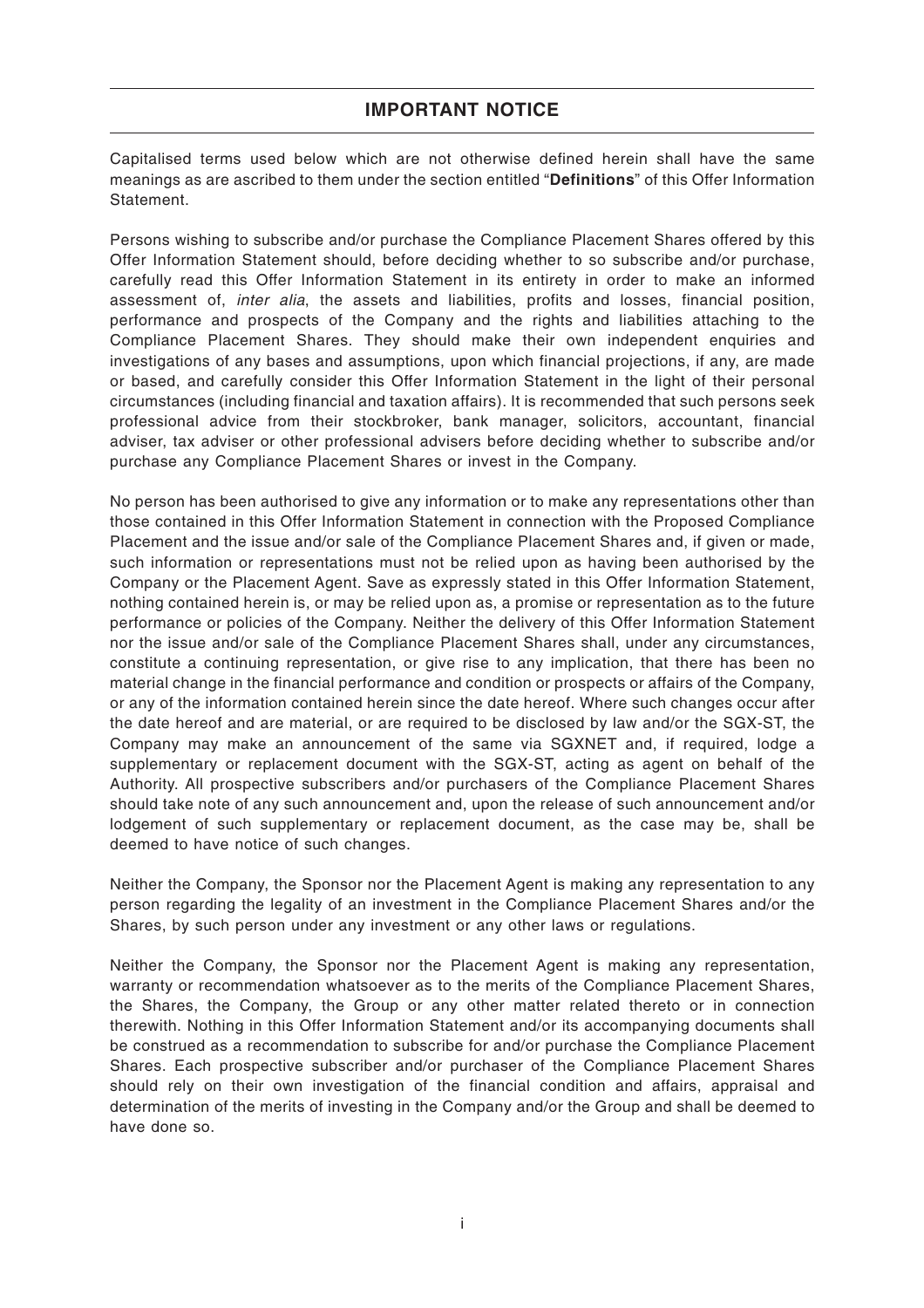## IMPORTANT NOTICE

Capitalised terms used below which are not otherwise defined herein shall have the same meanings as are ascribed to them under the section entitled "**Definitions**" of this Offer Information Statement.

Persons wishing to subscribe and/or purchase the Compliance Placement Shares offered by this Offer Information Statement should, before deciding whether to so subscribe and/or purchase, carefully read this Offer Information Statement in its entirety in order to make an informed assessment of, *inter alia*, the assets and liabilities, profits and losses, financial position, performance and prospects of the Company and the rights and liabilities attaching to the Compliance Placement Shares. They should make their own independent enquiries and investigations of any bases and assumptions, upon which financial projections, if any, are made or based, and carefully consider this Offer Information Statement in the light of their personal circumstances (including financial and taxation affairs). It is recommended that such persons seek professional advice from their stockbroker, bank manager, solicitors, accountant, financial adviser, tax adviser or other professional advisers before deciding whether to subscribe and/or purchase any Compliance Placement Shares or invest in the Company.

No person has been authorised to give any information or to make any representations other than those contained in this Offer Information Statement in connection with the Proposed Compliance Placement and the issue and/or sale of the Compliance Placement Shares and, if given or made, such information or representations must not be relied upon as having been authorised by the Company or the Placement Agent. Save as expressly stated in this Offer Information Statement, nothing contained herein is, or may be relied upon as, a promise or representation as to the future performance or policies of the Company. Neither the delivery of this Offer Information Statement nor the issue and/or sale of the Compliance Placement Shares shall, under any circumstances, constitute a continuing representation, or give rise to any implication, that there has been no material change in the financial performance and condition or prospects or affairs of the Company, or any of the information contained herein since the date hereof. Where such changes occur after the date hereof and are material, or are required to be disclosed by law and/or the SGX-ST, the Company may make an announcement of the same via SGXNET and, if required, lodge a supplementary or replacement document with the SGX-ST, acting as agent on behalf of the Authority. All prospective subscribers and/or purchasers of the Compliance Placement Shares should take note of any such announcement and, upon the release of such announcement and/or lodgement of such supplementary or replacement document, as the case may be, shall be deemed to have notice of such changes.

Neither the Company, the Sponsor nor the Placement Agent is making any representation to any person regarding the legality of an investment in the Compliance Placement Shares and/or the Shares, by such person under any investment or any other laws or regulations.

Neither the Company, the Sponsor nor the Placement Agent is making any representation, warranty or recommendation whatsoever as to the merits of the Compliance Placement Shares, the Shares, the Company, the Group or any other matter related thereto or in connection therewith. Nothing in this Offer Information Statement and/or its accompanying documents shall be construed as a recommendation to subscribe for and/or purchase the Compliance Placement Shares. Each prospective subscriber and/or purchaser of the Compliance Placement Shares should rely on their own investigation of the financial condition and affairs, appraisal and determination of the merits of investing in the Company and/or the Group and shall be deemed to have done so.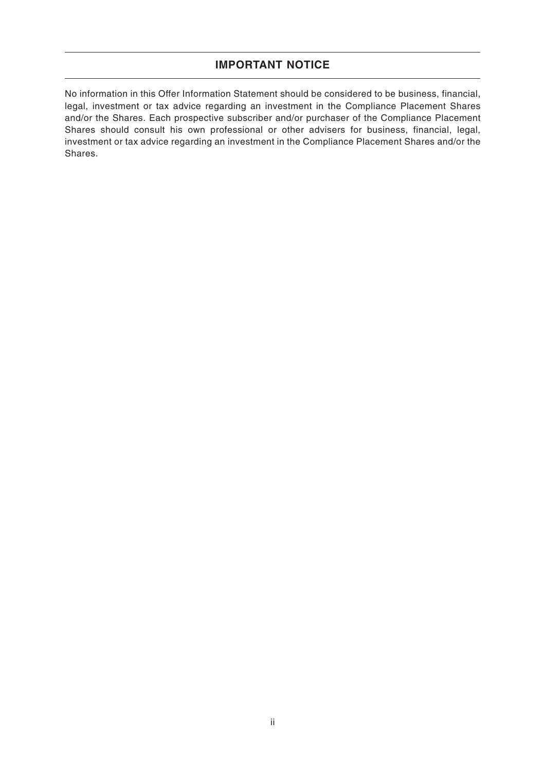## IMPORTANT NOTICE

No information in this Offer Information Statement should be considered to be business, financial, legal, investment or tax advice regarding an investment in the Compliance Placement Shares and/or the Shares. Each prospective subscriber and/or purchaser of the Compliance Placement Shares should consult his own professional or other advisers for business, financial, legal, investment or tax advice regarding an investment in the Compliance Placement Shares and/or the Shares.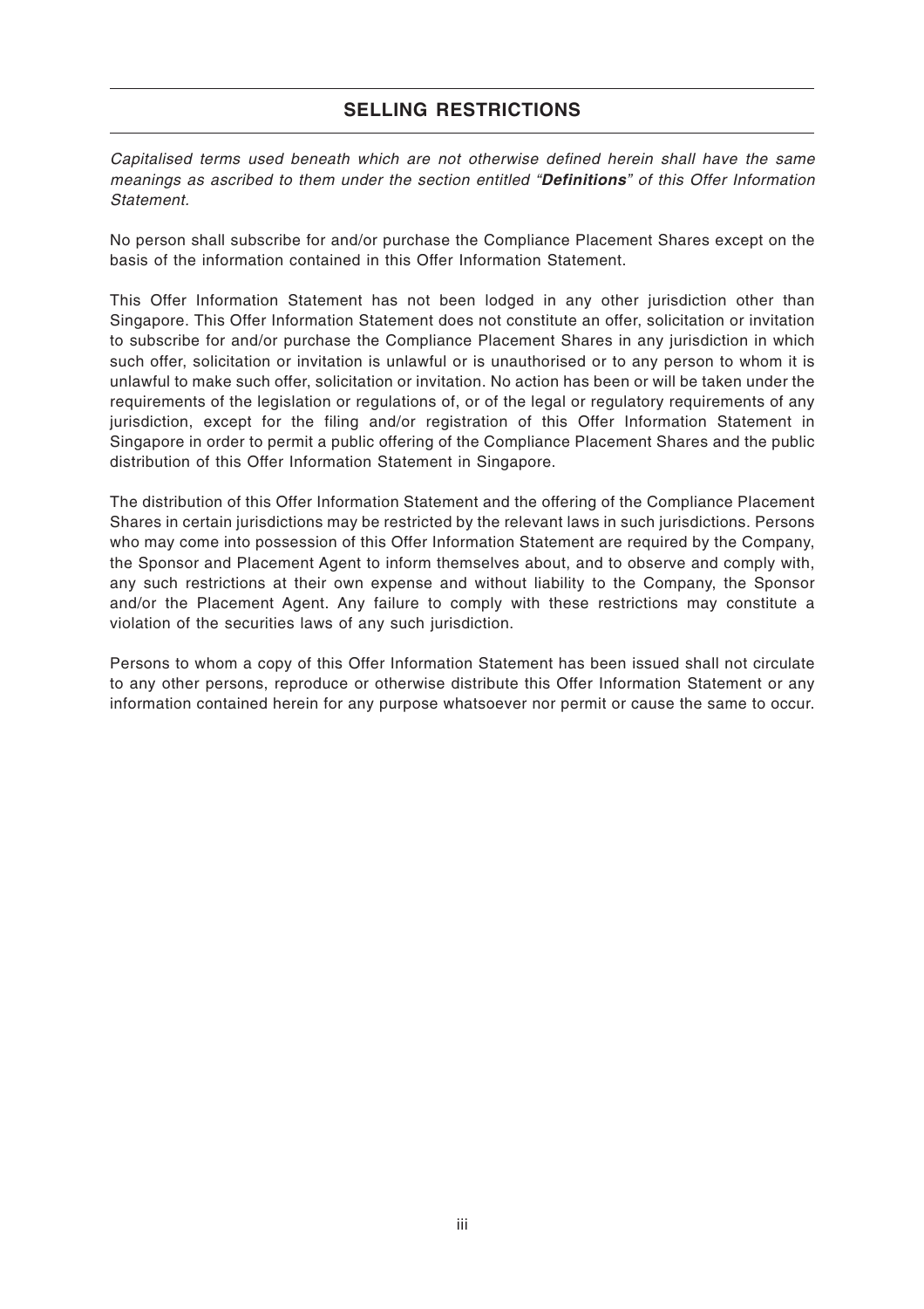## SELLING RESTRICTIONS

*Capitalised terms used beneath which are not otherwise defined herein shall have the same meanings as ascribed to them under the section entitled "**Definitions**" of this Offer Information Statement.*

No person shall subscribe for and/or purchase the Compliance Placement Shares except on the basis of the information contained in this Offer Information Statement.

This Offer Information Statement has not been lodged in any other jurisdiction other than Singapore. This Offer Information Statement does not constitute an offer, solicitation or invitation to subscribe for and/or purchase the Compliance Placement Shares in any jurisdiction in which such offer, solicitation or invitation is unlawful or is unauthorised or to any person to whom it is unlawful to make such offer, solicitation or invitation. No action has been or will be taken under the requirements of the legislation or regulations of, or of the legal or regulatory requirements of any jurisdiction, except for the filing and/or registration of this Offer Information Statement in Singapore in order to permit a public offering of the Compliance Placement Shares and the public distribution of this Offer Information Statement in Singapore.

The distribution of this Offer Information Statement and the offering of the Compliance Placement Shares in certain jurisdictions may be restricted by the relevant laws in such jurisdictions. Persons who may come into possession of this Offer Information Statement are required by the Company, the Sponsor and Placement Agent to inform themselves about, and to observe and comply with, any such restrictions at their own expense and without liability to the Company, the Sponsor and/or the Placement Agent. Any failure to comply with these restrictions may constitute a violation of the securities laws of any such jurisdiction.

Persons to whom a copy of this Offer Information Statement has been issued shall not circulate to any other persons, reproduce or otherwise distribute this Offer Information Statement or any information contained herein for any purpose whatsoever nor permit or cause the same to occur.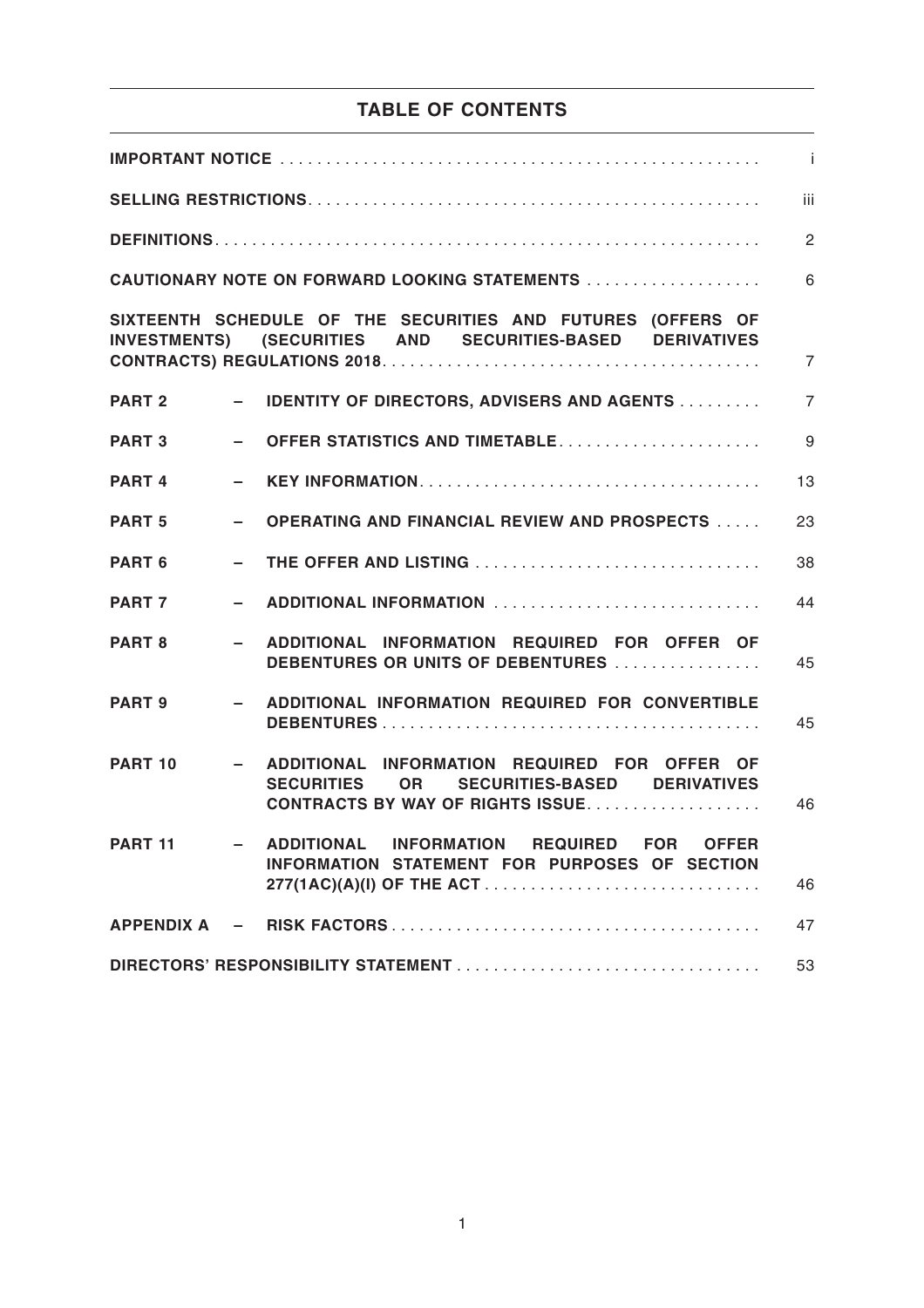## TABLE OF CONTENTS

| | | |
|---|---|---|
| **IMPORTANT NOTICE** | | i |
| **SELLING RESTRICTIONS** | | iii |
| **DEFINITIONS** | | 2 |
| **CAUTIONARY NOTE ON FORWARD LOOKING STATEMENTS** | | 6 |
| **SIXTEENTH SCHEDULE OF THE SECURITIES AND FUTURES (OFFERS OF INVESTMENTS) (SECURITIES AND SECURITIES-BASED DERIVATIVES CONTRACTS) REGULATIONS 2018** | | 7 |
| **PART 2** | **– IDENTITY OF DIRECTORS, ADVISERS AND AGENTS** | 7 |
| **PART 3** | **– OFFER STATISTICS AND TIMETABLE** | 9 |
| **PART 4** | **– KEY INFORMATION** | 13 |
| **PART 5** | **– OPERATING AND FINANCIAL REVIEW AND PROSPECTS** | 23 |
| **PART 6** | **– THE OFFER AND LISTING** | 38 |
| **PART 7** | **– ADDITIONAL INFORMATION** | 44 |
| **PART 8** | **– ADDITIONAL INFORMATION REQUIRED FOR OFFER OF DEBENTURES OR UNITS OF DEBENTURES** | 45 |
| **PART 9** | **– ADDITIONAL INFORMATION REQUIRED FOR CONVERTIBLE DEBENTURES** | 45 |
| **PART 10** | **– ADDITIONAL INFORMATION REQUIRED FOR OFFER OF SECURITIES OR SECURITIES-BASED DERIVATIVES CONTRACTS BY WAY OF RIGHTS ISSUE** | 46 |
| **PART 11** | **– ADDITIONAL INFORMATION REQUIRED FOR OFFER INFORMATION STATEMENT FOR PURPOSES OF SECTION 277(1AC)(A)(I) OF THE ACT** | 46 |
| **APPENDIX A** | **– RISK FACTORS** | 47 |
| **DIRECTORS' RESPONSIBILITY STATEMENT** | | 53 |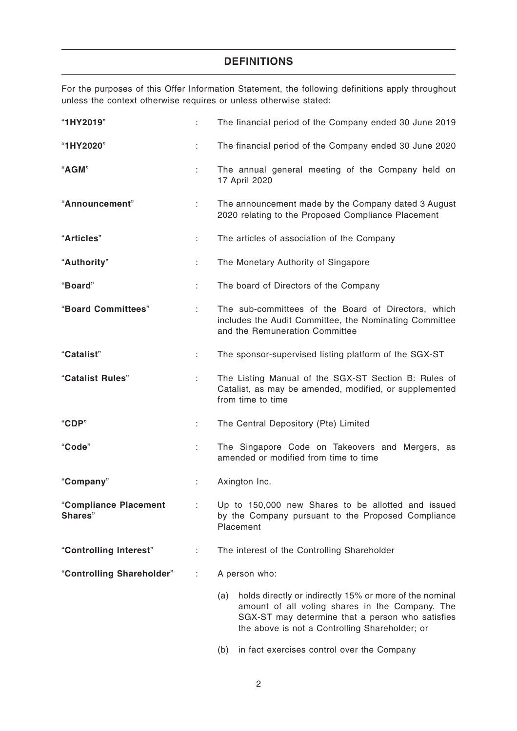## DEFINITIONS

For the purposes of this Offer Information Statement, the following definitions apply throughout unless the context otherwise requires or unless otherwise stated:

| | | |
|---|---|---|
| "**1HY2019**" | : | The financial period of the Company ended 30 June 2019 |
| "**1HY2020**" | : | The financial period of the Company ended 30 June 2020 |
| "**AGM**" | : | The annual general meeting of the Company held on 17 April 2020 |
| "**Announcement**" | : | The announcement made by the Company dated 3 August 2020 relating to the Proposed Compliance Placement |
| "**Articles**" | : | The articles of association of the Company |
| "**Authority**" | : | The Monetary Authority of Singapore |
| "**Board**" | : | The board of Directors of the Company |
| "**Board Committees**" | : | The sub-committees of the Board of Directors, which includes the Audit Committee, the Nominating Committee and the Remuneration Committee |
| "**Catalist**" | : | The sponsor-supervised listing platform of the SGX-ST |
| "**Catalist Rules**" | : | The Listing Manual of the SGX-ST Section B: Rules of Catalist, as may be amended, modified, or supplemented from time to time |
| "**CDP**" | : | The Central Depository (Pte) Limited |
| "**Code**" | : | The Singapore Code on Takeovers and Mergers, as amended or modified from time to time |
| "**Company**" | : | Axington Inc. |
| "**Compliance Placement Shares**" | : | Up to 150,000 new Shares to be allotted and issued by the Company pursuant to the Proposed Compliance Placement |
| "**Controlling Interest**" | : | The interest of the Controlling Shareholder |
| "**Controlling Shareholder**" | : | A person who:<br>(a) holds directly or indirectly 15% or more of the nominal amount of all voting shares in the Company. The SGX-ST may determine that a person who satisfies the above is not a Controlling Shareholder; or<br>(b) in fact exercises control over the Company |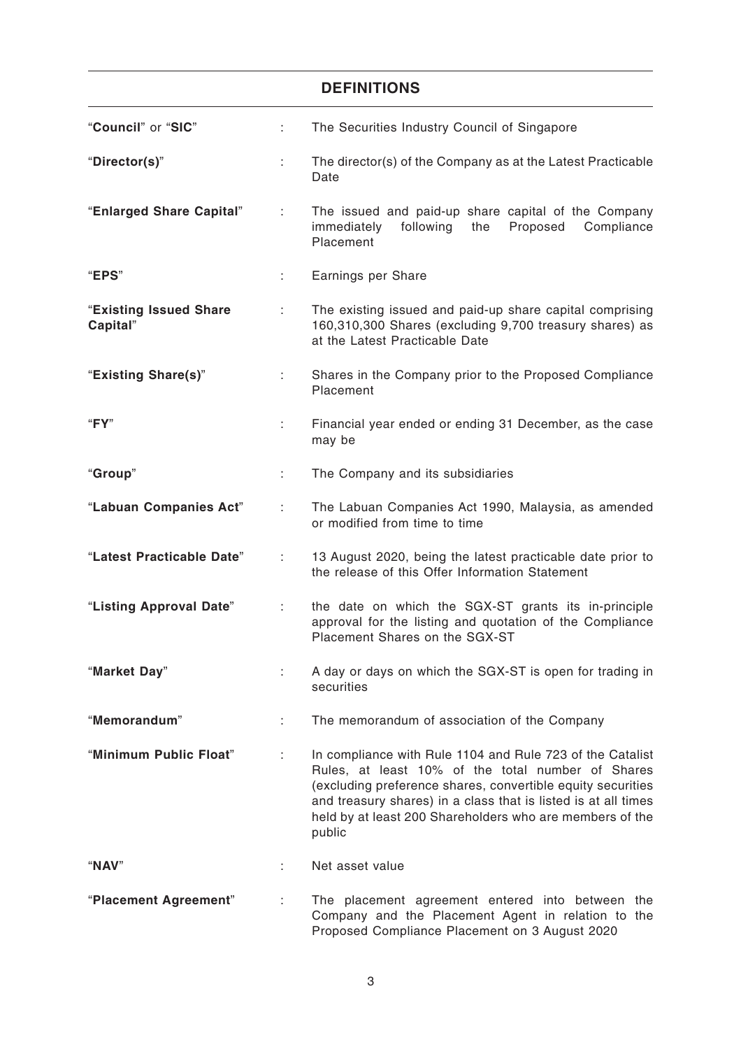## DEFINITIONS

| | | |
|---|---|---|
| "**Council**" or "**SIC**" | : | The Securities Industry Council of Singapore |
| "**Director(s)**" | : | The director(s) of the Company as at the Latest Practicable Date |
| "**Enlarged Share Capital**" | : | The issued and paid-up share capital of the Company immediately following the Proposed Compliance Placement |
| "**EPS**" | : | Earnings per Share |
| "**Existing Issued Share Capital**" | : | The existing issued and paid-up share capital comprising 160,310,300 Shares (excluding 9,700 treasury shares) as at the Latest Practicable Date |
| "**Existing Share(s)**" | : | Shares in the Company prior to the Proposed Compliance Placement |
| "**FY**" | : | Financial year ended or ending 31 December, as the case may be |
| "**Group**" | : | The Company and its subsidiaries |
| "**Labuan Companies Act**" | : | The Labuan Companies Act 1990, Malaysia, as amended or modified from time to time |
| "**Latest Practicable Date**" | : | 13 August 2020, being the latest practicable date prior to the release of this Offer Information Statement |
| "**Listing Approval Date**" | : | the date on which the SGX-ST grants its in-principle approval for the listing and quotation of the Compliance Placement Shares on the SGX-ST |
| "**Market Day**" | : | A day or days on which the SGX-ST is open for trading in securities |
| "**Memorandum**" | : | The memorandum of association of the Company |
| "**Minimum Public Float**" | : | In compliance with Rule 1104 and Rule 723 of the Catalist Rules, at least 10% of the total number of Shares (excluding preference shares, convertible equity securities and treasury shares) in a class that is listed is at all times held by at least 200 Shareholders who are members of the public |
| "**NAV**" | : | Net asset value |
| "**Placement Agreement**" | : | The placement agreement entered into between the Company and the Placement Agent in relation to the Proposed Compliance Placement on 3 August 2020 |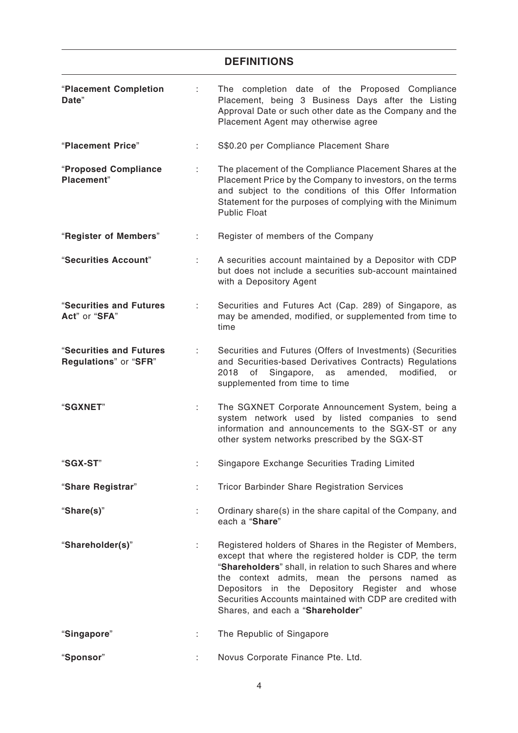## DEFINITIONS

| | | |
|---|---|---|
| "**Placement Completion Date**" | : | The completion date of the Proposed Compliance Placement, being 3 Business Days after the Listing Approval Date or such other date as the Company and the Placement Agent may otherwise agree |
| "**Placement Price**" | : | S$0.20 per Compliance Placement Share |
| "**Proposed Compliance Placement**" | : | The placement of the Compliance Placement Shares at the Placement Price by the Company to investors, on the terms and subject to the conditions of this Offer Information Statement for the purposes of complying with the Minimum Public Float |
| "**Register of Members**" | : | Register of members of the Company |
| "**Securities Account**" | : | A securities account maintained by a Depositor with CDP but does not include a securities sub-account maintained with a Depository Agent |
| "**Securities and Futures Act**" or "**SFA**" | : | Securities and Futures Act (Cap. 289) of Singapore, as may be amended, modified, or supplemented from time to time |
| "**Securities and Futures Regulations**" or "**SFR**" | : | Securities and Futures (Offers of Investments) (Securities and Securities-based Derivatives Contracts) Regulations 2018 of Singapore, as amended, modified, or supplemented from time to time |
| "**SGXNET**" | : | The SGXNET Corporate Announcement System, being a system network used by listed companies to send information and announcements to the SGX-ST or any other system networks prescribed by the SGX-ST |
| "**SGX-ST**" | : | Singapore Exchange Securities Trading Limited |
| "**Share Registrar**" | : | Tricor Barbinder Share Registration Services |
| "**Share(s)**" | : | Ordinary share(s) in the share capital of the Company, and each a "**Share**" |
| "**Shareholder(s)**" | : | Registered holders of Shares in the Register of Members, except that where the registered holder is CDP, the term "**Shareholders**" shall, in relation to such Shares and where the context admits, mean the persons named as Depositors in the Depository Register and whose Securities Accounts maintained with CDP are credited with Shares, and each a "**Shareholder**" |
| "**Singapore**" | : | The Republic of Singapore |
| "**Sponsor**" | : | Novus Corporate Finance Pte. Ltd. |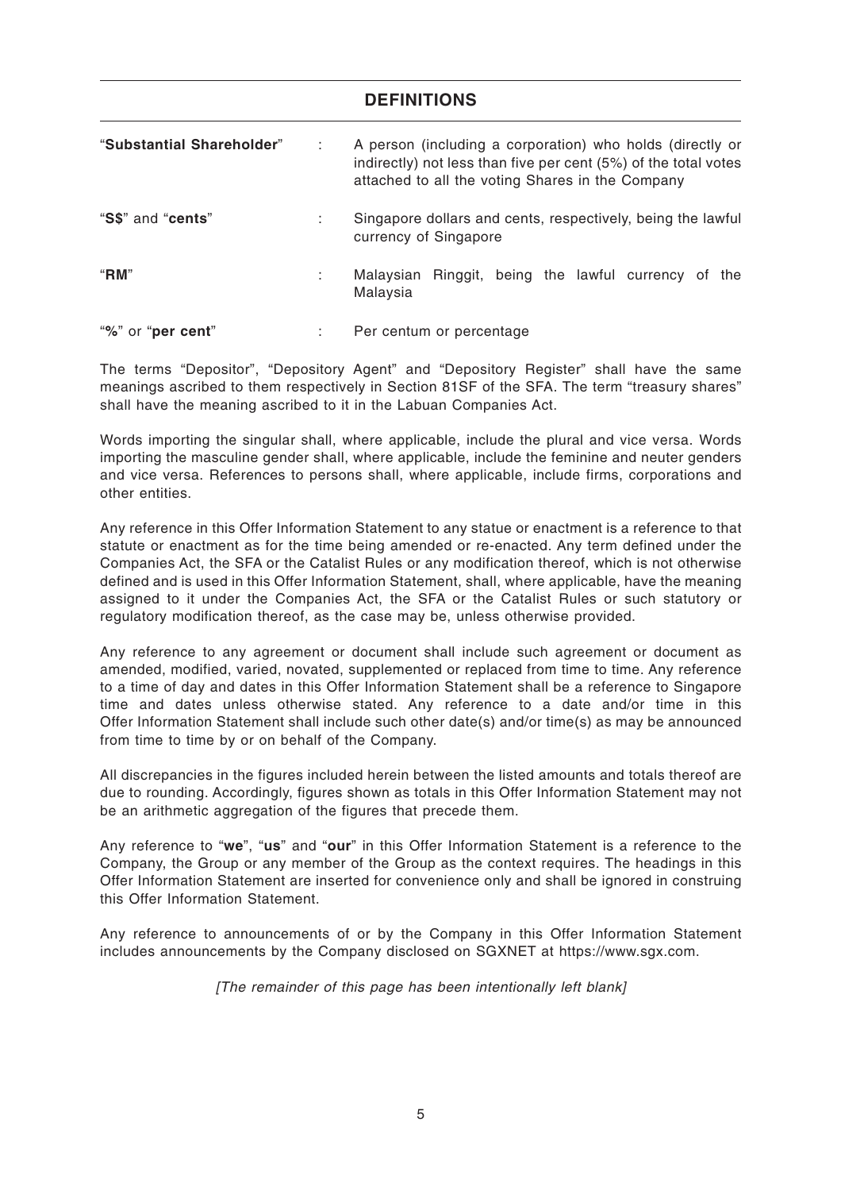## DEFINITIONS

| | | |
|---|---|---|
| "**Substantial Shareholder**" | : | A person (including a corporation) who holds (directly or indirectly) not less than five per cent (5%) of the total votes attached to all the voting Shares in the Company |
| "**S$**" and "**cents**" | : | Singapore dollars and cents, respectively, being the lawful currency of Singapore |
| "**RM**" | : | Malaysian Ringgit, being the lawful currency of the Malaysia |
| "**%**" or "**per cent**" | : | Per centum or percentage |

The terms "Depositor", "Depository Agent" and "Depository Register" shall have the same meanings ascribed to them respectively in Section 81SF of the SFA. The term "treasury shares" shall have the meaning ascribed to it in the Labuan Companies Act.

Words importing the singular shall, where applicable, include the plural and vice versa. Words importing the masculine gender shall, where applicable, include the feminine and neuter genders and vice versa. References to persons shall, where applicable, include firms, corporations and other entities.

Any reference in this Offer Information Statement to any statue or enactment is a reference to that statute or enactment as for the time being amended or re-enacted. Any term defined under the Companies Act, the SFA or the Catalist Rules or any modification thereof, which is not otherwise defined and is used in this Offer Information Statement, shall, where applicable, have the meaning assigned to it under the Companies Act, the SFA or the Catalist Rules or such statutory or regulatory modification thereof, as the case may be, unless otherwise provided.

Any reference to any agreement or document shall include such agreement or document as amended, modified, varied, novated, supplemented or replaced from time to time. Any reference to a time of day and dates in this Offer Information Statement shall be a reference to Singapore time and dates unless otherwise stated. Any reference to a date and/or time in this Offer Information Statement shall include such other date(s) and/or time(s) as may be announced from time to time by or on behalf of the Company.

All discrepancies in the figures included herein between the listed amounts and totals thereof are due to rounding. Accordingly, figures shown as totals in this Offer Information Statement may not be an arithmetic aggregation of the figures that precede them.

Any reference to "**we**", "**us**" and "**our**" in this Offer Information Statement is a reference to the Company, the Group or any member of the Group as the context requires. The headings in this Offer Information Statement are inserted for convenience only and shall be ignored in construing this Offer Information Statement.

Any reference to announcements of or by the Company in this Offer Information Statement includes announcements by the Company disclosed on SGXNET at https://www.sgx.com.

*[The remainder of this page has been intentionally left blank]*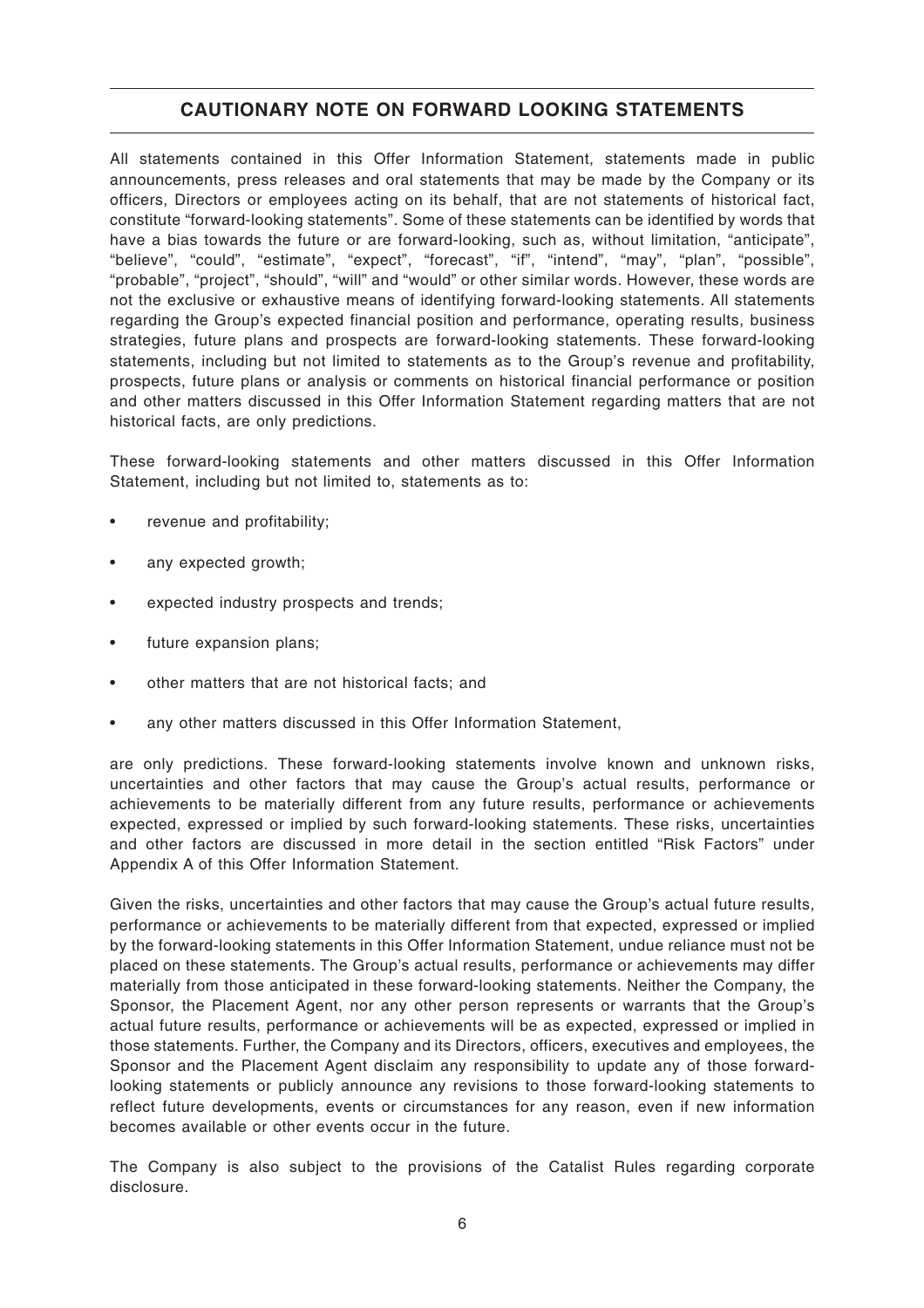## CAUTIONARY NOTE ON FORWARD LOOKING STATEMENTS

All statements contained in this Offer Information Statement, statements made in public announcements, press releases and oral statements that may be made by the Company or its officers, Directors or employees acting on its behalf, that are not statements of historical fact, constitute "forward-looking statements". Some of these statements can be identified by words that have a bias towards the future or are forward-looking, such as, without limitation, "anticipate", "believe", "could", "estimate", "expect", "forecast", "if", "intend", "may", "plan", "possible", "probable", "project", "should", "will" and "would" or other similar words. However, these words are not the exclusive or exhaustive means of identifying forward-looking statements. All statements regarding the Group's expected financial position and performance, operating results, business strategies, future plans and prospects are forward-looking statements. These forward-looking statements, including but not limited to statements as to the Group's revenue and profitability, prospects, future plans or analysis or comments on historical financial performance or position and other matters discussed in this Offer Information Statement regarding matters that are not historical facts, are only predictions.

These forward-looking statements and other matters discussed in this Offer Information Statement, including but not limited to, statements as to:

- revenue and profitability;
- any expected growth;
- expected industry prospects and trends;
- future expansion plans;
- other matters that are not historical facts; and
- any other matters discussed in this Offer Information Statement,

are only predictions. These forward-looking statements involve known and unknown risks, uncertainties and other factors that may cause the Group's actual results, performance or achievements to be materially different from any future results, performance or achievements expected, expressed or implied by such forward-looking statements. These risks, uncertainties and other factors are discussed in more detail in the section entitled "Risk Factors" under Appendix A of this Offer Information Statement.

Given the risks, uncertainties and other factors that may cause the Group's actual future results, performance or achievements to be materially different from that expected, expressed or implied by the forward-looking statements in this Offer Information Statement, undue reliance must not be placed on these statements. The Group's actual results, performance or achievements may differ materially from those anticipated in these forward-looking statements. Neither the Company, the Sponsor, the Placement Agent, nor any other person represents or warrants that the Group's actual future results, performance or achievements will be as expected, expressed or implied in those statements. Further, the Company and its Directors, officers, executives and employees, the Sponsor and the Placement Agent disclaim any responsibility to update any of those forward-looking statements or publicly announce any revisions to those forward-looking statements to reflect future developments, events or circumstances for any reason, even if new information becomes available or other events occur in the future.

The Company is also subject to the provisions of the Catalist Rules regarding corporate disclosure.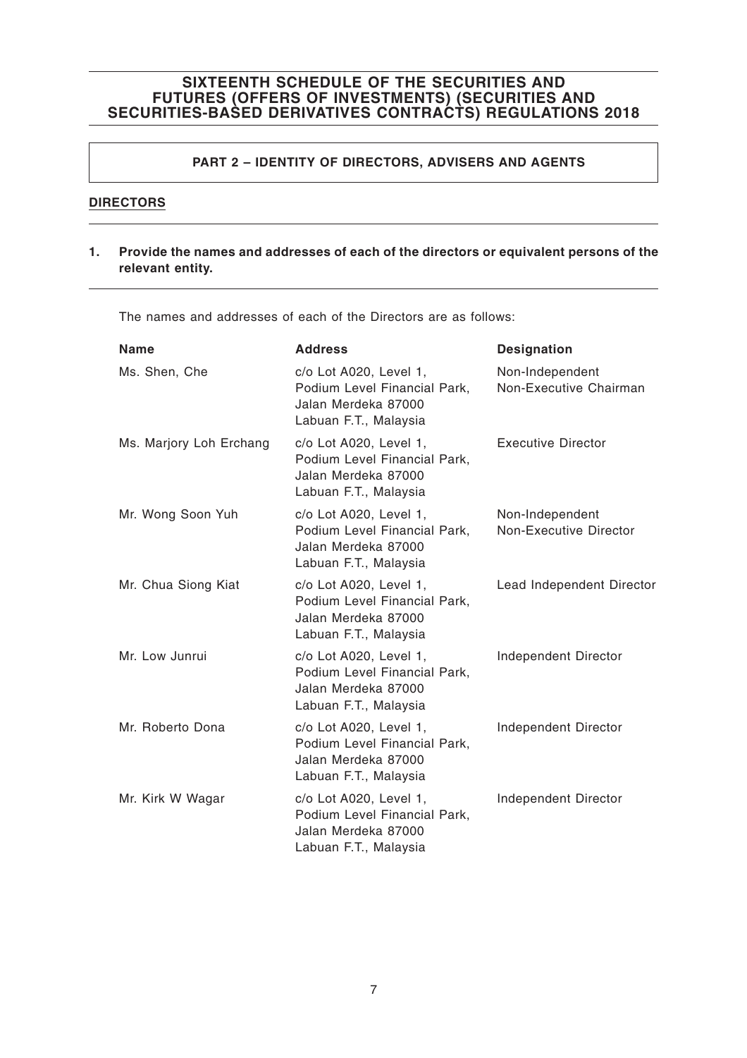# SIXTEENTH SCHEDULE OF THE SECURITIES AND FUTURES (OFFERS OF INVESTMENTS) (SECURITIES AND SECURITIES-BASED DERIVATIVES CONTRACTS) REGULATIONS 2018

## PART 2 – IDENTITY OF DIRECTORS, ADVISERS AND AGENTS

### DIRECTORS

**1. Provide the names and addresses of each of the directors or equivalent persons of the relevant entity.**

The names and addresses of each of the Directors are as follows:

| Name | Address | Designation |
|---|---|---|
| Ms. Shen, Che | c/o Lot A020, Level 1, Podium Level Financial Park, Jalan Merdeka 87000 Labuan F.T., Malaysia | Non-Independent Non-Executive Chairman |
| Ms. Marjory Loh Erchang | c/o Lot A020, Level 1, Podium Level Financial Park, Jalan Merdeka 87000 Labuan F.T., Malaysia | Executive Director |
| Mr. Wong Soon Yuh | c/o Lot A020, Level 1, Podium Level Financial Park, Jalan Merdeka 87000 Labuan F.T., Malaysia | Non-Independent Non-Executive Director |
| Mr. Chua Siong Kiat | c/o Lot A020, Level 1, Podium Level Financial Park, Jalan Merdeka 87000 Labuan F.T., Malaysia | Lead Independent Director |
| Mr. Low Junrui | c/o Lot A020, Level 1, Podium Level Financial Park, Jalan Merdeka 87000 Labuan F.T., Malaysia | Independent Director |
| Mr. Roberto Dona | c/o Lot A020, Level 1, Podium Level Financial Park, Jalan Merdeka 87000 Labuan F.T., Malaysia | Independent Director |
| Mr. Kirk W Wagar | c/o Lot A020, Level 1, Podium Level Financial Park, Jalan Merdeka 87000 Labuan F.T., Malaysia | Independent Director |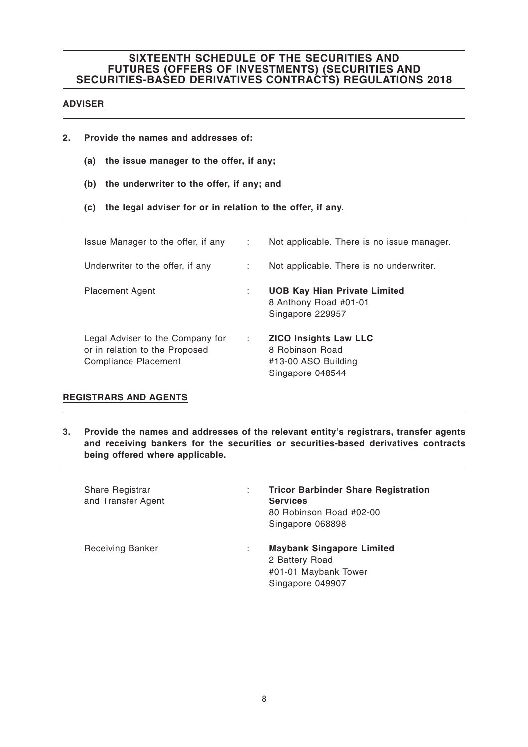# SIXTEENTH SCHEDULE OF THE SECURITIES AND FUTURES (OFFERS OF INVESTMENTS) (SECURITIES AND SECURITIES-BASED DERIVATIVES CONTRACTS) REGULATIONS 2018

## ADVISER

**2. Provide the names and addresses of:**

**(a) the issue manager to the offer, if any;**

**(b) the underwriter to the offer, if any; and**

**(c) the legal adviser for or in relation to the offer, if any.**

| | | |
|---|---|---|
| Issue Manager to the offer, if any | : | Not applicable. There is no issue manager. |
| Underwriter to the offer, if any | : | Not applicable. There is no underwriter. |
| Placement Agent | : | **UOB Kay Hian Private Limited**<br>8 Anthony Road #01-01<br>Singapore 229957 |
| Legal Adviser to the Company for or in relation to the Proposed Compliance Placement | : | **ZICO Insights Law LLC**<br>8 Robinson Road<br>#13-00 ASO Building<br>Singapore 048544 |

## REGISTRARS AND AGENTS

**3. Provide the names and addresses of the relevant entity's registrars, transfer agents and receiving bankers for the securities or securities-based derivatives contracts being offered where applicable.**

| | | |
|---|---|---|
| Share Registrar and Transfer Agent | : | **Tricor Barbinder Share Registration Services**<br>80 Robinson Road #02-00<br>Singapore 068898 |
| Receiving Banker | : | **Maybank Singapore Limited**<br>2 Battery Road<br>#01-01 Maybank Tower<br>Singapore 049907 |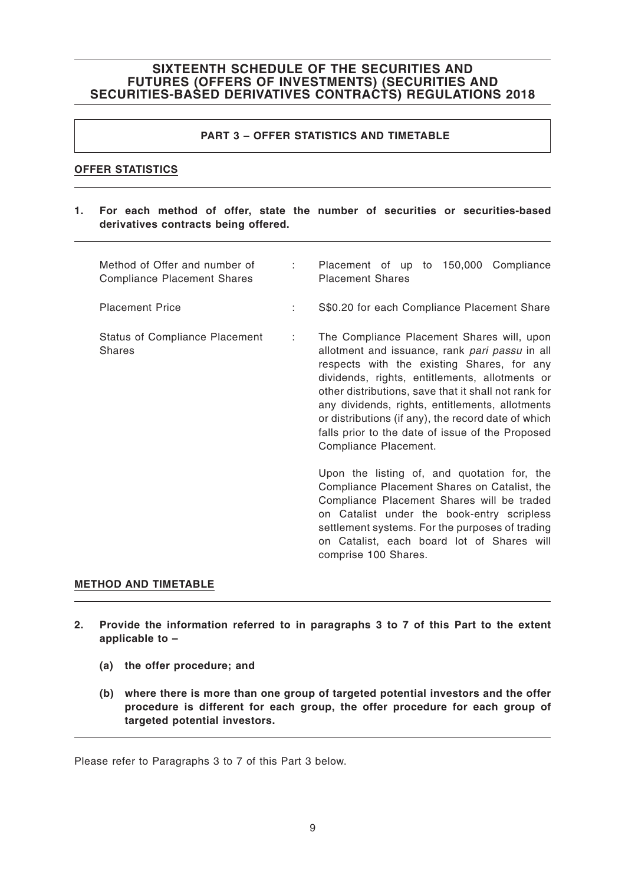# SIXTEENTH SCHEDULE OF THE SECURITIES AND FUTURES (OFFERS OF INVESTMENTS) (SECURITIES AND SECURITIES-BASED DERIVATIVES CONTRACTS) REGULATIONS 2018

## PART 3 – OFFER STATISTICS AND TIMETABLE

### OFFER STATISTICS

**1. For each method of offer, state the number of securities or securities-based derivatives contracts being offered.**

| | | |
|---|---|---|
| Method of Offer and number of Compliance Placement Shares | : | Placement of up to 150,000 Compliance Placement Shares |
| Placement Price | : | S$0.20 for each Compliance Placement Share |
| Status of Compliance Placement Shares | : | The Compliance Placement Shares will, upon allotment and issuance, rank *pari passu* in all respects with the existing Shares, for any dividends, rights, entitlements, allotments or other distributions, save that it shall not rank for any dividends, rights, entitlements, allotments or distributions (if any), the record date of which falls prior to the date of issue of the Proposed Compliance Placement.<br><br>Upon the listing of, and quotation for, the Compliance Placement Shares on Catalist, the Compliance Placement Shares will be traded on Catalist under the book-entry scripless settlement systems. For the purposes of trading on Catalist, each board lot of Shares will comprise 100 Shares. |

### METHOD AND TIMETABLE

**2. Provide the information referred to in paragraphs 3 to 7 of this Part to the extent applicable to –**

**(a) the offer procedure; and**

**(b) where there is more than one group of targeted potential investors and the offer procedure is different for each group, the offer procedure for each group of targeted potential investors.**

Please refer to Paragraphs 3 to 7 of this Part 3 below.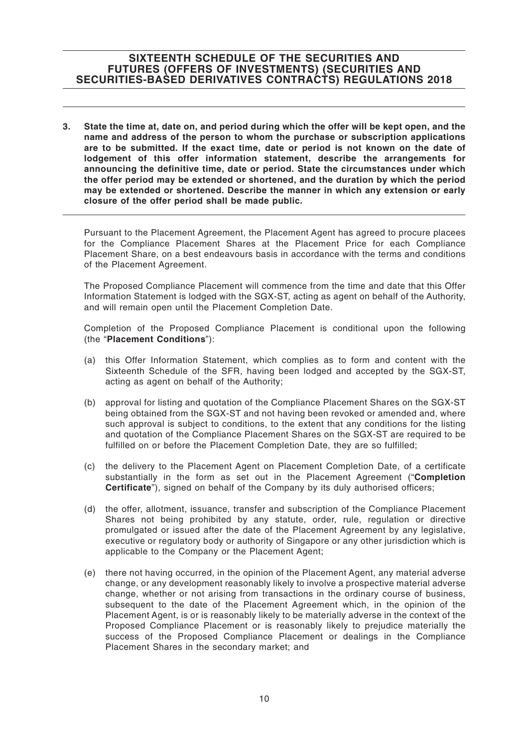**3. State the time at, date on, and period during which the offer will be kept open, and the name and address of the person to whom the purchase or subscription applications are to be submitted. If the exact time, date or period is not known on the date of lodgement of this offer information statement, describe the arrangements for announcing the definitive time, date or period. State the circumstances under which the offer period may be extended or shortened, and the duration by which the period may be extended or shortened. Describe the manner in which any extension or early closure of the offer period shall be made public.**

Pursuant to the Placement Agreement, the Placement Agent has agreed to procure placees for the Compliance Placement Shares at the Placement Price for each Compliance Placement Share, on a best endeavours basis in accordance with the terms and conditions of the Placement Agreement.

The Proposed Compliance Placement will commence from the time and date that this Offer Information Statement is lodged with the SGX-ST, acting as agent on behalf of the Authority, and will remain open until the Placement Completion Date.

Completion of the Proposed Compliance Placement is conditional upon the following (the "**Placement Conditions**"):

(a) this Offer Information Statement, which complies as to form and content with the Sixteenth Schedule of the SFR, having been lodged and accepted by the SGX-ST, acting as agent on behalf of the Authority;

(b) approval for listing and quotation of the Compliance Placement Shares on the SGX-ST being obtained from the SGX-ST and not having been revoked or amended and, where such approval is subject to conditions, to the extent that any conditions for the listing and quotation of the Compliance Placement Shares on the SGX-ST are required to be fulfilled on or before the Placement Completion Date, they are so fulfilled;

(c) the delivery to the Placement Agent on Placement Completion Date, of a certificate substantially in the form as set out in the Placement Agreement ("**Completion Certificate**"), signed on behalf of the Company by its duly authorised officers;

(d) the offer, allotment, issuance, transfer and subscription of the Compliance Placement Shares not being prohibited by any statute, order, rule, regulation or directive promulgated or issued after the date of the Placement Agreement by any legislative, executive or regulatory body or authority of Singapore or any other jurisdiction which is applicable to the Company or the Placement Agent;

(e) there not having occurred, in the opinion of the Placement Agent, any material adverse change, or any development reasonably likely to involve a prospective material adverse change, whether or not arising from transactions in the ordinary course of business, subsequent to the date of the Placement Agreement which, in the opinion of the Placement Agent, is or is reasonably likely to be materially adverse in the context of the Proposed Compliance Placement or is reasonably likely to prejudice materially the success of the Proposed Compliance Placement or dealings in the Compliance Placement Shares in the secondary market; and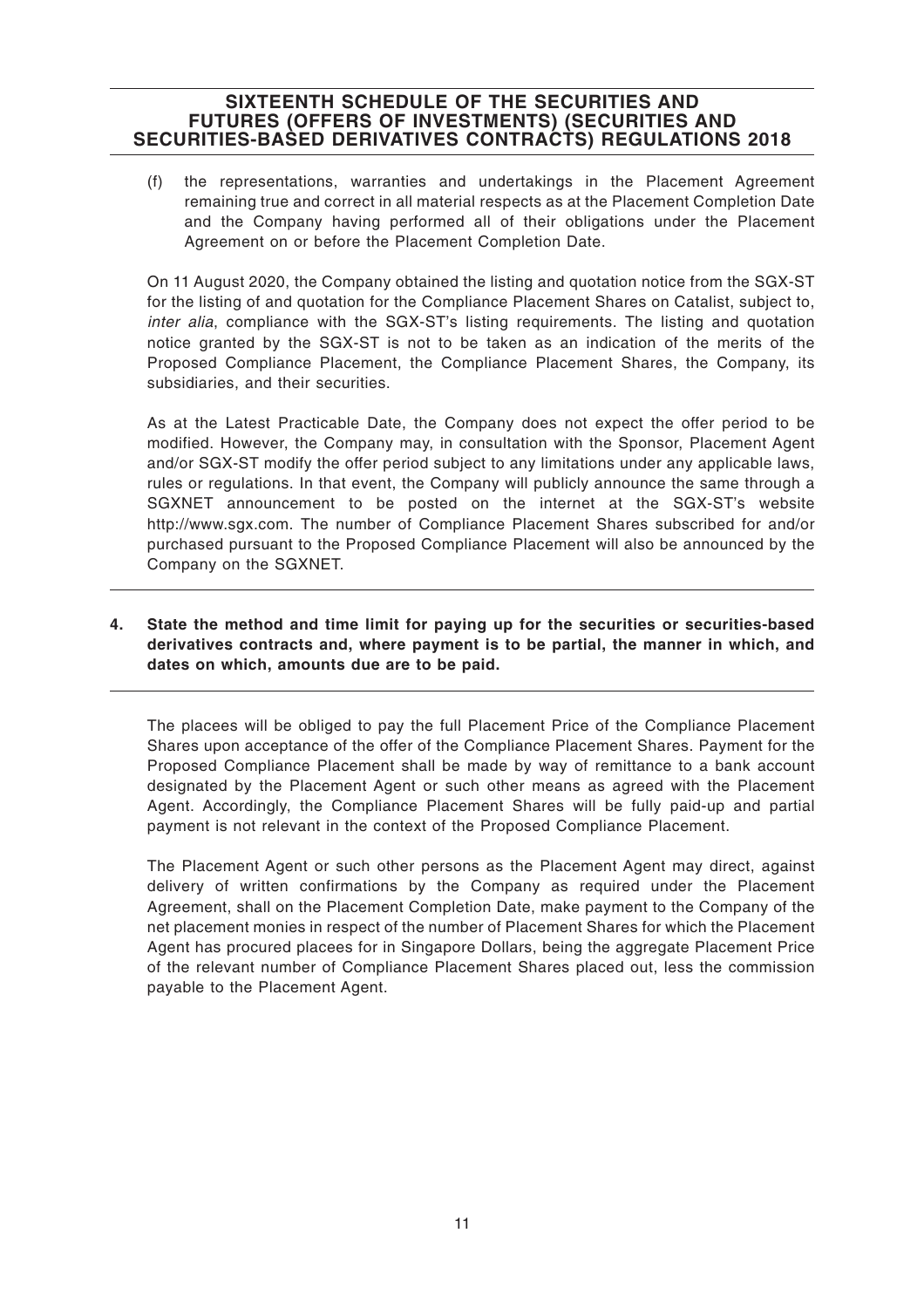(f) the representations, warranties and undertakings in the Placement Agreement remaining true and correct in all material respects as at the Placement Completion Date and the Company having performed all of their obligations under the Placement Agreement on or before the Placement Completion Date.

On 11 August 2020, the Company obtained the listing and quotation notice from the SGX-ST for the listing of and quotation for the Compliance Placement Shares on Catalist, subject to, *inter alia*, compliance with the SGX-ST's listing requirements. The listing and quotation notice granted by the SGX-ST is not to be taken as an indication of the merits of the Proposed Compliance Placement, the Compliance Placement Shares, the Company, its subsidiaries, and their securities.

As at the Latest Practicable Date, the Company does not expect the offer period to be modified. However, the Company may, in consultation with the Sponsor, Placement Agent and/or SGX-ST modify the offer period subject to any limitations under any applicable laws, rules or regulations. In that event, the Company will publicly announce the same through a SGXNET announcement to be posted on the internet at the SGX-ST's website http://www.sgx.com. The number of Compliance Placement Shares subscribed for and/or purchased pursuant to the Proposed Compliance Placement will also be announced by the Company on the SGXNET.

**4. State the method and time limit for paying up for the securities or securities-based derivatives contracts and, where payment is to be partial, the manner in which, and dates on which, amounts due are to be paid.**

The placees will be obliged to pay the full Placement Price of the Compliance Placement Shares upon acceptance of the offer of the Compliance Placement Shares. Payment for the Proposed Compliance Placement shall be made by way of remittance to a bank account designated by the Placement Agent or such other means as agreed with the Placement Agent. Accordingly, the Compliance Placement Shares will be fully paid-up and partial payment is not relevant in the context of the Proposed Compliance Placement.

The Placement Agent or such other persons as the Placement Agent may direct, against delivery of written confirmations by the Company as required under the Placement Agreement, shall on the Placement Completion Date, make payment to the Company of the net placement monies in respect of the number of Placement Shares for which the Placement Agent has procured placees for in Singapore Dollars, being the aggregate Placement Price of the relevant number of Compliance Placement Shares placed out, less the commission payable to the Placement Agent.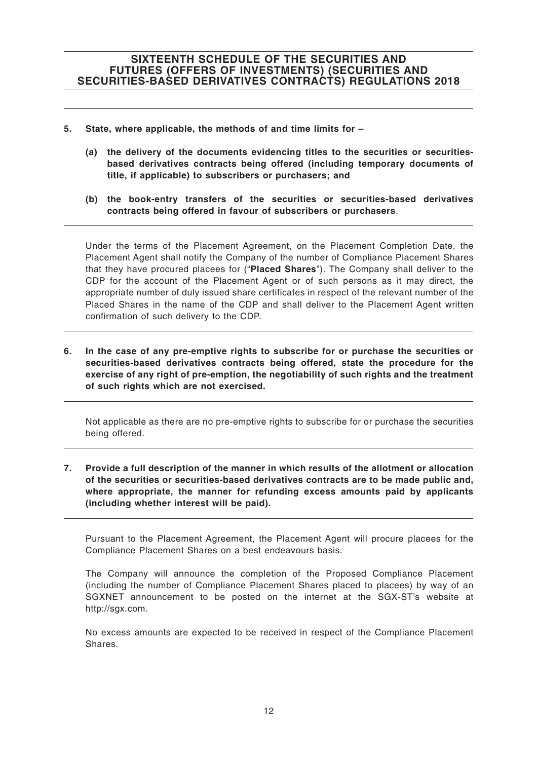## SIXTEENTH SCHEDULE OF THE SECURITIES AND FUTURES (OFFERS OF INVESTMENTS) (SECURITIES AND SECURITIES-BASED DERIVATIVES CONTRACTS) REGULATIONS 2018

**5. State, where applicable, the methods of and time limits for –**

**(a) the delivery of the documents evidencing titles to the securities or securities-based derivatives contracts being offered (including temporary documents of title, if applicable) to subscribers or purchasers; and**

**(b) the book-entry transfers of the securities or securities-based derivatives contracts being offered in favour of subscribers or purchasers**.

Under the terms of the Placement Agreement, on the Placement Completion Date, the Placement Agent shall notify the Company of the number of Compliance Placement Shares that they have procured placees for ("**Placed Shares**"). The Company shall deliver to the CDP for the account of the Placement Agent or of such persons as it may direct, the appropriate number of duly issued share certificates in respect of the relevant number of the Placed Shares in the name of the CDP and shall deliver to the Placement Agent written confirmation of such delivery to the CDP.

**6. In the case of any pre-emptive rights to subscribe for or purchase the securities or securities-based derivatives contracts being offered, state the procedure for the exercise of any right of pre-emption, the negotiability of such rights and the treatment of such rights which are not exercised.**

Not applicable as there are no pre-emptive rights to subscribe for or purchase the securities being offered.

**7. Provide a full description of the manner in which results of the allotment or allocation of the securities or securities-based derivatives contracts are to be made public and, where appropriate, the manner for refunding excess amounts paid by applicants (including whether interest will be paid).**

Pursuant to the Placement Agreement, the Placement Agent will procure placees for the Compliance Placement Shares on a best endeavours basis.

The Company will announce the completion of the Proposed Compliance Placement (including the number of Compliance Placement Shares placed to placees) by way of an SGXNET announcement to be posted on the internet at the SGX-ST's website at http://sgx.com.

No excess amounts are expected to be received in respect of the Compliance Placement Shares.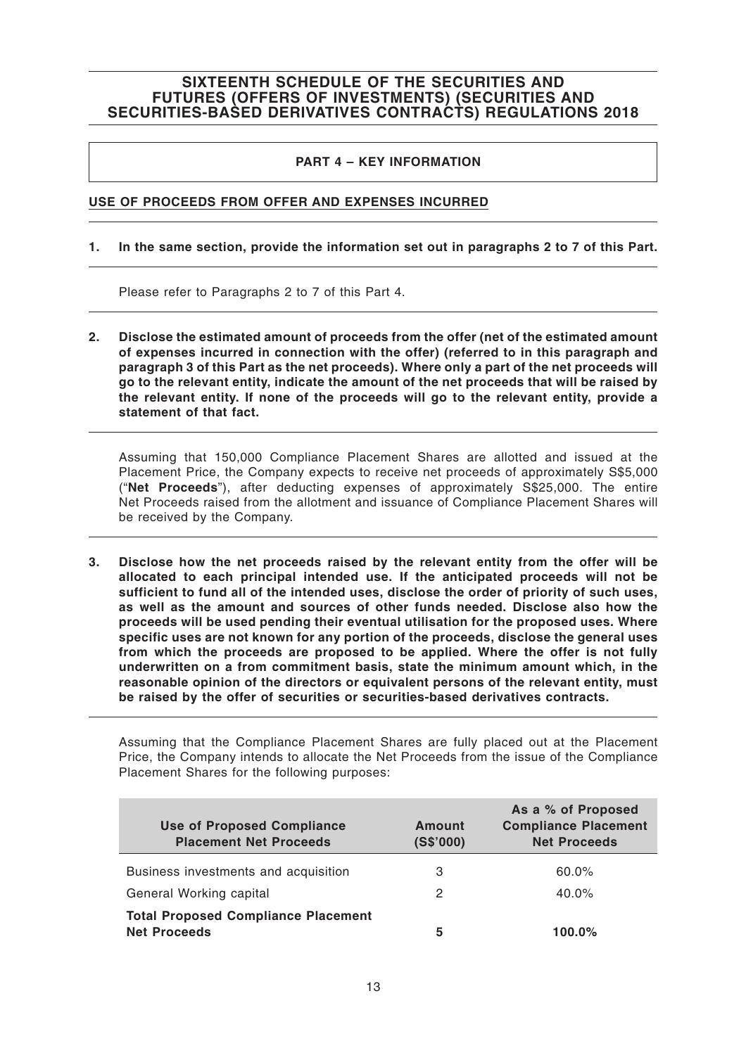## SIXTEENTH SCHEDULE OF THE SECURITIES AND FUTURES (OFFERS OF INVESTMENTS) (SECURITIES AND SECURITIES-BASED DERIVATIVES CONTRACTS) REGULATIONS 2018

**PART 4 – KEY INFORMATION**

**USE OF PROCEEDS FROM OFFER AND EXPENSES INCURRED**

**1. In the same section, provide the information set out in paragraphs 2 to 7 of this Part.**

Please refer to Paragraphs 2 to 7 of this Part 4.

**2. Disclose the estimated amount of proceeds from the offer (net of the estimated amount of expenses incurred in connection with the offer) (referred to in this paragraph and paragraph 3 of this Part as the net proceeds). Where only a part of the net proceeds will go to the relevant entity, indicate the amount of the net proceeds that will be raised by the relevant entity. If none of the proceeds will go to the relevant entity, provide a statement of that fact.**

Assuming that 150,000 Compliance Placement Shares are allotted and issued at the Placement Price, the Company expects to receive net proceeds of approximately S$5,000 ("**Net Proceeds**"), after deducting expenses of approximately S$25,000. The entire Net Proceeds raised from the allotment and issuance of Compliance Placement Shares will be received by the Company.

**3. Disclose how the net proceeds raised by the relevant entity from the offer will be allocated to each principal intended use. If the anticipated proceeds will not be sufficient to fund all of the intended uses, disclose the order of priority of such uses, as well as the amount and sources of other funds needed. Disclose also how the proceeds will be used pending their eventual utilisation for the proposed uses. Where specific uses are not known for any portion of the proceeds, disclose the general uses from which the proceeds are proposed to be applied. Where the offer is not fully underwritten on a from commitment basis, state the minimum amount which, in the reasonable opinion of the directors or equivalent persons of the relevant entity, must be raised by the offer of securities or securities-based derivatives contracts.**

Assuming that the Compliance Placement Shares are fully placed out at the Placement Price, the Company intends to allocate the Net Proceeds from the issue of the Compliance Placement Shares for the following purposes:

| Use of Proposed Compliance Placement Net Proceeds | Amount (S$'000) | As a % of Proposed Compliance Placement Net Proceeds |
|---|---|---|
| Business investments and acquisition | 3 | 60.0% |
| General Working capital | 2 | 40.0% |
| **Total Proposed Compliance Placement Net Proceeds** | **5** | **100.0%** |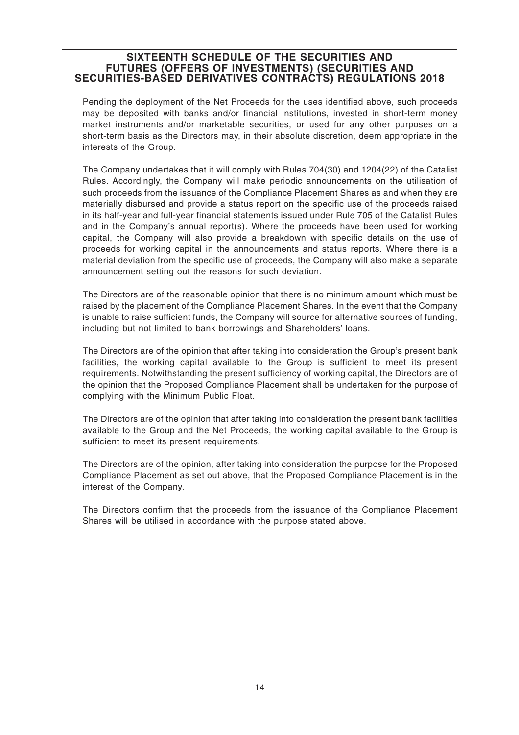Pending the deployment of the Net Proceeds for the uses identified above, such proceeds may be deposited with banks and/or financial institutions, invested in short-term money market instruments and/or marketable securities, or used for any other purposes on a short-term basis as the Directors may, in their absolute discretion, deem appropriate in the interests of the Group.

The Company undertakes that it will comply with Rules 704(30) and 1204(22) of the Catalist Rules. Accordingly, the Company will make periodic announcements on the utilisation of such proceeds from the issuance of the Compliance Placement Shares as and when they are materially disbursed and provide a status report on the specific use of the proceeds raised in its half-year and full-year financial statements issued under Rule 705 of the Catalist Rules and in the Company's annual report(s). Where the proceeds have been used for working capital, the Company will also provide a breakdown with specific details on the use of proceeds for working capital in the announcements and status reports. Where there is a material deviation from the specific use of proceeds, the Company will also make a separate announcement setting out the reasons for such deviation.

The Directors are of the reasonable opinion that there is no minimum amount which must be raised by the placement of the Compliance Placement Shares. In the event that the Company is unable to raise sufficient funds, the Company will source for alternative sources of funding, including but not limited to bank borrowings and Shareholders' loans.

The Directors are of the opinion that after taking into consideration the Group's present bank facilities, the working capital available to the Group is sufficient to meet its present requirements. Notwithstanding the present sufficiency of working capital, the Directors are of the opinion that the Proposed Compliance Placement shall be undertaken for the purpose of complying with the Minimum Public Float.

The Directors are of the opinion that after taking into consideration the present bank facilities available to the Group and the Net Proceeds, the working capital available to the Group is sufficient to meet its present requirements.

The Directors are of the opinion, after taking into consideration the purpose for the Proposed Compliance Placement as set out above, that the Proposed Compliance Placement is in the interest of the Company.

The Directors confirm that the proceeds from the issuance of the Compliance Placement Shares will be utilised in accordance with the purpose stated above.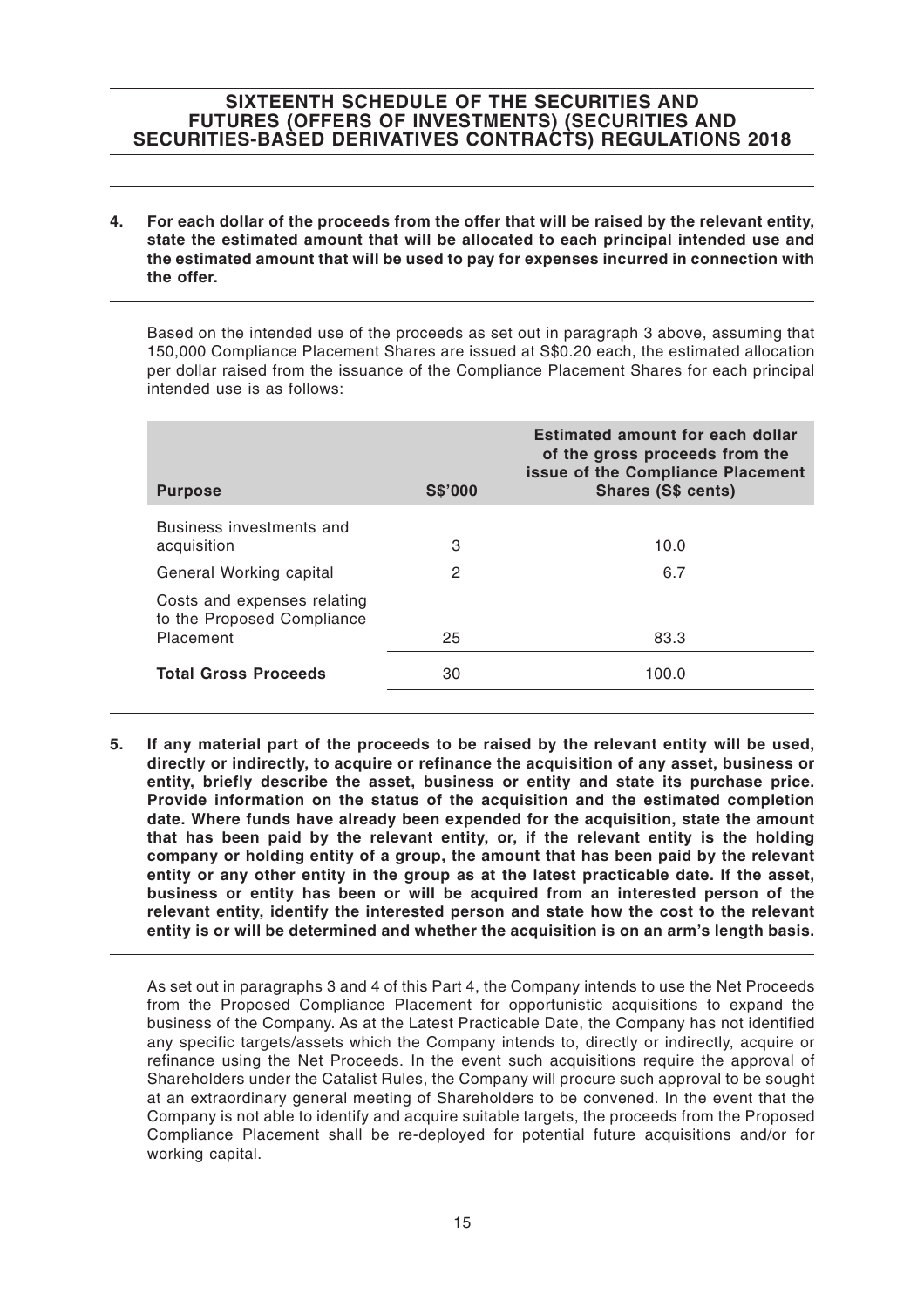**4. For each dollar of the proceeds from the offer that will be raised by the relevant entity, state the estimated amount that will be allocated to each principal intended use and the estimated amount that will be used to pay for expenses incurred in connection with the offer.**

Based on the intended use of the proceeds as set out in paragraph 3 above, assuming that 150,000 Compliance Placement Shares are issued at S$0.20 each, the estimated allocation per dollar raised from the issuance of the Compliance Placement Shares for each principal intended use is as follows:

| Purpose | S$'000 | Estimated amount for each dollar of the gross proceeds from the issue of the Compliance Placement Shares (S$ cents) |
|---|---|---|
| Business investments and acquisition | 3 | 10.0 |
| General Working capital | 2 | 6.7 |
| Costs and expenses relating to the Proposed Compliance Placement | 25 | 83.3 |
| **Total Gross Proceeds** | 30 | 100.0 |

**5. If any material part of the proceeds to be raised by the relevant entity will be used, directly or indirectly, to acquire or refinance the acquisition of any asset, business or entity, briefly describe the asset, business or entity and state its purchase price. Provide information on the status of the acquisition and the estimated completion date. Where funds have already been expended for the acquisition, state the amount that has been paid by the relevant entity, or, if the relevant entity is the holding company or holding entity of a group, the amount that has been paid by the relevant entity or any other entity in the group as at the latest practicable date. If the asset, business or entity has been or will be acquired from an interested person of the relevant entity, identify the interested person and state how the cost to the relevant entity is or will be determined and whether the acquisition is on an arm's length basis.**

As set out in paragraphs 3 and 4 of this Part 4, the Company intends to use the Net Proceeds from the Proposed Compliance Placement for opportunistic acquisitions to expand the business of the Company. As at the Latest Practicable Date, the Company has not identified any specific targets/assets which the Company intends to, directly or indirectly, acquire or refinance using the Net Proceeds. In the event such acquisitions require the approval of Shareholders under the Catalist Rules, the Company will procure such approval to be sought at an extraordinary general meeting of Shareholders to be convened. In the event that the Company is not able to identify and acquire suitable targets, the proceeds from the Proposed Compliance Placement shall be re-deployed for potential future acquisitions and/or for working capital.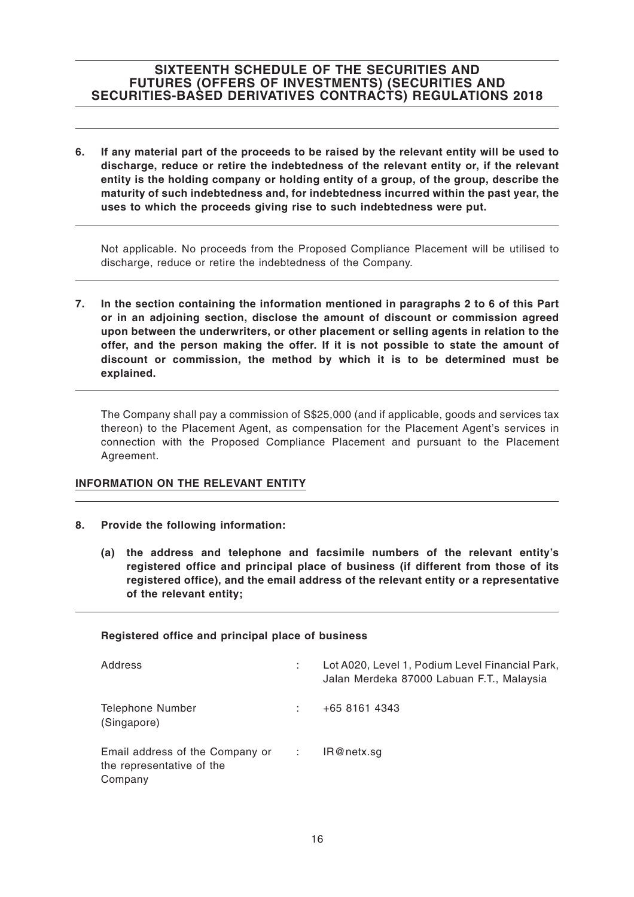**6. If any material part of the proceeds to be raised by the relevant entity will be used to discharge, reduce or retire the indebtedness of the relevant entity or, if the relevant entity is the holding company or holding entity of a group, of the group, describe the maturity of such indebtedness and, for indebtedness incurred within the past year, the uses to which the proceeds giving rise to such indebtedness were put.**

Not applicable. No proceeds from the Proposed Compliance Placement will be utilised to discharge, reduce or retire the indebtedness of the Company.

**7. In the section containing the information mentioned in paragraphs 2 to 6 of this Part or in an adjoining section, disclose the amount of discount or commission agreed upon between the underwriters, or other placement or selling agents in relation to the offer, and the person making the offer. If it is not possible to state the amount of discount or commission, the method by which it is to be determined must be explained.**

The Company shall pay a commission of S$25,000 (and if applicable, goods and services tax thereon) to the Placement Agent, as compensation for the Placement Agent's services in connection with the Proposed Compliance Placement and pursuant to the Placement Agreement.

## INFORMATION ON THE RELEVANT ENTITY

**8. Provide the following information:**

**(a) the address and telephone and facsimile numbers of the relevant entity's registered office and principal place of business (if different from those of its registered office), and the email address of the relevant entity or a representative of the relevant entity;**

**Registered office and principal place of business**

| | | |
|---|---|---|
| Address | : | Lot A020, Level 1, Podium Level Financial Park, Jalan Merdeka 87000 Labuan F.T., Malaysia |
| Telephone Number (Singapore) | : | +65 8161 4343 |
| Email address of the Company or the representative of the Company | : | IR@netx.sg |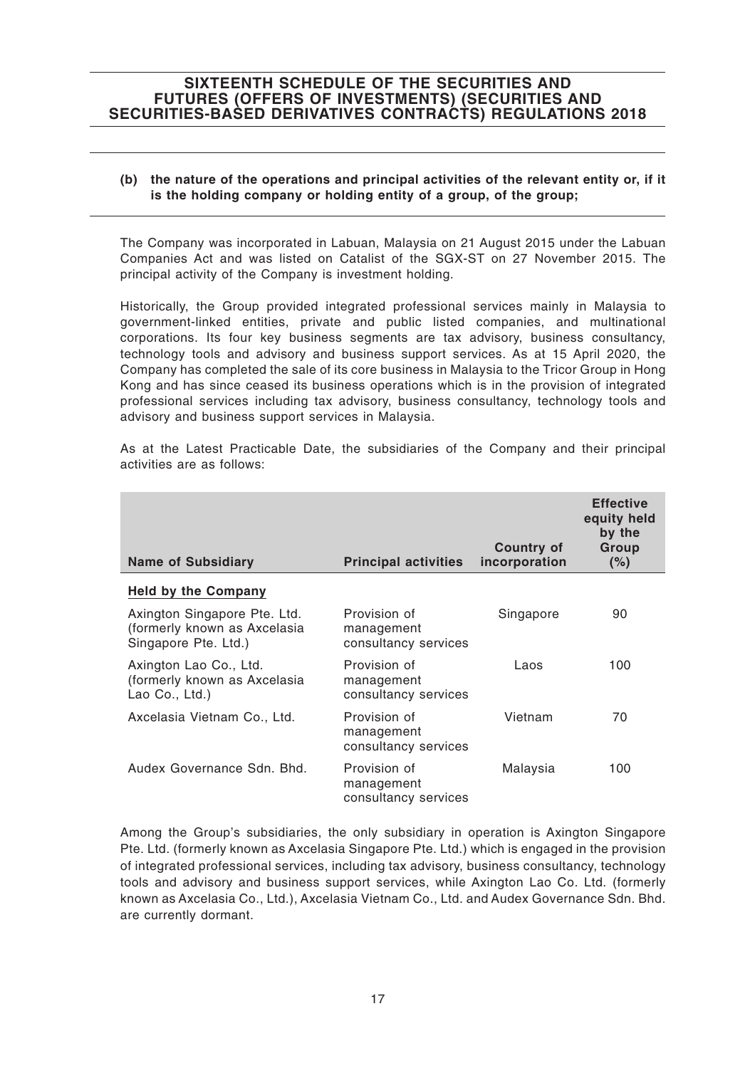# SIXTEENTH SCHEDULE OF THE SECURITIES AND FUTURES (OFFERS OF INVESTMENTS) (SECURITIES AND SECURITIES-BASED DERIVATIVES CONTRACTS) REGULATIONS 2018

**(b) the nature of the operations and principal activities of the relevant entity or, if it is the holding company or holding entity of a group, of the group;**

The Company was incorporated in Labuan, Malaysia on 21 August 2015 under the Labuan Companies Act and was listed on Catalist of the SGX-ST on 27 November 2015. The principal activity of the Company is investment holding.

Historically, the Group provided integrated professional services mainly in Malaysia to government-linked entities, private and public listed companies, and multinational corporations. Its four key business segments are tax advisory, business consultancy, technology tools and advisory and business support services. As at 15 April 2020, the Company has completed the sale of its core business in Malaysia to the Tricor Group in Hong Kong and has since ceased its business operations which is in the provision of integrated professional services including tax advisory, business consultancy, technology tools and advisory and business support services in Malaysia.

As at the Latest Practicable Date, the subsidiaries of the Company and their principal activities are as follows:

| Name of Subsidiary | Principal activities | Country of incorporation | Effective equity held by the Group (%) |
|---|---|---|---|
| **Held by the Company** | | | |
| Axington Singapore Pte. Ltd. (formerly known as Axcelasia Singapore Pte. Ltd.) | Provision of management consultancy services | Singapore | 90 |
| Axington Lao Co., Ltd. (formerly known as Axcelasia Lao Co., Ltd.) | Provision of management consultancy services | Laos | 100 |
| Axcelasia Vietnam Co., Ltd. | Provision of management consultancy services | Vietnam | 70 |
| Audex Governance Sdn. Bhd. | Provision of management consultancy services | Malaysia | 100 |

Among the Group's subsidiaries, the only subsidiary in operation is Axington Singapore Pte. Ltd. (formerly known as Axcelasia Singapore Pte. Ltd.) which is engaged in the provision of integrated professional services, including tax advisory, business consultancy, technology tools and advisory and business support services, while Axington Lao Co. Ltd. (formerly known as Axcelasia Co., Ltd.), Axcelasia Vietnam Co., Ltd. and Audex Governance Sdn. Bhd. are currently dormant.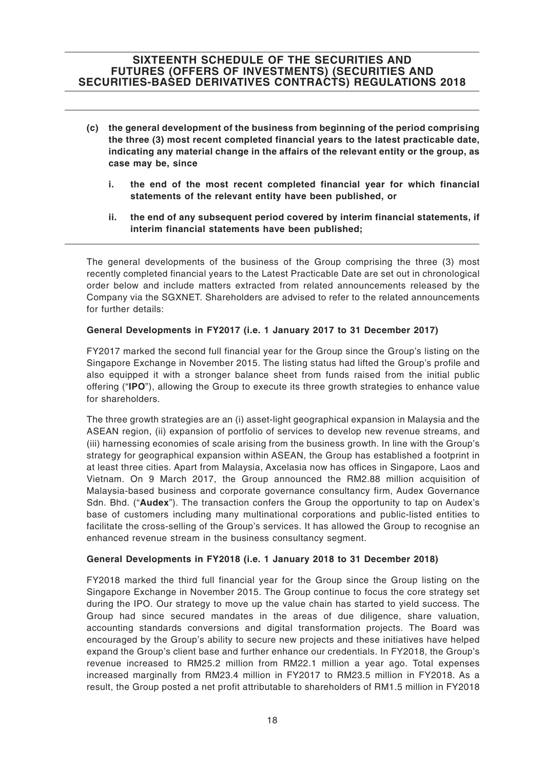**(c) the general development of the business from beginning of the period comprising the three (3) most recent completed financial years to the latest practicable date, indicating any material change in the affairs of the relevant entity or the group, as case may be, since**

**i. the end of the most recent completed financial year for which financial statements of the relevant entity have been published, or**

**ii. the end of any subsequent period covered by interim financial statements, if interim financial statements have been published;**

The general developments of the business of the Group comprising the three (3) most recently completed financial years to the Latest Practicable Date are set out in chronological order below and include matters extracted from related announcements released by the Company via the SGXNET. Shareholders are advised to refer to the related announcements for further details:

**General Developments in FY2017 (i.e. 1 January 2017 to 31 December 2017)**

FY2017 marked the second full financial year for the Group since the Group's listing on the Singapore Exchange in November 2015. The listing status had lifted the Group's profile and also equipped it with a stronger balance sheet from funds raised from the initial public offering ("**IPO**"), allowing the Group to execute its three growth strategies to enhance value for shareholders.

The three growth strategies are an (i) asset-light geographical expansion in Malaysia and the ASEAN region, (ii) expansion of portfolio of services to develop new revenue streams, and (iii) harnessing economies of scale arising from the business growth. In line with the Group's strategy for geographical expansion within ASEAN, the Group has established a footprint in at least three cities. Apart from Malaysia, Axcelasia now has offices in Singapore, Laos and Vietnam. On 9 March 2017, the Group announced the RM2.88 million acquisition of Malaysia-based business and corporate governance consultancy firm, Audex Governance Sdn. Bhd. ("**Audex**"). The transaction confers the Group the opportunity to tap on Audex's base of customers including many multinational corporations and public-listed entities to facilitate the cross-selling of the Group's services. It has allowed the Group to recognise an enhanced revenue stream in the business consultancy segment.

**General Developments in FY2018 (i.e. 1 January 2018 to 31 December 2018)**

FY2018 marked the third full financial year for the Group since the Group listing on the Singapore Exchange in November 2015. The Group continue to focus the core strategy set during the IPO. Our strategy to move up the value chain has started to yield success. The Group had since secured mandates in the areas of due diligence, share valuation, accounting standards conversions and digital transformation projects. The Board was encouraged by the Group's ability to secure new projects and these initiatives have helped expand the Group's client base and further enhance our credentials. In FY2018, the Group's revenue increased to RM25.2 million from RM22.1 million a year ago. Total expenses increased marginally from RM23.4 million in FY2017 to RM23.5 million in FY2018. As a result, the Group posted a net profit attributable to shareholders of RM1.5 million in FY2018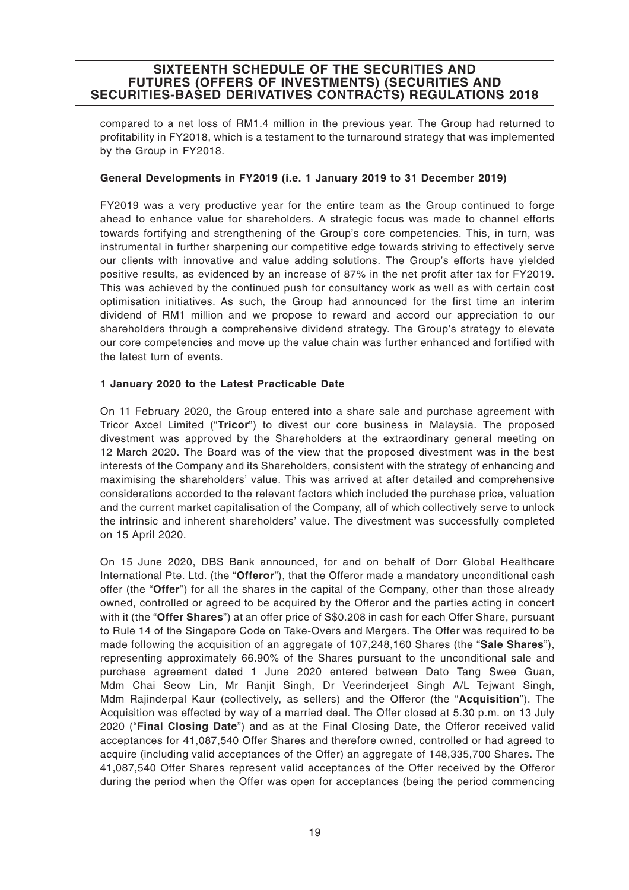compared to a net loss of RM1.4 million in the previous year. The Group had returned to profitability in FY2018, which is a testament to the turnaround strategy that was implemented by the Group in FY2018.

**General Developments in FY2019 (i.e. 1 January 2019 to 31 December 2019)**

FY2019 was a very productive year for the entire team as the Group continued to forge ahead to enhance value for shareholders. A strategic focus was made to channel efforts towards fortifying and strengthening of the Group's core competencies. This, in turn, was instrumental in further sharpening our competitive edge towards striving to effectively serve our clients with innovative and value adding solutions. The Group's efforts have yielded positive results, as evidenced by an increase of 87% in the net profit after tax for FY2019. This was achieved by the continued push for consultancy work as well as with certain cost optimisation initiatives. As such, the Group had announced for the first time an interim dividend of RM1 million and we propose to reward and accord our appreciation to our shareholders through a comprehensive dividend strategy. The Group's strategy to elevate our core competencies and move up the value chain was further enhanced and fortified with the latest turn of events.

**1 January 2020 to the Latest Practicable Date**

On 11 February 2020, the Group entered into a share sale and purchase agreement with Tricor Axcel Limited ("**Tricor**") to divest our core business in Malaysia. The proposed divestment was approved by the Shareholders at the extraordinary general meeting on 12 March 2020. The Board was of the view that the proposed divestment was in the best interests of the Company and its Shareholders, consistent with the strategy of enhancing and maximising the shareholders' value. This was arrived at after detailed and comprehensive considerations accorded to the relevant factors which included the purchase price, valuation and the current market capitalisation of the Company, all of which collectively serve to unlock the intrinsic and inherent shareholders' value. The divestment was successfully completed on 15 April 2020.

On 15 June 2020, DBS Bank announced, for and on behalf of Dorr Global Healthcare International Pte. Ltd. (the "**Offeror**"), that the Offeror made a mandatory unconditional cash offer (the "**Offer**") for all the shares in the capital of the Company, other than those already owned, controlled or agreed to be acquired by the Offeror and the parties acting in concert with it (the "**Offer Shares**") at an offer price of S$0.208 in cash for each Offer Share, pursuant to Rule 14 of the Singapore Code on Take-Overs and Mergers. The Offer was required to be made following the acquisition of an aggregate of 107,248,160 Shares (the "**Sale Shares**"), representing approximately 66.90% of the Shares pursuant to the unconditional sale and purchase agreement dated 1 June 2020 entered between Dato Tang Swee Guan, Mdm Chai Seow Lin, Mr Ranjit Singh, Dr Veerinderjeet Singh A/L Tejwant Singh, Mdm Rajinderpal Kaur (collectively, as sellers) and the Offeror (the "**Acquisition**"). The Acquisition was effected by way of a married deal. The Offer closed at 5.30 p.m. on 13 July 2020 ("**Final Closing Date**") and as at the Final Closing Date, the Offeror received valid acceptances for 41,087,540 Offer Shares and therefore owned, controlled or had agreed to acquire (including valid acceptances of the Offer) an aggregate of 148,335,700 Shares. The 41,087,540 Offer Shares represent valid acceptances of the Offer received by the Offeror during the period when the Offer was open for acceptances (being the period commencing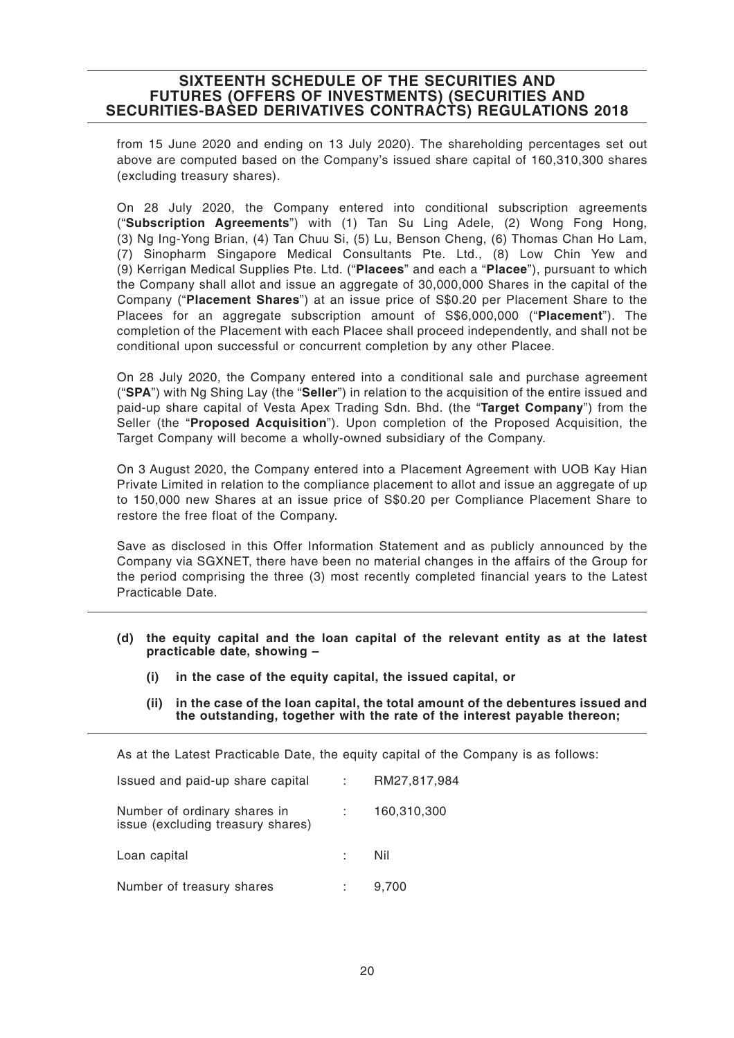from 15 June 2020 and ending on 13 July 2020). The shareholding percentages set out above are computed based on the Company's issued share capital of 160,310,300 shares (excluding treasury shares).

On 28 July 2020, the Company entered into conditional subscription agreements ("**Subscription Agreements**") with (1) Tan Su Ling Adele, (2) Wong Fong Hong, (3) Ng Ing-Yong Brian, (4) Tan Chuu Si, (5) Lu, Benson Cheng, (6) Thomas Chan Ho Lam, (7) Sinopharm Singapore Medical Consultants Pte. Ltd., (8) Low Chin Yew and (9) Kerrigan Medical Supplies Pte. Ltd. ("**Placees**" and each a "**Placee**"), pursuant to which the Company shall allot and issue an aggregate of 30,000,000 Shares in the capital of the Company ("**Placement Shares**") at an issue price of S$0.20 per Placement Share to the Placees for an aggregate subscription amount of S$6,000,000 ("**Placement**"). The completion of the Placement with each Placee shall proceed independently, and shall not be conditional upon successful or concurrent completion by any other Placee.

On 28 July 2020, the Company entered into a conditional sale and purchase agreement ("**SPA**") with Ng Shing Lay (the "**Seller**") in relation to the acquisition of the entire issued and paid-up share capital of Vesta Apex Trading Sdn. Bhd. (the "**Target Company**") from the Seller (the "**Proposed Acquisition**"). Upon completion of the Proposed Acquisition, the Target Company will become a wholly-owned subsidiary of the Company.

On 3 August 2020, the Company entered into a Placement Agreement with UOB Kay Hian Private Limited in relation to the compliance placement to allot and issue an aggregate of up to 150,000 new Shares at an issue price of S$0.20 per Compliance Placement Share to restore the free float of the Company.

Save as disclosed in this Offer Information Statement and as publicly announced by the Company via SGXNET, there have been no material changes in the affairs of the Group for the period comprising the three (3) most recently completed financial years to the Latest Practicable Date.

**(d) the equity capital and the loan capital of the relevant entity as at the latest practicable date, showing –**

**(i) in the case of the equity capital, the issued capital, or**

**(ii) in the case of the loan capital, the total amount of the debentures issued and the outstanding, together with the rate of the interest payable thereon;**

As at the Latest Practicable Date, the equity capital of the Company is as follows:

| | | |
|---|---|---|
| Issued and paid-up share capital | : | RM27,817,984 |
| Number of ordinary shares in issue (excluding treasury shares) | : | 160,310,300 |
| Loan capital | : | Nil |
| Number of treasury shares | : | 9,700 |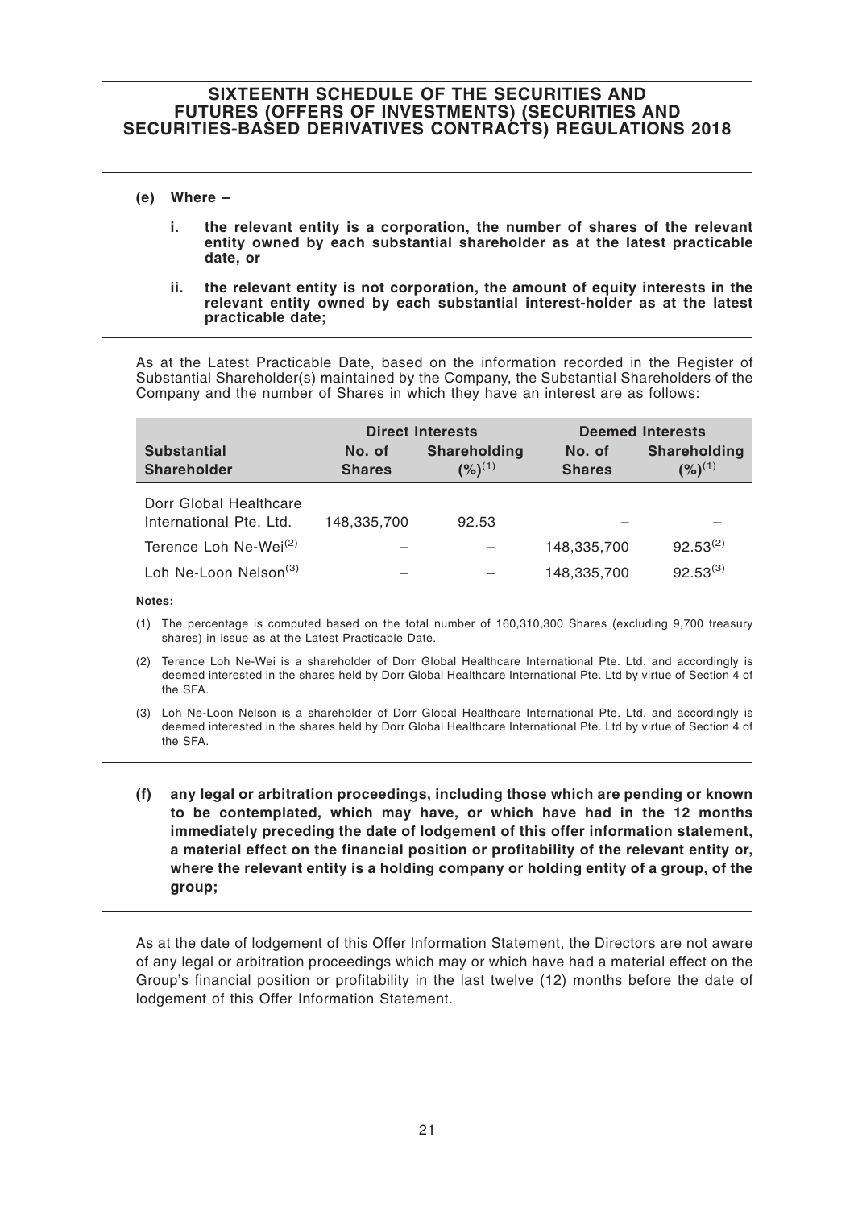**(e) Where –**

**i. the relevant entity is a corporation, the number of shares of the relevant entity owned by each substantial shareholder as at the latest practicable date, or**

**ii. the relevant entity is not corporation, the amount of equity interests in the relevant entity owned by each substantial interest-holder as at the latest practicable date;**

As at the Latest Practicable Date, based on the information recorded in the Register of Substantial Shareholder(s) maintained by the Company, the Substantial Shareholders of the Company and the number of Shares in which they have an interest are as follows:

| | Direct Interests | | Deemed Interests | |
|---|---|---|---|---|
| **Substantial Shareholder** | **No. of Shares** | **Shareholding (%)[1]** | **No. of Shares** | **Shareholding (%)[1]** |
| Dorr Global Healthcare International Pte. Ltd. | 148,335,700 | 92.53 | – | – |
| Terence Loh Ne-Wei[2] | – | – | 148,335,700 | 92.53[2] |
| Loh Ne-Loon Nelson[3] | – | – | 148,335,700 | 92.53[3] |

**Notes:**

(1) The percentage is computed based on the total number of 160,310,300 Shares (excluding 9,700 treasury shares) in issue as at the Latest Practicable Date.

(2) Terence Loh Ne-Wei is a shareholder of Dorr Global Healthcare International Pte. Ltd. and accordingly is deemed interested in the shares held by Dorr Global Healthcare International Pte. Ltd by virtue of Section 4 of the SFA.

(3) Loh Ne-Loon Nelson is a shareholder of Dorr Global Healthcare International Pte. Ltd. and accordingly is deemed interested in the shares held by Dorr Global Healthcare International Pte. Ltd by virtue of Section 4 of the SFA.

**(f) any legal or arbitration proceedings, including those which are pending or known to be contemplated, which may have, or which have had in the 12 months immediately preceding the date of lodgement of this offer information statement, a material effect on the financial position or profitability of the relevant entity or, where the relevant entity is a holding company or holding entity of a group, of the group;**

As at the date of lodgement of this Offer Information Statement, the Directors are not aware of any legal or arbitration proceedings which may or which have had a material effect on the Group's financial position or profitability in the last twelve (12) months before the date of lodgement of this Offer Information Statement.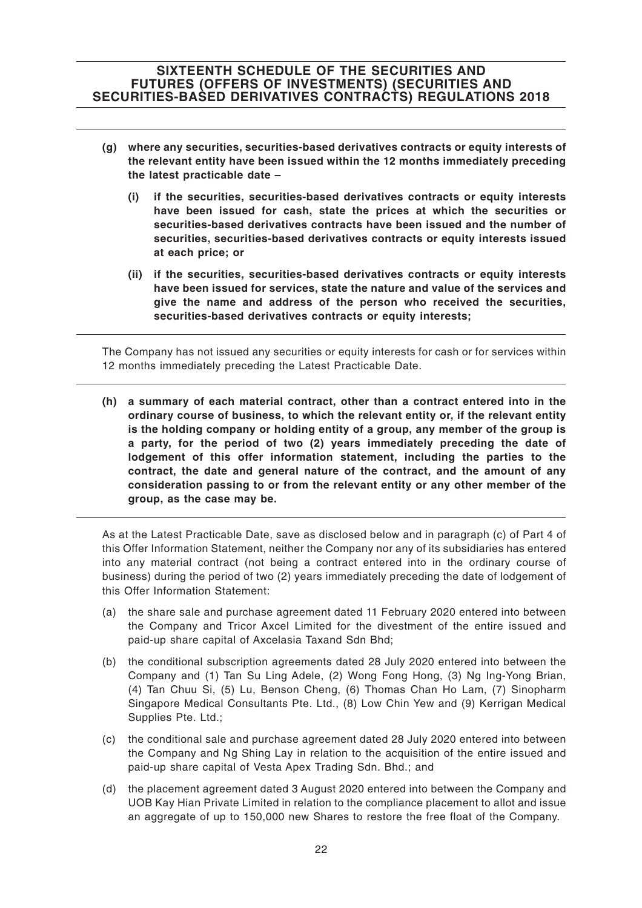**(g) where any securities, securities-based derivatives contracts or equity interests of the relevant entity have been issued within the 12 months immediately preceding the latest practicable date –**

**(i) if the securities, securities-based derivatives contracts or equity interests have been issued for cash, state the prices at which the securities or securities-based derivatives contracts have been issued and the number of securities, securities-based derivatives contracts or equity interests issued at each price; or**

**(ii) if the securities, securities-based derivatives contracts or equity interests have been issued for services, state the nature and value of the services and give the name and address of the person who received the securities, securities-based derivatives contracts or equity interests;**

The Company has not issued any securities or equity interests for cash or for services within 12 months immediately preceding the Latest Practicable Date.

**(h) a summary of each material contract, other than a contract entered into in the ordinary course of business, to which the relevant entity or, if the relevant entity is the holding company or holding entity of a group, any member of the group is a party, for the period of two (2) years immediately preceding the date of lodgement of this offer information statement, including the parties to the contract, the date and general nature of the contract, and the amount of any consideration passing to or from the relevant entity or any other member of the group, as the case may be.**

As at the Latest Practicable Date, save as disclosed below and in paragraph (c) of Part 4 of this Offer Information Statement, neither the Company nor any of its subsidiaries has entered into any material contract (not being a contract entered into in the ordinary course of business) during the period of two (2) years immediately preceding the date of lodgement of this Offer Information Statement:

(a) the share sale and purchase agreement dated 11 February 2020 entered into between the Company and Tricor Axcel Limited for the divestment of the entire issued and paid-up share capital of Axcelasia Taxand Sdn Bhd;

(b) the conditional subscription agreements dated 28 July 2020 entered into between the Company and (1) Tan Su Ling Adele, (2) Wong Fong Hong, (3) Ng Ing-Yong Brian, (4) Tan Chuu Si, (5) Lu, Benson Cheng, (6) Thomas Chan Ho Lam, (7) Sinopharm Singapore Medical Consultants Pte. Ltd., (8) Low Chin Yew and (9) Kerrigan Medical Supplies Pte. Ltd.;

(c) the conditional sale and purchase agreement dated 28 July 2020 entered into between the Company and Ng Shing Lay in relation to the acquisition of the entire issued and paid-up share capital of Vesta Apex Trading Sdn. Bhd.; and

(d) the placement agreement dated 3 August 2020 entered into between the Company and UOB Kay Hian Private Limited in relation to the compliance placement to allot and issue an aggregate of up to 150,000 new Shares to restore the free float of the Company.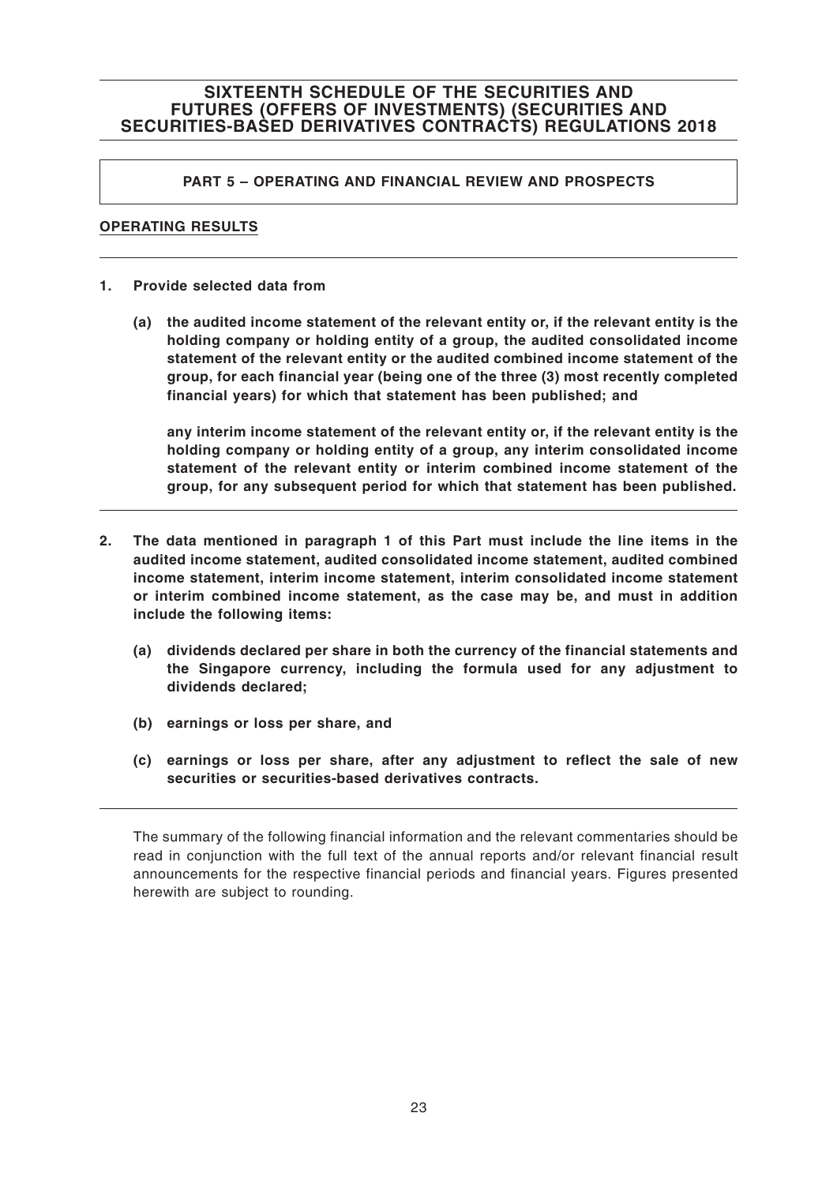# SIXTEENTH SCHEDULE OF THE SECURITIES AND FUTURES (OFFERS OF INVESTMENTS) (SECURITIES AND SECURITIES-BASED DERIVATIVES CONTRACTS) REGULATIONS 2018

## PART 5 – OPERATING AND FINANCIAL REVIEW AND PROSPECTS

### OPERATING RESULTS

**1. Provide selected data from**

**(a) the audited income statement of the relevant entity or, if the relevant entity is the holding company or holding entity of a group, the audited consolidated income statement of the relevant entity or the audited combined income statement of the group, for each financial year (being one of the three (3) most recently completed financial years) for which that statement has been published; and**

**any interim income statement of the relevant entity or, if the relevant entity is the holding company or holding entity of a group, any interim consolidated income statement of the relevant entity or interim combined income statement of the group, for any subsequent period for which that statement has been published.**

**2. The data mentioned in paragraph 1 of this Part must include the line items in the audited income statement, audited consolidated income statement, audited combined income statement, interim income statement, interim consolidated income statement or interim combined income statement, as the case may be, and must in addition include the following items:**

**(a) dividends declared per share in both the currency of the financial statements and the Singapore currency, including the formula used for any adjustment to dividends declared;**

**(b) earnings or loss per share, and**

**(c) earnings or loss per share, after any adjustment to reflect the sale of new securities or securities-based derivatives contracts.**

The summary of the following financial information and the relevant commentaries should be read in conjunction with the full text of the annual reports and/or relevant financial result announcements for the respective financial periods and financial years. Figures presented herewith are subject to rounding.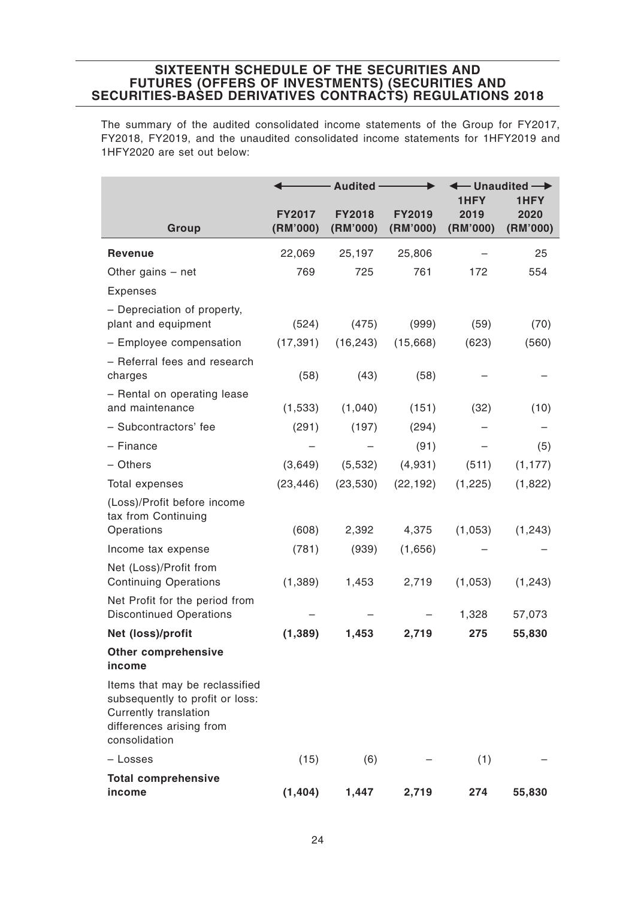## SIXTEENTH SCHEDULE OF THE SECURITIES AND FUTURES (OFFERS OF INVESTMENTS) (SECURITIES AND SECURITIES-BASED DERIVATIVES CONTRACTS) REGULATIONS 2018

The summary of the audited consolidated income statements of the Group for FY2017, FY2018, FY2019, and the unaudited consolidated income statements for 1HFY2019 and 1HFY2020 are set out below:

| | Audited | | | Unaudited | |
|---|---|---|---|---|---|
| **Group** | **FY2017 (RM'000)** | **FY2018 (RM'000)** | **FY2019 (RM'000)** | **1HFY 2019 (RM'000)** | **1HFY 2020 (RM'000)** |
| **Revenue** | 22,069 | 25,197 | 25,806 | – | 25 |
| Other gains – net | 769 | 725 | 761 | 172 | 554 |
| Expenses | | | | | |
| – Depreciation of property, plant and equipment | (524) | (475) | (999) | (59) | (70) |
| – Employee compensation | (17,391) | (16,243) | (15,668) | (623) | (560) |
| – Referral fees and research charges | (58) | (43) | (58) | – | – |
| – Rental on operating lease and maintenance | (1,533) | (1,040) | (151) | (32) | (10) |
| – Subcontractors' fee | (291) | (197) | (294) | – | – |
| – Finance | – | – | (91) | – | (5) |
| – Others | (3,649) | (5,532) | (4,931) | (511) | (1,177) |
| Total expenses | (23,446) | (23,530) | (22,192) | (1,225) | (1,822) |
| (Loss)/Profit before income tax from Continuing Operations | (608) | 2,392 | 4,375 | (1,053) | (1,243) |
| Income tax expense | (781) | (939) | (1,656) | – | – |
| Net (Loss)/Profit from Continuing Operations | (1,389) | 1,453 | 2,719 | (1,053) | (1,243) |
| Net Profit for the period from Discontinued Operations | – | – | – | 1,328 | 57,073 |
| **Net (loss)/profit** | **(1,389)** | **1,453** | **2,719** | **275** | **55,830** |
| **Other comprehensive income** | | | | | |
| Items that may be reclassified subsequently to profit or loss: Currently translation differences arising from consolidation | | | | | |
| – Losses | (15) | (6) | – | (1) | – |
| **Total comprehensive income** | **(1,404)** | **1,447** | **2,719** | **274** | **55,830** |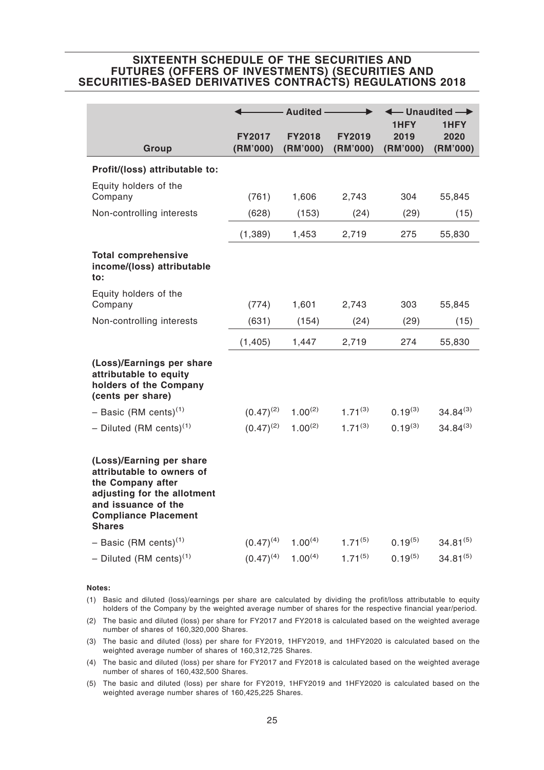## SIXTEENTH SCHEDULE OF THE SECURITIES AND FUTURES (OFFERS OF INVESTMENTS) (SECURITIES AND SECURITIES-BASED DERIVATIVES CONTRACTS) REGULATIONS 2018

| | Audited | | | Unaudited | |
|---|---|---|---|---|---|
| **Group** | **FY2017 (RM'000)** | **FY2018 (RM'000)** | **FY2019 (RM'000)** | **1HFY 2019 (RM'000)** | **1HFY 2020 (RM'000)** |
| **Profit/(loss) attributable to:** | | | | | |
| Equity holders of the Company | (761) | 1,606 | 2,743 | 304 | 55,845 |
| Non-controlling interests | (628) | (153) | (24) | (29) | (15) |
| | (1,389) | 1,453 | 2,719 | 275 | 55,830 |
| **Total comprehensive income/(loss) attributable to:** | | | | | |
| Equity holders of the Company | (774) | 1,601 | 2,743 | 303 | 55,845 |
| Non-controlling interests | (631) | (154) | (24) | (29) | (15) |
| | (1,405) | 1,447 | 2,719 | 274 | 55,830 |
| **(Loss)/Earnings per share attributable to equity holders of the Company (cents per share)** | | | | | |
| – Basic (RM cents)(1) | (0.47)(2) | 1.00(2) | 1.71(3) | 0.19(3) | 34.84(3) |
| – Diluted (RM cents)(1) | (0.47)(2) | 1.00(2) | 1.71(3) | 0.19(3) | 34.84(3) |
| **(Loss)/Earning per share attributable to owners of the Company after adjusting for the allotment and issuance of the Compliance Placement Shares** | | | | | |
| – Basic (RM cents)(1) | (0.47)(4) | 1.00(4) | 1.71(5) | 0.19(5) | 34.81(5) |
| – Diluted (RM cents)(1) | (0.47)(4) | 1.00(4) | 1.71(5) | 0.19(5) | 34.81(5) |

**Notes:**

(1) Basic and diluted (loss)/earnings per share are calculated by dividing the profit/loss attributable to equity holders of the Company by the weighted average number of shares for the respective financial year/period.

(2) The basic and diluted (loss) per share for FY2017 and FY2018 is calculated based on the weighted average number of shares of 160,320,000 Shares.

(3) The basic and diluted (loss) per share for FY2019, 1HFY2019, and 1HFY2020 is calculated based on the weighted average number of shares of 160,312,725 Shares.

(4) The basic and diluted (loss) per share for FY2017 and FY2018 is calculated based on the weighted average number of shares of 160,432,500 Shares.

(5) The basic and diluted (loss) per share for FY2019, 1HFY2019 and 1HFY2020 is calculated based on the weighted average number shares of 160,425,225 Shares.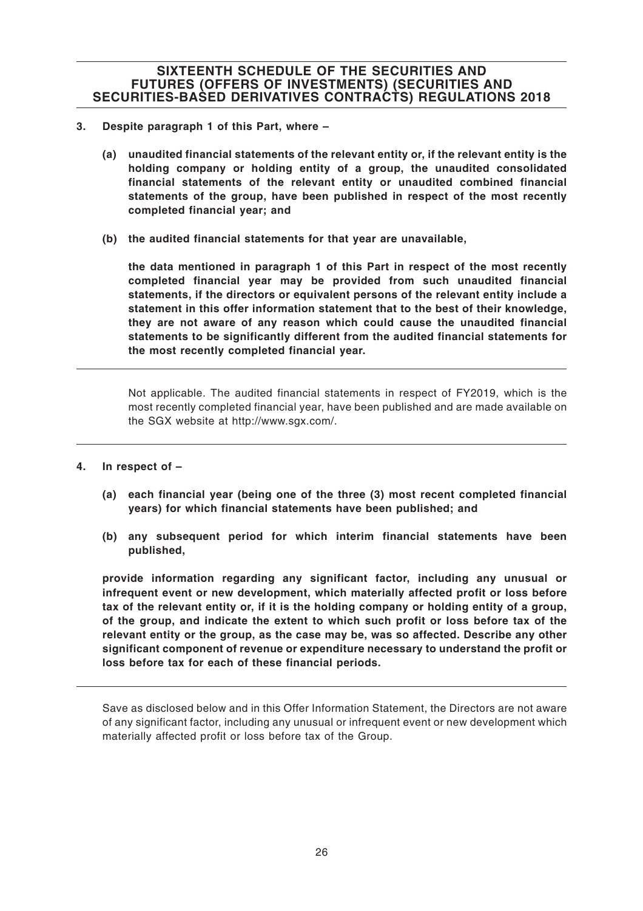**3. Despite paragraph 1 of this Part, where –**

**(a) unaudited financial statements of the relevant entity or, if the relevant entity is the holding company or holding entity of a group, the unaudited consolidated financial statements of the relevant entity or unaudited combined financial statements of the group, have been published in respect of the most recently completed financial year; and**

**(b) the audited financial statements for that year are unavailable,**

**the data mentioned in paragraph 1 of this Part in respect of the most recently completed financial year may be provided from such unaudited financial statements, if the directors or equivalent persons of the relevant entity include a statement in this offer information statement that to the best of their knowledge, they are not aware of any reason which could cause the unaudited financial statements to be significantly different from the audited financial statements for the most recently completed financial year.**

---

Not applicable. The audited financial statements in respect of FY2019, which is the most recently completed financial year, have been published and are made available on the SGX website at http://www.sgx.com/.

---

**4. In respect of –**

**(a) each financial year (being one of the three (3) most recent completed financial years) for which financial statements have been published; and**

**(b) any subsequent period for which interim financial statements have been published,**

**provide information regarding any significant factor, including any unusual or infrequent event or new development, which materially affected profit or loss before tax of the relevant entity or, if it is the holding company or holding entity of a group, of the group, and indicate the extent to which such profit or loss before tax of the relevant entity or the group, as the case may be, was so affected. Describe any other significant component of revenue or expenditure necessary to understand the profit or loss before tax for each of these financial periods.**

---

Save as disclosed below and in this Offer Information Statement, the Directors are not aware of any significant factor, including any unusual or infrequent event or new development which materially affected profit or loss before tax of the Group.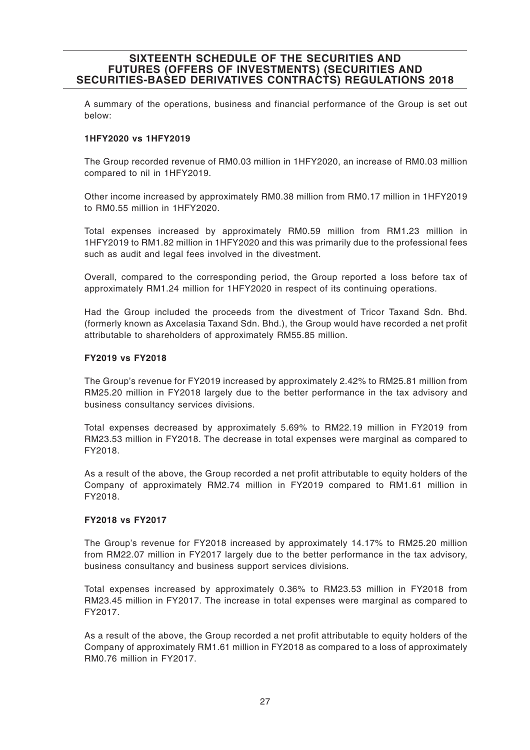A summary of the operations, business and financial performance of the Group is set out below:

**1HFY2020 vs 1HFY2019**

The Group recorded revenue of RM0.03 million in 1HFY2020, an increase of RM0.03 million compared to nil in 1HFY2019.

Other income increased by approximately RM0.38 million from RM0.17 million in 1HFY2019 to RM0.55 million in 1HFY2020.

Total expenses increased by approximately RM0.59 million from RM1.23 million in 1HFY2019 to RM1.82 million in 1HFY2020 and this was primarily due to the professional fees such as audit and legal fees involved in the divestment.

Overall, compared to the corresponding period, the Group reported a loss before tax of approximately RM1.24 million for 1HFY2020 in respect of its continuing operations.

Had the Group included the proceeds from the divestment of Tricor Taxand Sdn. Bhd. (formerly known as Axcelasia Taxand Sdn. Bhd.), the Group would have recorded a net profit attributable to shareholders of approximately RM55.85 million.

**FY2019 vs FY2018**

The Group's revenue for FY2019 increased by approximately 2.42% to RM25.81 million from RM25.20 million in FY2018 largely due to the better performance in the tax advisory and business consultancy services divisions.

Total expenses decreased by approximately 5.69% to RM22.19 million in FY2019 from RM23.53 million in FY2018. The decrease in total expenses were marginal as compared to FY2018.

As a result of the above, the Group recorded a net profit attributable to equity holders of the Company of approximately RM2.74 million in FY2019 compared to RM1.61 million in FY2018.

**FY2018 vs FY2017**

The Group's revenue for FY2018 increased by approximately 14.17% to RM25.20 million from RM22.07 million in FY2017 largely due to the better performance in the tax advisory, business consultancy and business support services divisions.

Total expenses increased by approximately 0.36% to RM23.53 million in FY2018 from RM23.45 million in FY2017. The increase in total expenses were marginal as compared to FY2017.

As a result of the above, the Group recorded a net profit attributable to equity holders of the Company of approximately RM1.61 million in FY2018 as compared to a loss of approximately RM0.76 million in FY2017.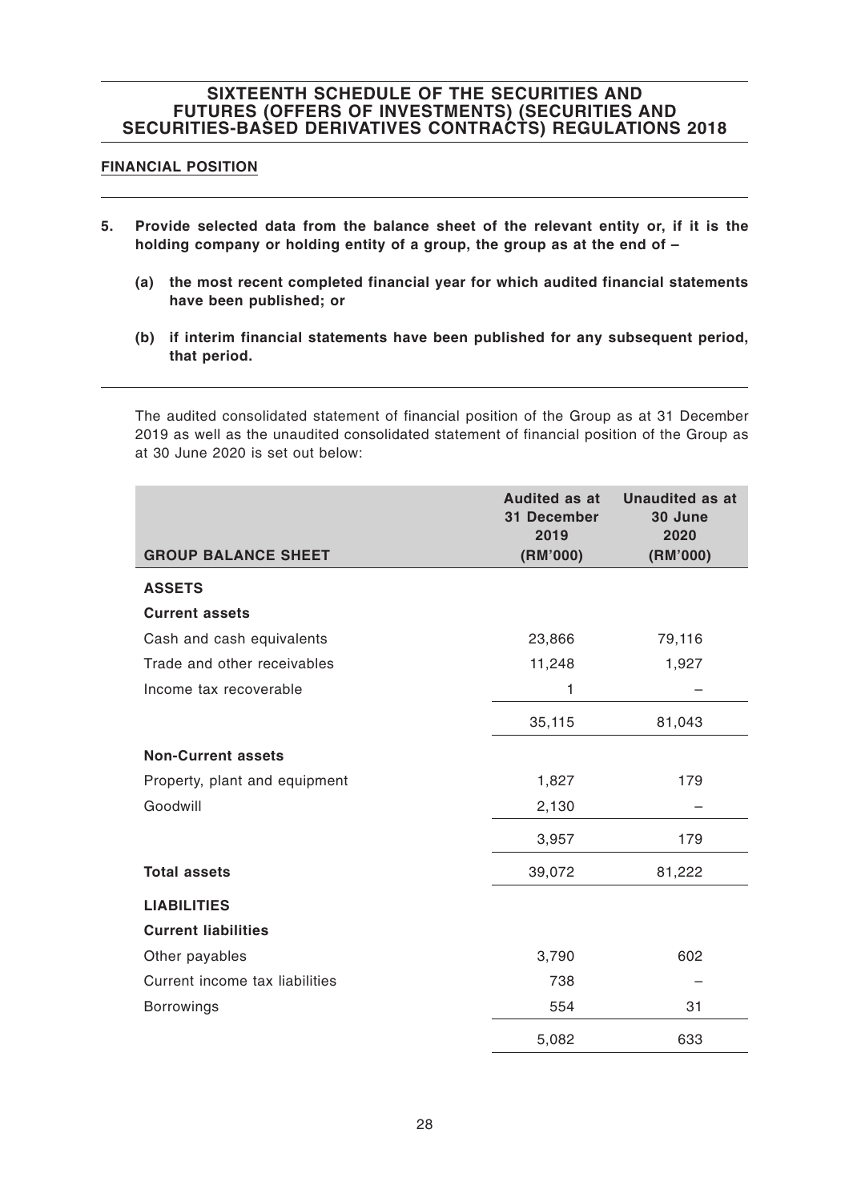## SIXTEENTH SCHEDULE OF THE SECURITIES AND FUTURES (OFFERS OF INVESTMENTS) (SECURITIES AND SECURITIES-BASED DERIVATIVES CONTRACTS) REGULATIONS 2018

### FINANCIAL POSITION

**5. Provide selected data from the balance sheet of the relevant entity or, if it is the holding company or holding entity of a group, the group as at the end of –**

**(a) the most recent completed financial year for which audited financial statements have been published; or**

**(b) if interim financial statements have been published for any subsequent period, that period.**

The audited consolidated statement of financial position of the Group as at 31 December 2019 as well as the unaudited consolidated statement of financial position of the Group as at 30 June 2020 is set out below:

| GROUP BALANCE SHEET | Audited as at 31 December 2019 (RM'000) | Unaudited as at 30 June 2020 (RM'000) |
|---|---|---|
| **ASSETS** | | |
| **Current assets** | | |
| Cash and cash equivalents | 23,866 | 79,116 |
| Trade and other receivables | 11,248 | 1,927 |
| Income tax recoverable | 1 | – |
| | 35,115 | 81,043 |
| **Non-Current assets** | | |
| Property, plant and equipment | 1,827 | 179 |
| Goodwill | 2,130 | – |
| | 3,957 | 179 |
| **Total assets** | 39,072 | 81,222 |
| **LIABILITIES** | | |
| **Current liabilities** | | |
| Other payables | 3,790 | 602 |
| Current income tax liabilities | 738 | – |
| Borrowings | 554 | 31 |
| | 5,082 | 633 |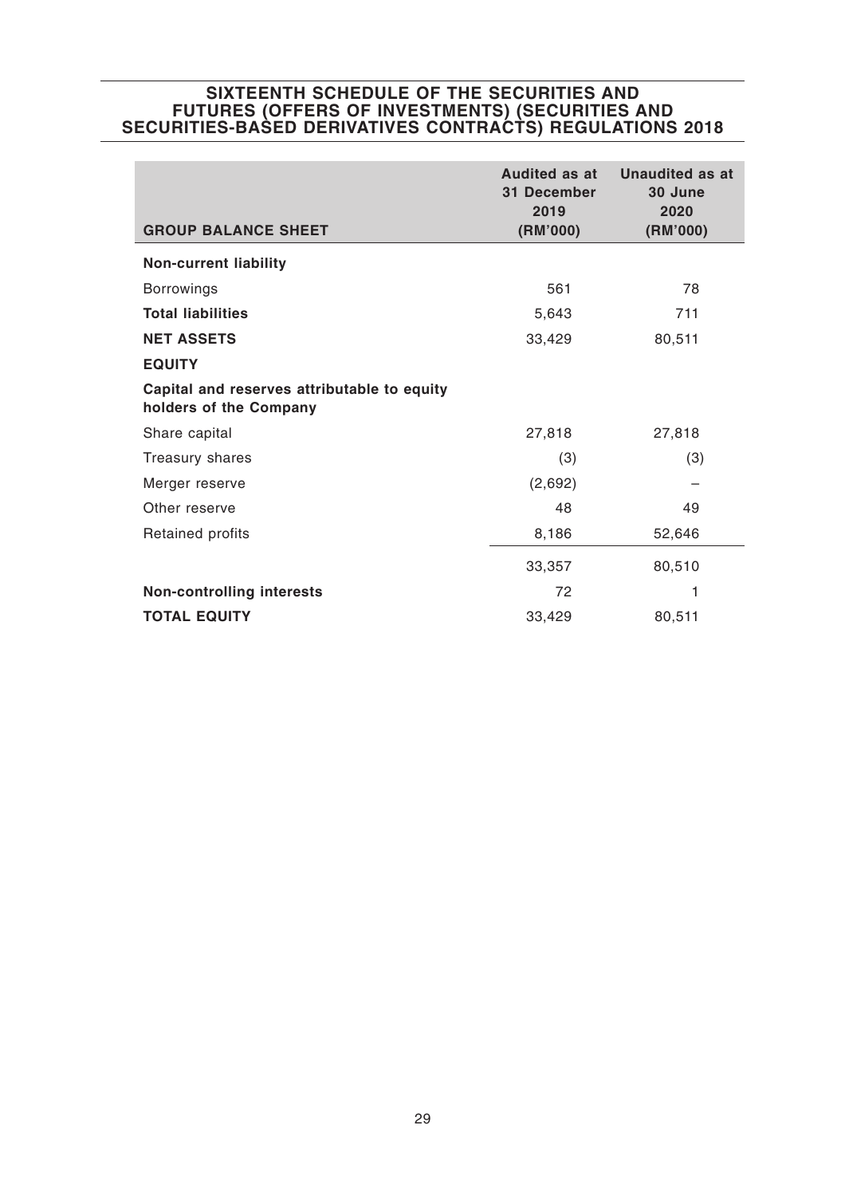## SIXTEENTH SCHEDULE OF THE SECURITIES AND FUTURES (OFFERS OF INVESTMENTS) (SECURITIES AND SECURITIES-BASED DERIVATIVES CONTRACTS) REGULATIONS 2018

| GROUP BALANCE SHEET | Audited as at 31 December 2019 (RM'000) | Unaudited as at 30 June 2020 (RM'000) |
|---|---|---|
| **Non-current liability** | | |
| Borrowings | 561 | 78 |
| **Total liabilities** | 5,643 | 711 |
| **NET ASSETS** | 33,429 | 80,511 |
| **EQUITY** | | |
| **Capital and reserves attributable to equity holders of the Company** | | |
| Share capital | 27,818 | 27,818 |
| Treasury shares | (3) | (3) |
| Merger reserve | (2,692) | – |
| Other reserve | 48 | 49 |
| Retained profits | 8,186 | 52,646 |
| | 33,357 | 80,510 |
| **Non-controlling interests** | 72 | 1 |
| **TOTAL EQUITY** | 33,429 | 80,511 |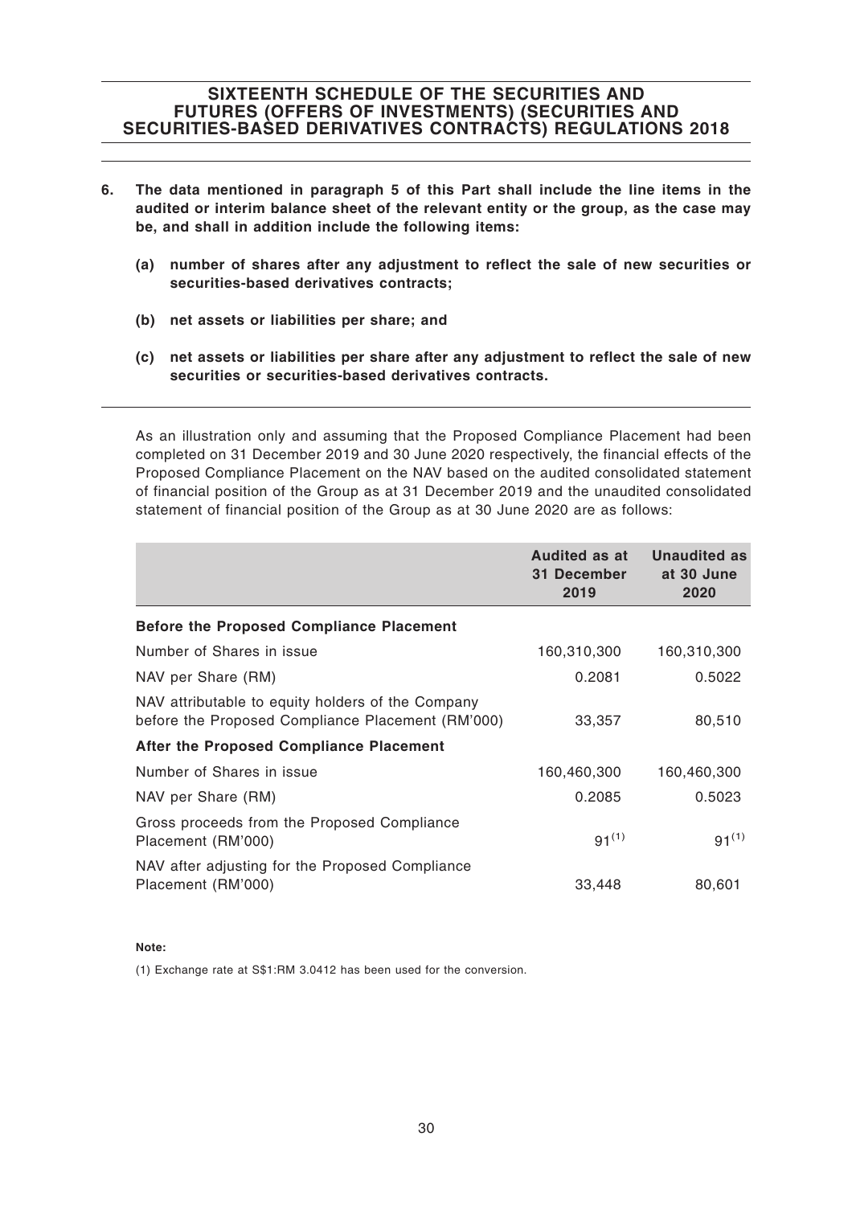# SIXTEENTH SCHEDULE OF THE SECURITIES AND FUTURES (OFFERS OF INVESTMENTS) (SECURITIES AND SECURITIES-BASED DERIVATIVES CONTRACTS) REGULATIONS 2018

**6. The data mentioned in paragraph 5 of this Part shall include the line items in the audited or interim balance sheet of the relevant entity or the group, as the case may be, and shall in addition include the following items:**

**(a) number of shares after any adjustment to reflect the sale of new securities or securities-based derivatives contracts;**

**(b) net assets or liabilities per share; and**

**(c) net assets or liabilities per share after any adjustment to reflect the sale of new securities or securities-based derivatives contracts.**

As an illustration only and assuming that the Proposed Compliance Placement had been completed on 31 December 2019 and 30 June 2020 respectively, the financial effects of the Proposed Compliance Placement on the NAV based on the audited consolidated statement of financial position of the Group as at 31 December 2019 and the unaudited consolidated statement of financial position of the Group as at 30 June 2020 are as follows:

| | Audited as at 31 December 2019 | Unaudited as at 30 June 2020 |
|---|---|---|
| **Before the Proposed Compliance Placement** | | |
| Number of Shares in issue | 160,310,300 | 160,310,300 |
| NAV per Share (RM) | 0.2081 | 0.5022 |
| NAV attributable to equity holders of the Company before the Proposed Compliance Placement (RM'000) | 33,357 | 80,510 |
| **After the Proposed Compliance Placement** | | |
| Number of Shares in issue | 160,460,300 | 160,460,300 |
| NAV per Share (RM) | 0.2085 | 0.5023 |
| Gross proceeds from the Proposed Compliance Placement (RM'000) | 91[(1)] | 91[(1)] |
| NAV after adjusting for the Proposed Compliance Placement (RM'000) | 33,448 | 80,601 |

**Note:**

(1) Exchange rate at S$1:RM 3.0412 has been used for the conversion.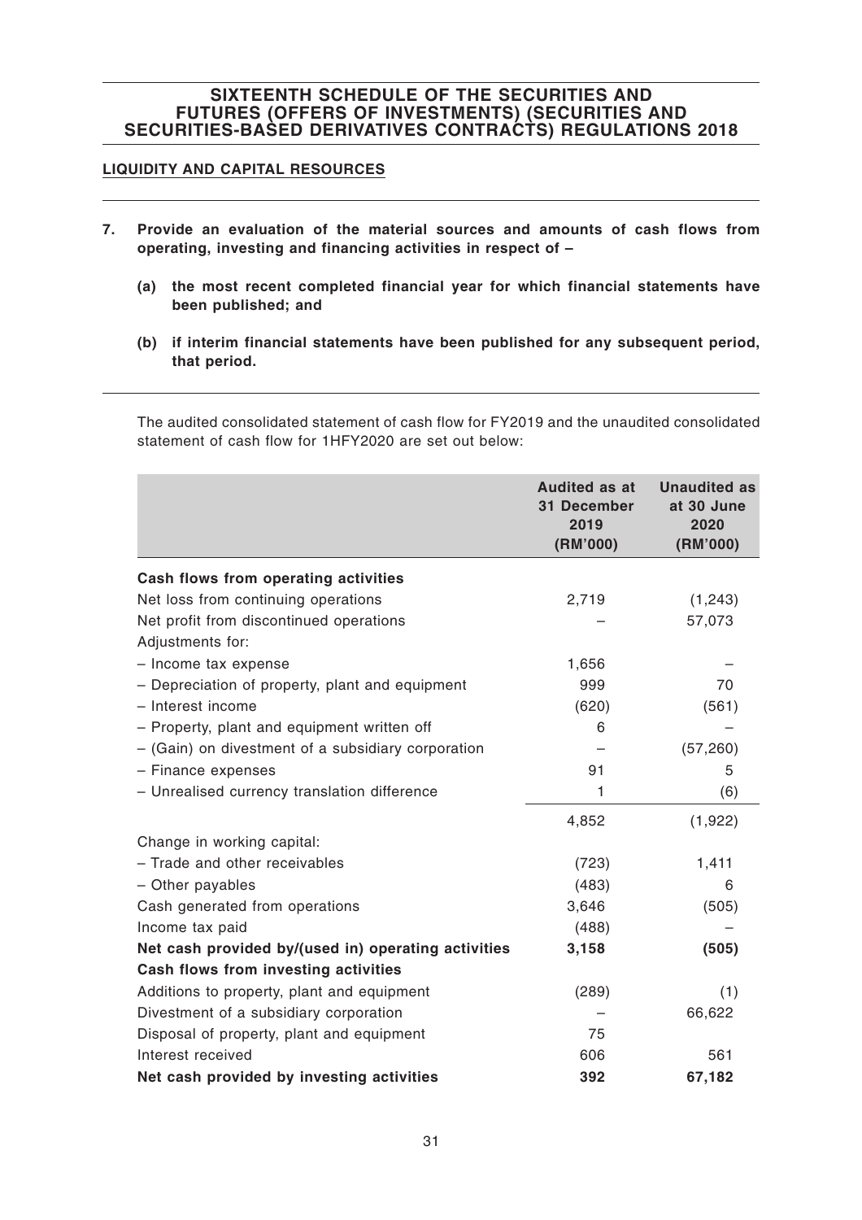## SIXTEENTH SCHEDULE OF THE SECURITIES AND FUTURES (OFFERS OF INVESTMENTS) (SECURITIES AND SECURITIES-BASED DERIVATIVES CONTRACTS) REGULATIONS 2018

### LIQUIDITY AND CAPITAL RESOURCES

**7. Provide an evaluation of the material sources and amounts of cash flows from operating, investing and financing activities in respect of –**

**(a) the most recent completed financial year for which financial statements have been published; and**

**(b) if interim financial statements have been published for any subsequent period, that period.**

The audited consolidated statement of cash flow for FY2019 and the unaudited consolidated statement of cash flow for 1HFY2020 are set out below:

| | Audited as at 31 December 2019 (RM'000) | Unaudited as at 30 June 2020 (RM'000) |
|---|---|---|
| **Cash flows from operating activities** | | |
| Net loss from continuing operations | 2,719 | (1,243) |
| Net profit from discontinued operations | – | 57,073 |
| Adjustments for: | | |
| – Income tax expense | 1,656 | – |
| – Depreciation of property, plant and equipment | 999 | 70 |
| – Interest income | (620) | (561) |
| – Property, plant and equipment written off | 6 | – |
| – (Gain) on divestment of a subsidiary corporation | – | (57,260) |
| – Finance expenses | 91 | 5 |
| – Unrealised currency translation difference | 1 | (6) |
| | 4,852 | (1,922) |
| Change in working capital: | | |
| – Trade and other receivables | (723) | 1,411 |
| – Other payables | (483) | 6 |
| Cash generated from operations | 3,646 | (505) |
| Income tax paid | (488) | – |
| **Net cash provided by/(used in) operating activities** | **3,158** | **(505)** |
| **Cash flows from investing activities** | | |
| Additions to property, plant and equipment | (289) | (1) |
| Divestment of a subsidiary corporation | – | 66,622 |
| Disposal of property, plant and equipment | 75 | |
| Interest received | 606 | 561 |
| **Net cash provided by investing activities** | **392** | **67,182** |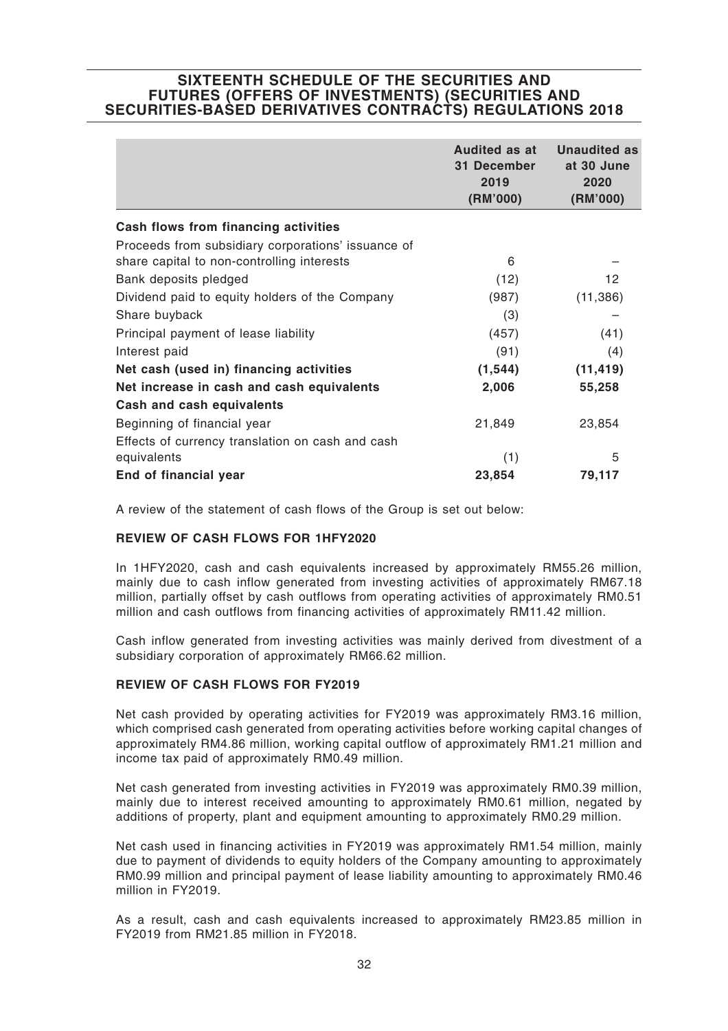## SIXTEENTH SCHEDULE OF THE SECURITIES AND FUTURES (OFFERS OF INVESTMENTS) (SECURITIES AND SECURITIES-BASED DERIVATIVES CONTRACTS) REGULATIONS 2018

| | Audited as at 31 December 2019 (RM'000) | Unaudited as at 30 June 2020 (RM'000) |
|---|---|---|
| **Cash flows from financing activities** | | |
| Proceeds from subsidiary corporations' issuance of share capital to non-controlling interests | 6 | – |
| Bank deposits pledged | (12) | 12 |
| Dividend paid to equity holders of the Company | (987) | (11,386) |
| Share buyback | (3) | – |
| Principal payment of lease liability | (457) | (41) |
| Interest paid | (91) | (4) |
| **Net cash (used in) financing activities** | **(1,544)** | **(11,419)** |
| **Net increase in cash and cash equivalents** | **2,006** | **55,258** |
| **Cash and cash equivalents** | | |
| Beginning of financial year | 21,849 | 23,854 |
| Effects of currency translation on cash and cash equivalents | (1) | 5 |
| **End of financial year** | **23,854** | **79,117** |

A review of the statement of cash flows of the Group is set out below:

### REVIEW OF CASH FLOWS FOR 1HFY2020

In 1HFY2020, cash and cash equivalents increased by approximately RM55.26 million, mainly due to cash inflow generated from investing activities of approximately RM67.18 million, partially offset by cash outflows from operating activities of approximately RM0.51 million and cash outflows from financing activities of approximately RM11.42 million.

Cash inflow generated from investing activities was mainly derived from divestment of a subsidiary corporation of approximately RM66.62 million.

### REVIEW OF CASH FLOWS FOR FY2019

Net cash provided by operating activities for FY2019 was approximately RM3.16 million, which comprised cash generated from operating activities before working capital changes of approximately RM4.86 million, working capital outflow of approximately RM1.21 million and income tax paid of approximately RM0.49 million.

Net cash generated from investing activities in FY2019 was approximately RM0.39 million, mainly due to interest received amounting to approximately RM0.61 million, negated by additions of property, plant and equipment amounting to approximately RM0.29 million.

Net cash used in financing activities in FY2019 was approximately RM1.54 million, mainly due to payment of dividends to equity holders of the Company amounting to approximately RM0.99 million and principal payment of lease liability amounting to approximately RM0.46 million in FY2019.

As a result, cash and cash equivalents increased to approximately RM23.85 million in FY2019 from RM21.85 million in FY2018.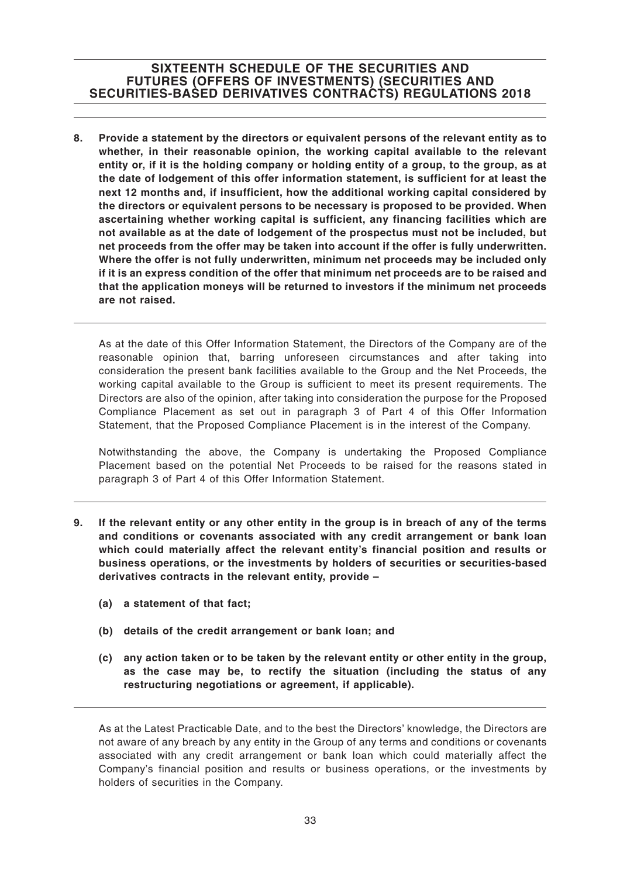**8. Provide a statement by the directors or equivalent persons of the relevant entity as to whether, in their reasonable opinion, the working capital available to the relevant entity or, if it is the holding company or holding entity of a group, to the group, as at the date of lodgement of this offer information statement, is sufficient for at least the next 12 months and, if insufficient, how the additional working capital considered by the directors or equivalent persons to be necessary is proposed to be provided. When ascertaining whether working capital is sufficient, any financing facilities which are not available as at the date of lodgement of the prospectus must not be included, but net proceeds from the offer may be taken into account if the offer is fully underwritten. Where the offer is not fully underwritten, minimum net proceeds may be included only if it is an express condition of the offer that minimum net proceeds are to be raised and that the application moneys will be returned to investors if the minimum net proceeds are not raised.**

As at the date of this Offer Information Statement, the Directors of the Company are of the reasonable opinion that, barring unforeseen circumstances and after taking into consideration the present bank facilities available to the Group and the Net Proceeds, the working capital available to the Group is sufficient to meet its present requirements. The Directors are also of the opinion, after taking into consideration the purpose for the Proposed Compliance Placement as set out in paragraph 3 of Part 4 of this Offer Information Statement, that the Proposed Compliance Placement is in the interest of the Company.

Notwithstanding the above, the Company is undertaking the Proposed Compliance Placement based on the potential Net Proceeds to be raised for the reasons stated in paragraph 3 of Part 4 of this Offer Information Statement.

**9. If the relevant entity or any other entity in the group is in breach of any of the terms and conditions or covenants associated with any credit arrangement or bank loan which could materially affect the relevant entity's financial position and results or business operations, or the investments by holders of securities or securities-based derivatives contracts in the relevant entity, provide –**

**(a) a statement of that fact;**

**(b) details of the credit arrangement or bank loan; and**

**(c) any action taken or to be taken by the relevant entity or other entity in the group, as the case may be, to rectify the situation (including the status of any restructuring negotiations or agreement, if applicable).**

As at the Latest Practicable Date, and to the best the Directors' knowledge, the Directors are not aware of any breach by any entity in the Group of any terms and conditions or covenants associated with any credit arrangement or bank loan which could materially affect the Company's financial position and results or business operations, or the investments by holders of securities in the Company.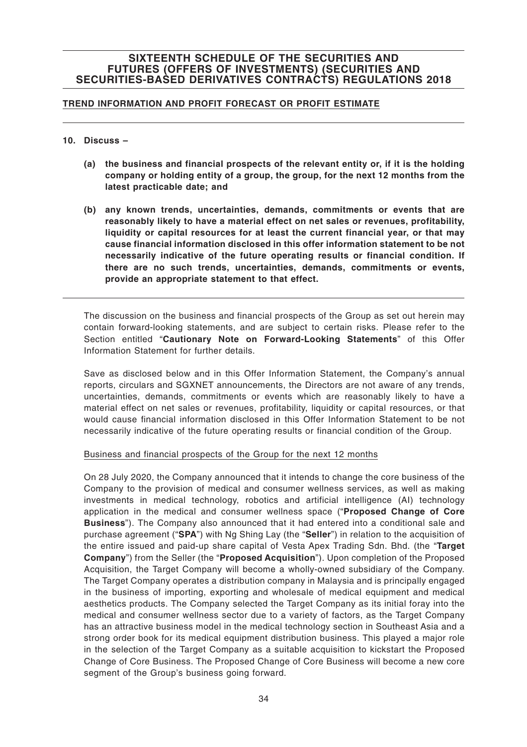## SIXTEENTH SCHEDULE OF THE SECURITIES AND FUTURES (OFFERS OF INVESTMENTS) (SECURITIES AND SECURITIES-BASED DERIVATIVES CONTRACTS) REGULATIONS 2018

### TREND INFORMATION AND PROFIT FORECAST OR PROFIT ESTIMATE

**10. Discuss –**

**(a) the business and financial prospects of the relevant entity or, if it is the holding company or holding entity of a group, the group, for the next 12 months from the latest practicable date; and**

**(b) any known trends, uncertainties, demands, commitments or events that are reasonably likely to have a material effect on net sales or revenues, profitability, liquidity or capital resources for at least the current financial year, or that may cause financial information disclosed in this offer information statement to be not necessarily indicative of the future operating results or financial condition. If there are no such trends, uncertainties, demands, commitments or events, provide an appropriate statement to that effect.**

The discussion on the business and financial prospects of the Group as set out herein may contain forward-looking statements, and are subject to certain risks. Please refer to the Section entitled "**Cautionary Note on Forward-Looking Statements**" of this Offer Information Statement for further details.

Save as disclosed below and in this Offer Information Statement, the Company's annual reports, circulars and SGXNET announcements, the Directors are not aware of any trends, uncertainties, demands, commitments or events which are reasonably likely to have a material effect on net sales or revenues, profitability, liquidity or capital resources, or that would cause financial information disclosed in this Offer Information Statement to be not necessarily indicative of the future operating results or financial condition of the Group.

Business and financial prospects of the Group for the next 12 months

On 28 July 2020, the Company announced that it intends to change the core business of the Company to the provision of medical and consumer wellness services, as well as making investments in medical technology, robotics and artificial intelligence (AI) technology application in the medical and consumer wellness space ("**Proposed Change of Core Business**"). The Company also announced that it had entered into a conditional sale and purchase agreement ("**SPA**") with Ng Shing Lay (the "**Seller**") in relation to the acquisition of the entire issued and paid-up share capital of Vesta Apex Trading Sdn. Bhd. (the "**Target Company**") from the Seller (the "**Proposed Acquisition**"). Upon completion of the Proposed Acquisition, the Target Company will become a wholly-owned subsidiary of the Company. The Target Company operates a distribution company in Malaysia and is principally engaged in the business of importing, exporting and wholesale of medical equipment and medical aesthetics products. The Company selected the Target Company as its initial foray into the medical and consumer wellness sector due to a variety of factors, as the Target Company has an attractive business model in the medical technology section in Southeast Asia and a strong order book for its medical equipment distribution business. This played a major role in the selection of the Target Company as a suitable acquisition to kickstart the Proposed Change of Core Business. The Proposed Change of Core Business will become a new core segment of the Group's business going forward.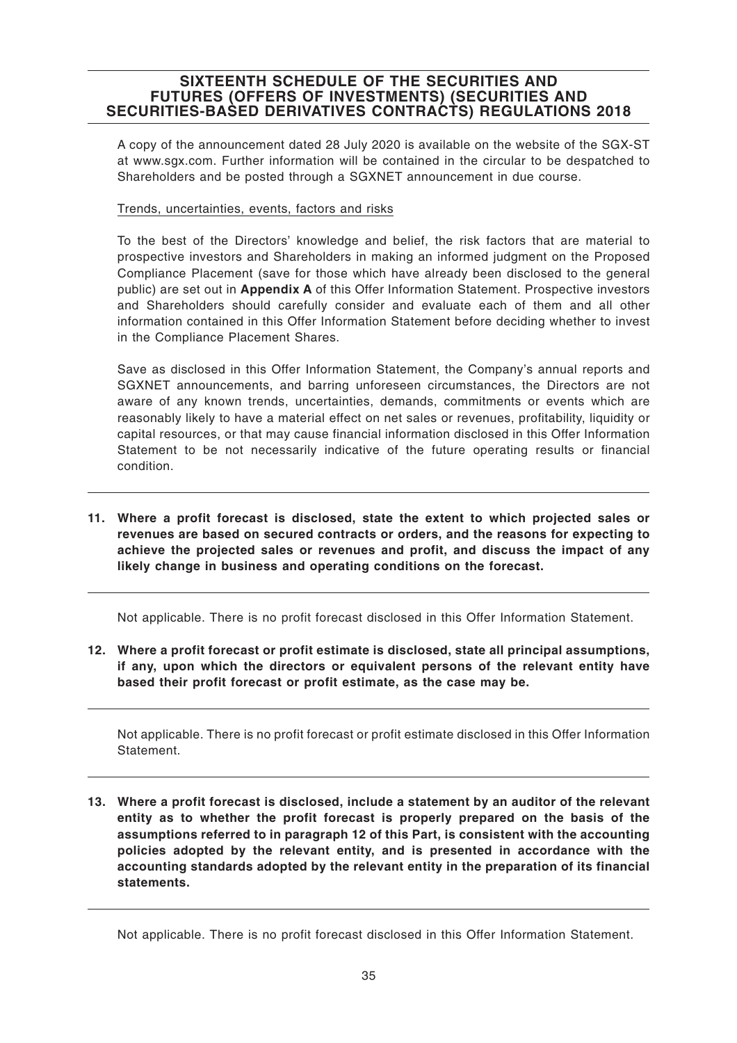A copy of the announcement dated 28 July 2020 is available on the website of the SGX-ST at www.sgx.com. Further information will be contained in the circular to be despatched to Shareholders and be posted through a SGXNET announcement in due course.

Trends, uncertainties, events, factors and risks

To the best of the Directors' knowledge and belief, the risk factors that are material to prospective investors and Shareholders in making an informed judgment on the Proposed Compliance Placement (save for those which have already been disclosed to the general public) are set out in **Appendix A** of this Offer Information Statement. Prospective investors and Shareholders should carefully consider and evaluate each of them and all other information contained in this Offer Information Statement before deciding whether to invest in the Compliance Placement Shares.

Save as disclosed in this Offer Information Statement, the Company's annual reports and SGXNET announcements, and barring unforeseen circumstances, the Directors are not aware of any known trends, uncertainties, demands, commitments or events which are reasonably likely to have a material effect on net sales or revenues, profitability, liquidity or capital resources, or that may cause financial information disclosed in this Offer Information Statement to be not necessarily indicative of the future operating results or financial condition.

**11. Where a profit forecast is disclosed, state the extent to which projected sales or revenues are based on secured contracts or orders, and the reasons for expecting to achieve the projected sales or revenues and profit, and discuss the impact of any likely change in business and operating conditions on the forecast.**

Not applicable. There is no profit forecast disclosed in this Offer Information Statement.

**12. Where a profit forecast or profit estimate is disclosed, state all principal assumptions, if any, upon which the directors or equivalent persons of the relevant entity have based their profit forecast or profit estimate, as the case may be.**

Not applicable. There is no profit forecast or profit estimate disclosed in this Offer Information Statement.

**13. Where a profit forecast is disclosed, include a statement by an auditor of the relevant entity as to whether the profit forecast is properly prepared on the basis of the assumptions referred to in paragraph 12 of this Part, is consistent with the accounting policies adopted by the relevant entity, and is presented in accordance with the accounting standards adopted by the relevant entity in the preparation of its financial statements.**

Not applicable. There is no profit forecast disclosed in this Offer Information Statement.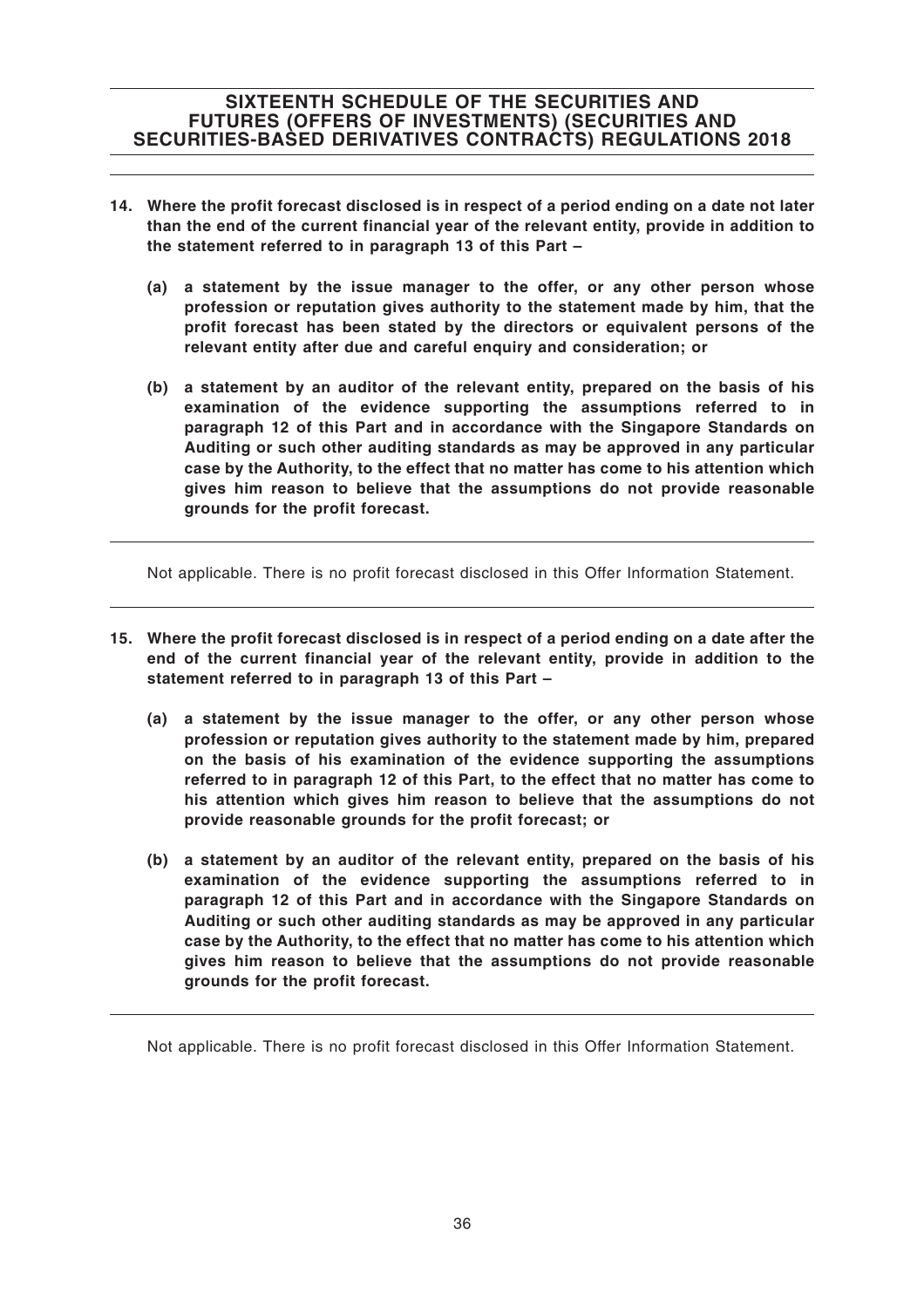**14. Where the profit forecast disclosed is in respect of a period ending on a date not later than the end of the current financial year of the relevant entity, provide in addition to the statement referred to in paragraph 13 of this Part –**

**(a) a statement by the issue manager to the offer, or any other person whose profession or reputation gives authority to the statement made by him, that the profit forecast has been stated by the directors or equivalent persons of the relevant entity after due and careful enquiry and consideration; or**

**(b) a statement by an auditor of the relevant entity, prepared on the basis of his examination of the evidence supporting the assumptions referred to in paragraph 12 of this Part and in accordance with the Singapore Standards on Auditing or such other auditing standards as may be approved in any particular case by the Authority, to the effect that no matter has come to his attention which gives him reason to believe that the assumptions do not provide reasonable grounds for the profit forecast.**

Not applicable. There is no profit forecast disclosed in this Offer Information Statement.

**15. Where the profit forecast disclosed is in respect of a period ending on a date after the end of the current financial year of the relevant entity, provide in addition to the statement referred to in paragraph 13 of this Part –**

**(a) a statement by the issue manager to the offer, or any other person whose profession or reputation gives authority to the statement made by him, prepared on the basis of his examination of the evidence supporting the assumptions referred to in paragraph 12 of this Part, to the effect that no matter has come to his attention which gives him reason to believe that the assumptions do not provide reasonable grounds for the profit forecast; or**

**(b) a statement by an auditor of the relevant entity, prepared on the basis of his examination of the evidence supporting the assumptions referred to in paragraph 12 of this Part and in accordance with the Singapore Standards on Auditing or such other auditing standards as may be approved in any particular case by the Authority, to the effect that no matter has come to his attention which gives him reason to believe that the assumptions do not provide reasonable grounds for the profit forecast.**

Not applicable. There is no profit forecast disclosed in this Offer Information Statement.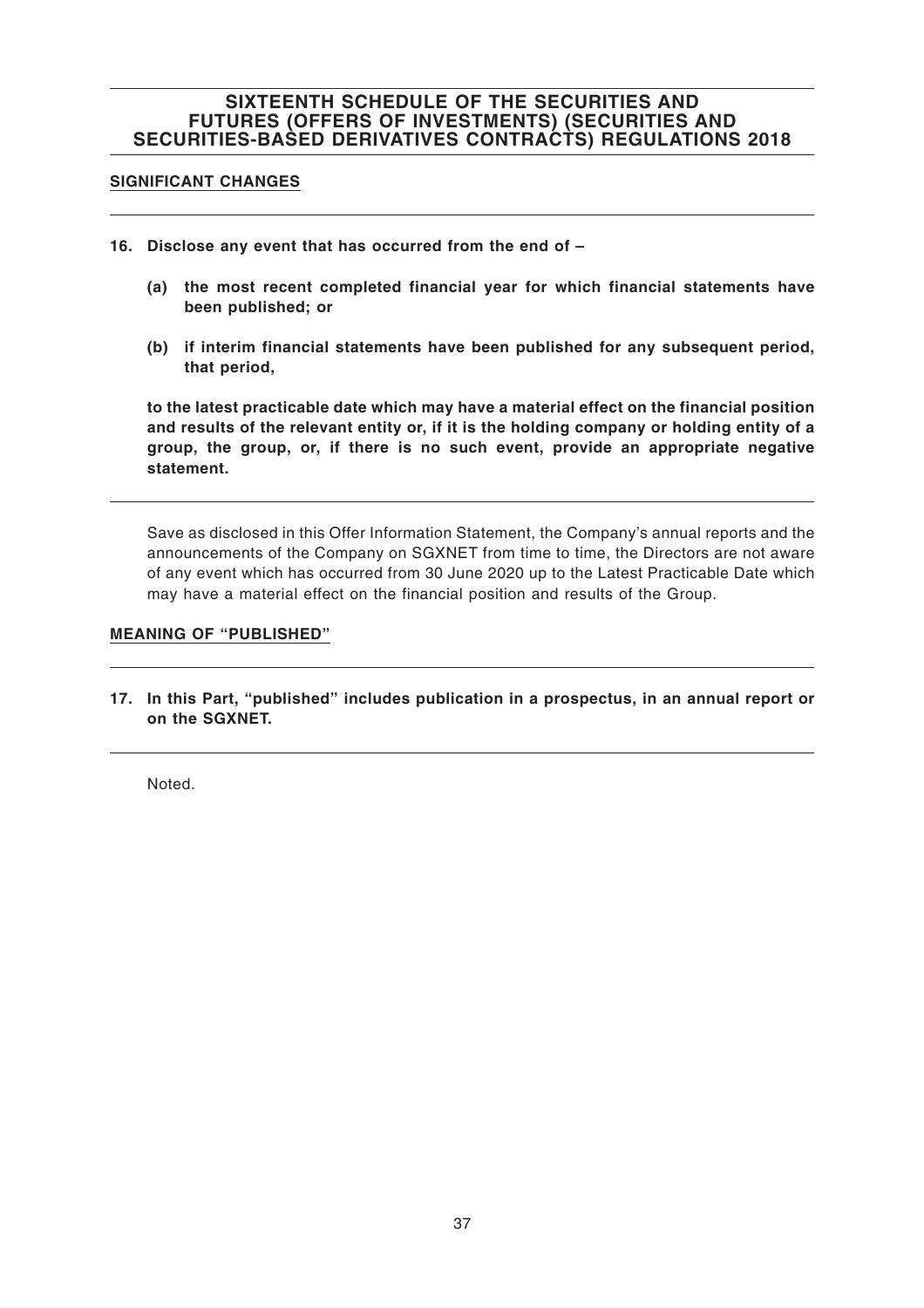# SIXTEENTH SCHEDULE OF THE SECURITIES AND FUTURES (OFFERS OF INVESTMENTS) (SECURITIES AND SECURITIES-BASED DERIVATIVES CONTRACTS) REGULATIONS 2018

## SIGNIFICANT CHANGES

**16. Disclose any event that has occurred from the end of –**

**(a) the most recent completed financial year for which financial statements have been published; or**

**(b) if interim financial statements have been published for any subsequent period, that period,**

**to the latest practicable date which may have a material effect on the financial position and results of the relevant entity or, if it is the holding company or holding entity of a group, the group, or, if there is no such event, provide an appropriate negative statement.**

Save as disclosed in this Offer Information Statement, the Company's annual reports and the announcements of the Company on SGXNET from time to time, the Directors are not aware of any event which has occurred from 30 June 2020 up to the Latest Practicable Date which may have a material effect on the financial position and results of the Group.

## MEANING OF "PUBLISHED"

**17. In this Part, "published" includes publication in a prospectus, in an annual report or on the SGXNET.**

Noted.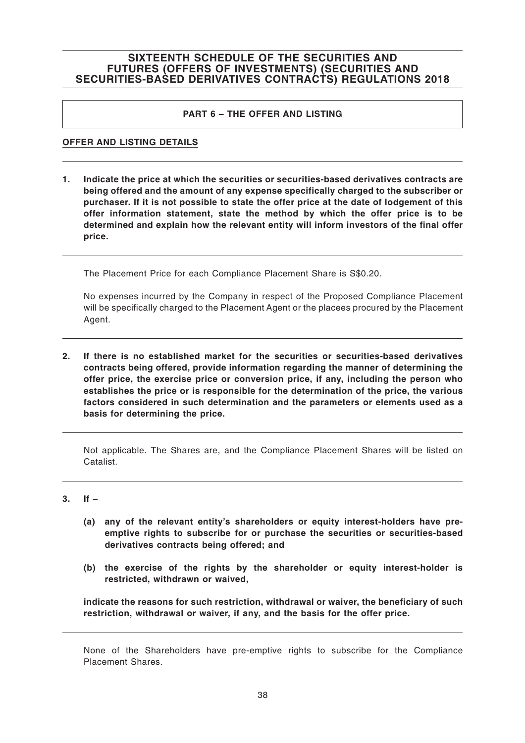# SIXTEENTH SCHEDULE OF THE SECURITIES AND FUTURES (OFFERS OF INVESTMENTS) (SECURITIES AND SECURITIES-BASED DERIVATIVES CONTRACTS) REGULATIONS 2018

## PART 6 – THE OFFER AND LISTING

### OFFER AND LISTING DETAILS

**1. Indicate the price at which the securities or securities-based derivatives contracts are being offered and the amount of any expense specifically charged to the subscriber or purchaser. If it is not possible to state the offer price at the date of lodgement of this offer information statement, state the method by which the offer price is to be determined and explain how the relevant entity will inform investors of the final offer price.**

The Placement Price for each Compliance Placement Share is S$0.20.

No expenses incurred by the Company in respect of the Proposed Compliance Placement will be specifically charged to the Placement Agent or the placees procured by the Placement Agent.

**2. If there is no established market for the securities or securities-based derivatives contracts being offered, provide information regarding the manner of determining the offer price, the exercise price or conversion price, if any, including the person who establishes the price or is responsible for the determination of the price, the various factors considered in such determination and the parameters or elements used as a basis for determining the price.**

Not applicable. The Shares are, and the Compliance Placement Shares will be listed on Catalist.

**3. If –**

**(a) any of the relevant entity's shareholders or equity interest-holders have pre-emptive rights to subscribe for or purchase the securities or securities-based derivatives contracts being offered; and**

**(b) the exercise of the rights by the shareholder or equity interest-holder is restricted, withdrawn or waived,**

**indicate the reasons for such restriction, withdrawal or waiver, the beneficiary of such restriction, withdrawal or waiver, if any, and the basis for the offer price.**

None of the Shareholders have pre-emptive rights to subscribe for the Compliance Placement Shares.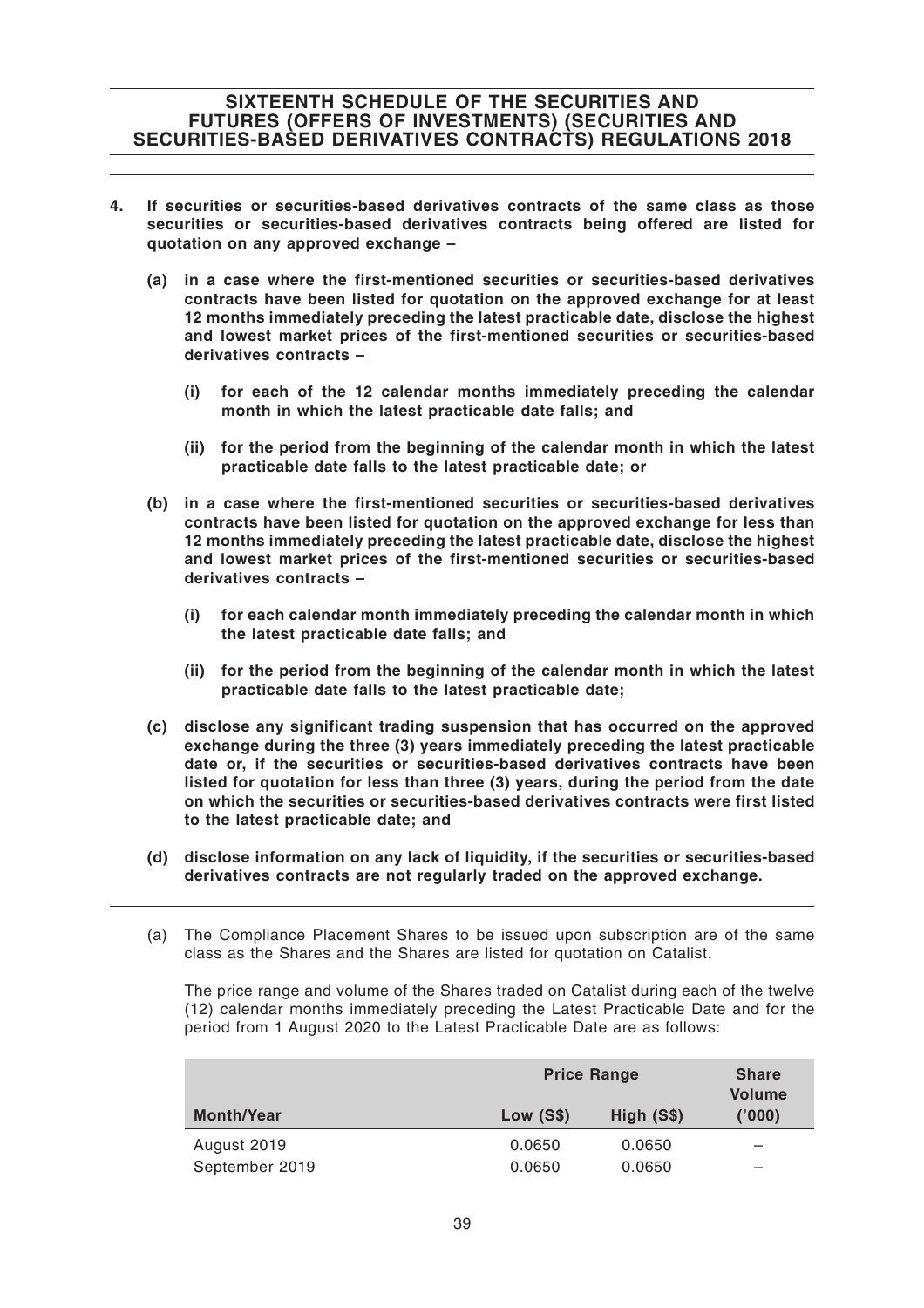## SIXTEENTH SCHEDULE OF THE SECURITIES AND FUTURES (OFFERS OF INVESTMENTS) (SECURITIES AND SECURITIES-BASED DERIVATIVES CONTRACTS) REGULATIONS 2018

**4. If securities or securities-based derivatives contracts of the same class as those securities or securities-based derivatives contracts being offered are listed for quotation on any approved exchange –**

**(a) in a case where the first-mentioned securities or securities-based derivatives contracts have been listed for quotation on the approved exchange for at least 12 months immediately preceding the latest practicable date, disclose the highest and lowest market prices of the first-mentioned securities or securities-based derivatives contracts –**

**(i) for each of the 12 calendar months immediately preceding the calendar month in which the latest practicable date falls; and**

**(ii) for the period from the beginning of the calendar month in which the latest practicable date falls to the latest practicable date; or**

**(b) in a case where the first-mentioned securities or securities-based derivatives contracts have been listed for quotation on the approved exchange for less than 12 months immediately preceding the latest practicable date, disclose the highest and lowest market prices of the first-mentioned securities or securities-based derivatives contracts –**

**(i) for each calendar month immediately preceding the calendar month in which the latest practicable date falls; and**

**(ii) for the period from the beginning of the calendar month in which the latest practicable date falls to the latest practicable date;**

**(c) disclose any significant trading suspension that has occurred on the approved exchange during the three (3) years immediately preceding the latest practicable date or, if the securities or securities-based derivatives contracts have been listed for quotation for less than three (3) years, during the period from the date on which the securities or securities-based derivatives contracts were first listed to the latest practicable date; and**

**(d) disclose information on any lack of liquidity, if the securities or securities-based derivatives contracts are not regularly traded on the approved exchange.**

(a) The Compliance Placement Shares to be issued upon subscription are of the same class as the Shares and the Shares are listed for quotation on Catalist.

The price range and volume of the Shares traded on Catalist during each of the twelve (12) calendar months immediately preceding the Latest Practicable Date and for the period from 1 August 2020 to the Latest Practicable Date are as follows:

| | Price Range | | Share Volume |
|---|---|---|---|
| Month/Year | Low (S$) | High (S$) | ('000) |
| August 2019 | 0.0650 | 0.0650 | – |
| September 2019 | 0.0650 | 0.0650 | – |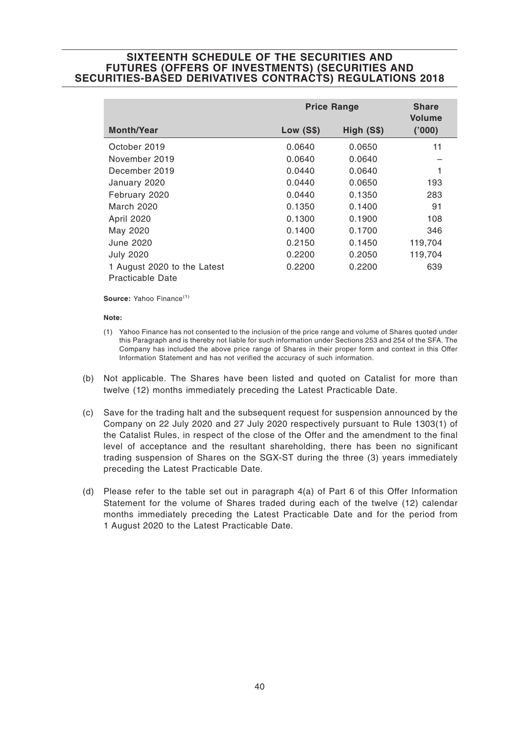## SIXTEENTH SCHEDULE OF THE SECURITIES AND FUTURES (OFFERS OF INVESTMENTS) (SECURITIES AND SECURITIES-BASED DERIVATIVES CONTRACTS) REGULATIONS 2018

| | Price Range | | Share Volume |
|---|---|---|---|
| **Month/Year** | **Low (S$)** | **High (S$)** | **('000)** |
| October 2019 | 0.0640 | 0.0650 | 11 |
| November 2019 | 0.0640 | 0.0640 | – |
| December 2019 | 0.0440 | 0.0640 | 1 |
| January 2020 | 0.0440 | 0.0650 | 193 |
| February 2020 | 0.0440 | 0.1350 | 283 |
| March 2020 | 0.1350 | 0.1400 | 91 |
| April 2020 | 0.1300 | 0.1900 | 108 |
| May 2020 | 0.1400 | 0.1700 | 346 |
| June 2020 | 0.2150 | 0.1450 | 119,704 |
| July 2020 | 0.2200 | 0.2050 | 119,704 |
| 1 August 2020 to the Latest Practicable Date | 0.2200 | 0.2200 | 639 |

**Source:** Yahoo Finance[(1)]

**Note:**

(1) Yahoo Finance has not consented to the inclusion of the price range and volume of Shares quoted under this Paragraph and is thereby not liable for such information under Sections 253 and 254 of the SFA. The Company has included the above price range of Shares in their proper form and context in this Offer Information Statement and has not verified the accuracy of such information.

(b) Not applicable. The Shares have been listed and quoted on Catalist for more than twelve (12) months immediately preceding the Latest Practicable Date.

(c) Save for the trading halt and the subsequent request for suspension announced by the Company on 22 July 2020 and 27 July 2020 respectively pursuant to Rule 1303(1) of the Catalist Rules, in respect of the close of the Offer and the amendment to the final level of acceptance and the resultant shareholding, there has been no significant trading suspension of Shares on the SGX-ST during the three (3) years immediately preceding the Latest Practicable Date.

(d) Please refer to the table set out in paragraph 4(a) of Part 6 of this Offer Information Statement for the volume of Shares traded during each of the twelve (12) calendar months immediately preceding the Latest Practicable Date and for the period from 1 August 2020 to the Latest Practicable Date.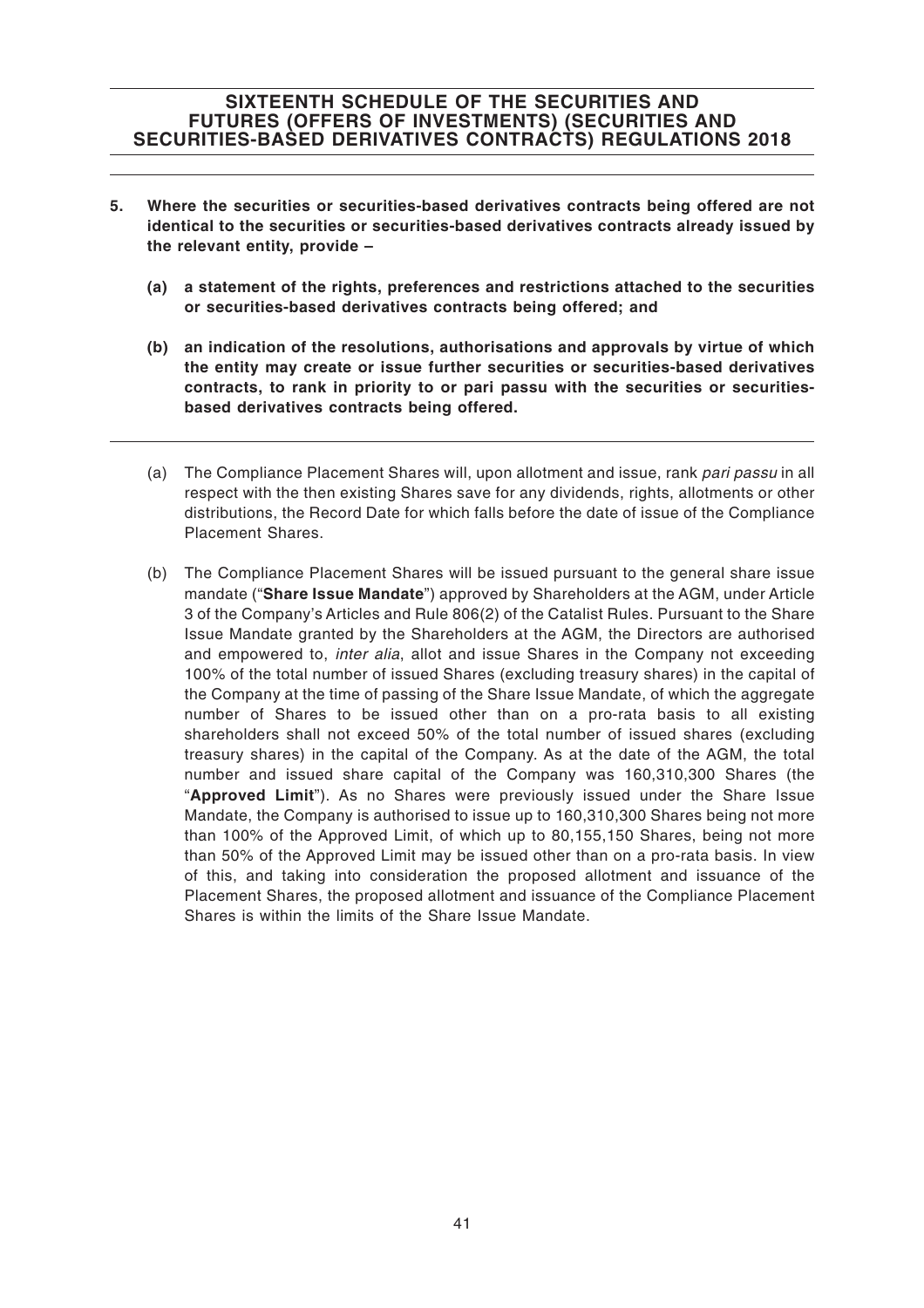## SIXTEENTH SCHEDULE OF THE SECURITIES AND FUTURES (OFFERS OF INVESTMENTS) (SECURITIES AND SECURITIES-BASED DERIVATIVES CONTRACTS) REGULATIONS 2018

**5. Where the securities or securities-based derivatives contracts being offered are not identical to the securities or securities-based derivatives contracts already issued by the relevant entity, provide –**

**(a) a statement of the rights, preferences and restrictions attached to the securities or securities-based derivatives contracts being offered; and**

**(b) an indication of the resolutions, authorisations and approvals by virtue of which the entity may create or issue further securities or securities-based derivatives contracts, to rank in priority to or pari passu with the securities or securities-based derivatives contracts being offered.**

(a) The Compliance Placement Shares will, upon allotment and issue, rank *pari passu* in all respect with the then existing Shares save for any dividends, rights, allotments or other distributions, the Record Date for which falls before the date of issue of the Compliance Placement Shares.

(b) The Compliance Placement Shares will be issued pursuant to the general share issue mandate ("**Share Issue Mandate**") approved by Shareholders at the AGM, under Article 3 of the Company's Articles and Rule 806(2) of the Catalist Rules. Pursuant to the Share Issue Mandate granted by the Shareholders at the AGM, the Directors are authorised and empowered to, *inter alia*, allot and issue Shares in the Company not exceeding 100% of the total number of issued Shares (excluding treasury shares) in the capital of the Company at the time of passing of the Share Issue Mandate, of which the aggregate number of Shares to be issued other than on a pro-rata basis to all existing shareholders shall not exceed 50% of the total number of issued shares (excluding treasury shares) in the capital of the Company. As at the date of the AGM, the total number and issued share capital of the Company was 160,310,300 Shares (the "**Approved Limit**"). As no Shares were previously issued under the Share Issue Mandate, the Company is authorised to issue up to 160,310,300 Shares being not more than 100% of the Approved Limit, of which up to 80,155,150 Shares, being not more than 50% of the Approved Limit may be issued other than on a pro-rata basis. In view of this, and taking into consideration the proposed allotment and issuance of the Placement Shares, the proposed allotment and issuance of the Compliance Placement Shares is within the limits of the Share Issue Mandate.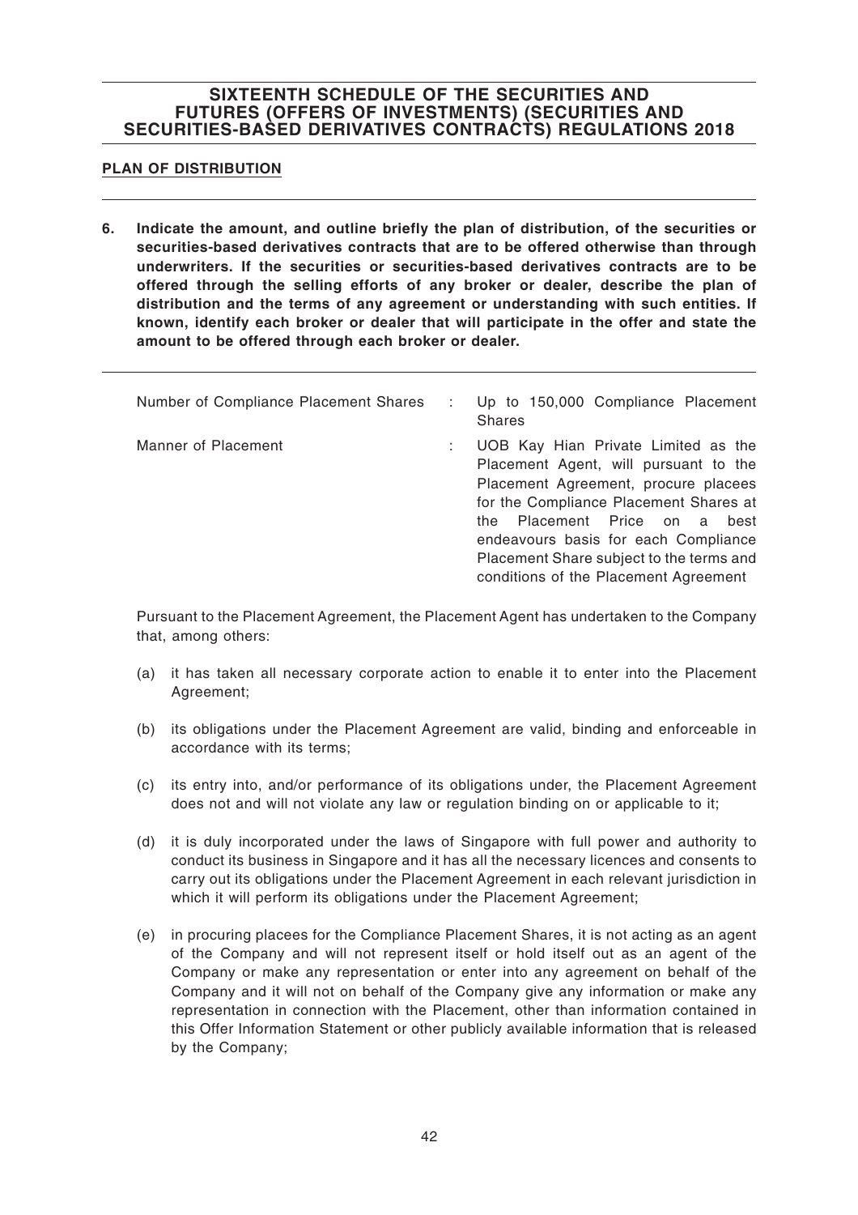## SIXTEENTH SCHEDULE OF THE SECURITIES AND FUTURES (OFFERS OF INVESTMENTS) (SECURITIES AND SECURITIES-BASED DERIVATIVES CONTRACTS) REGULATIONS 2018

### PLAN OF DISTRIBUTION

**6. Indicate the amount, and outline briefly the plan of distribution, of the securities or securities-based derivatives contracts that are to be offered otherwise than through underwriters. If the securities or securities-based derivatives contracts are to be offered through the selling efforts of any broker or dealer, describe the plan of distribution and the terms of any agreement or understanding with such entities. If known, identify each broker or dealer that will participate in the offer and state the amount to be offered through each broker or dealer.**

| | | |
|---|---|---|
| Number of Compliance Placement Shares | : | Up to 150,000 Compliance Placement Shares |
| Manner of Placement | : | UOB Kay Hian Private Limited as the Placement Agent, will pursuant to the Placement Agreement, procure placees for the Compliance Placement Shares at the Placement Price on a best endeavours basis for each Compliance Placement Share subject to the terms and conditions of the Placement Agreement |

Pursuant to the Placement Agreement, the Placement Agent has undertaken to the Company that, among others:

(a) it has taken all necessary corporate action to enable it to enter into the Placement Agreement;

(b) its obligations under the Placement Agreement are valid, binding and enforceable in accordance with its terms;

(c) its entry into, and/or performance of its obligations under, the Placement Agreement does not and will not violate any law or regulation binding on or applicable to it;

(d) it is duly incorporated under the laws of Singapore with full power and authority to conduct its business in Singapore and it has all the necessary licences and consents to carry out its obligations under the Placement Agreement in each relevant jurisdiction in which it will perform its obligations under the Placement Agreement;

(e) in procuring placees for the Compliance Placement Shares, it is not acting as an agent of the Company and will not represent itself or hold itself out as an agent of the Company or make any representation or enter into any agreement on behalf of the Company and it will not on behalf of the Company give any information or make any representation in connection with the Placement, other than information contained in this Offer Information Statement or other publicly available information that is released by the Company;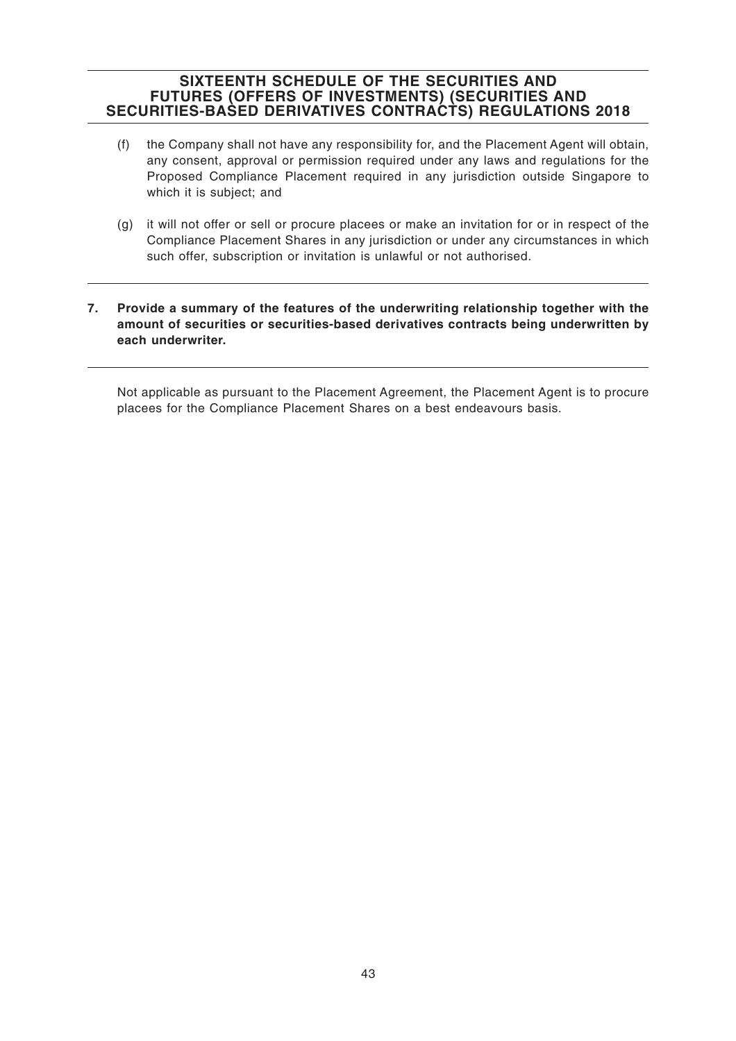(f) the Company shall not have any responsibility for, and the Placement Agent will obtain, any consent, approval or permission required under any laws and regulations for the Proposed Compliance Placement required in any jurisdiction outside Singapore to which it is subject; and

(g) it will not offer or sell or procure placees or make an invitation for or in respect of the Compliance Placement Shares in any jurisdiction or under any circumstances in which such offer, subscription or invitation is unlawful or not authorised.

**7. Provide a summary of the features of the underwriting relationship together with the amount of securities or securities-based derivatives contracts being underwritten by each underwriter.**

Not applicable as pursuant to the Placement Agreement, the Placement Agent is to procure placees for the Compliance Placement Shares on a best endeavours basis.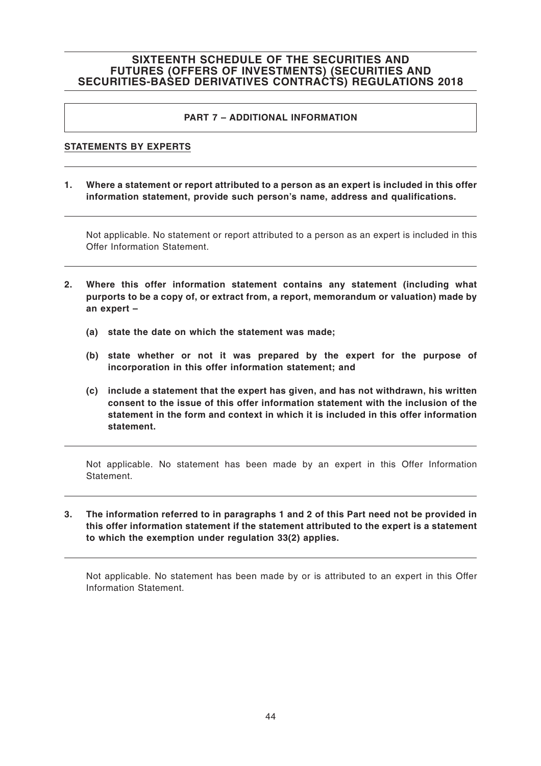# SIXTEENTH SCHEDULE OF THE SECURITIES AND FUTURES (OFFERS OF INVESTMENTS) (SECURITIES AND SECURITIES-BASED DERIVATIVES CONTRACTS) REGULATIONS 2018

## PART 7 – ADDITIONAL INFORMATION

### STATEMENTS BY EXPERTS

**1. Where a statement or report attributed to a person as an expert is included in this offer information statement, provide such person's name, address and qualifications.**

Not applicable. No statement or report attributed to a person as an expert is included in this Offer Information Statement.

**2. Where this offer information statement contains any statement (including what purports to be a copy of, or extract from, a report, memorandum or valuation) made by an expert –**

**(a) state the date on which the statement was made;**

**(b) state whether or not it was prepared by the expert for the purpose of incorporation in this offer information statement; and**

**(c) include a statement that the expert has given, and has not withdrawn, his written consent to the issue of this offer information statement with the inclusion of the statement in the form and context in which it is included in this offer information statement.**

Not applicable. No statement has been made by an expert in this Offer Information Statement.

**3. The information referred to in paragraphs 1 and 2 of this Part need not be provided in this offer information statement if the statement attributed to the expert is a statement to which the exemption under regulation 33(2) applies.**

Not applicable. No statement has been made by or is attributed to an expert in this Offer Information Statement.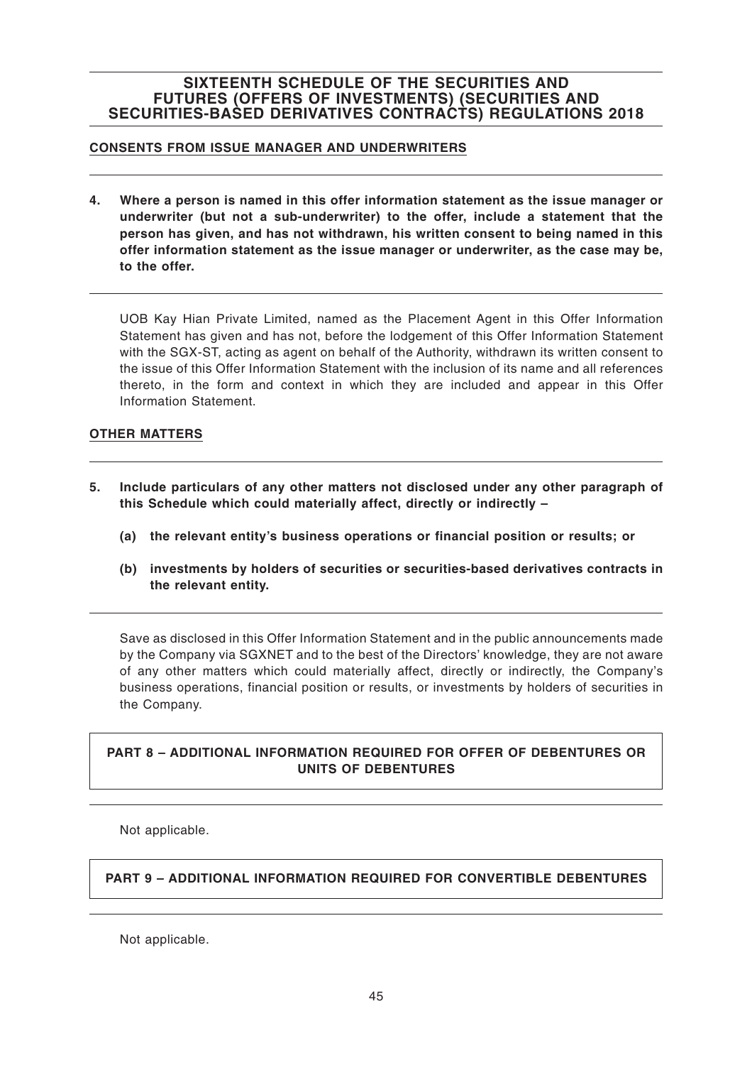## SIXTEENTH SCHEDULE OF THE SECURITIES AND FUTURES (OFFERS OF INVESTMENTS) (SECURITIES AND SECURITIES-BASED DERIVATIVES CONTRACTS) REGULATIONS 2018

### CONSENTS FROM ISSUE MANAGER AND UNDERWRITERS

**4. Where a person is named in this offer information statement as the issue manager or underwriter (but not a sub-underwriter) to the offer, include a statement that the person has given, and has not withdrawn, his written consent to being named in this offer information statement as the issue manager or underwriter, as the case may be, to the offer.**

UOB Kay Hian Private Limited, named as the Placement Agent in this Offer Information Statement has given and has not, before the lodgement of this Offer Information Statement with the SGX-ST, acting as agent on behalf of the Authority, withdrawn its written consent to the issue of this Offer Information Statement with the inclusion of its name and all references thereto, in the form and context in which they are included and appear in this Offer Information Statement.

### OTHER MATTERS

**5. Include particulars of any other matters not disclosed under any other paragraph of this Schedule which could materially affect, directly or indirectly –**

**(a) the relevant entity's business operations or financial position or results; or**

**(b) investments by holders of securities or securities-based derivatives contracts in the relevant entity.**

Save as disclosed in this Offer Information Statement and in the public announcements made by the Company via SGXNET and to the best of the Directors' knowledge, they are not aware of any other matters which could materially affect, directly or indirectly, the Company's business operations, financial position or results, or investments by holders of securities in the Company.

### PART 8 – ADDITIONAL INFORMATION REQUIRED FOR OFFER OF DEBENTURES OR UNITS OF DEBENTURES

Not applicable.

### PART 9 – ADDITIONAL INFORMATION REQUIRED FOR CONVERTIBLE DEBENTURES

Not applicable.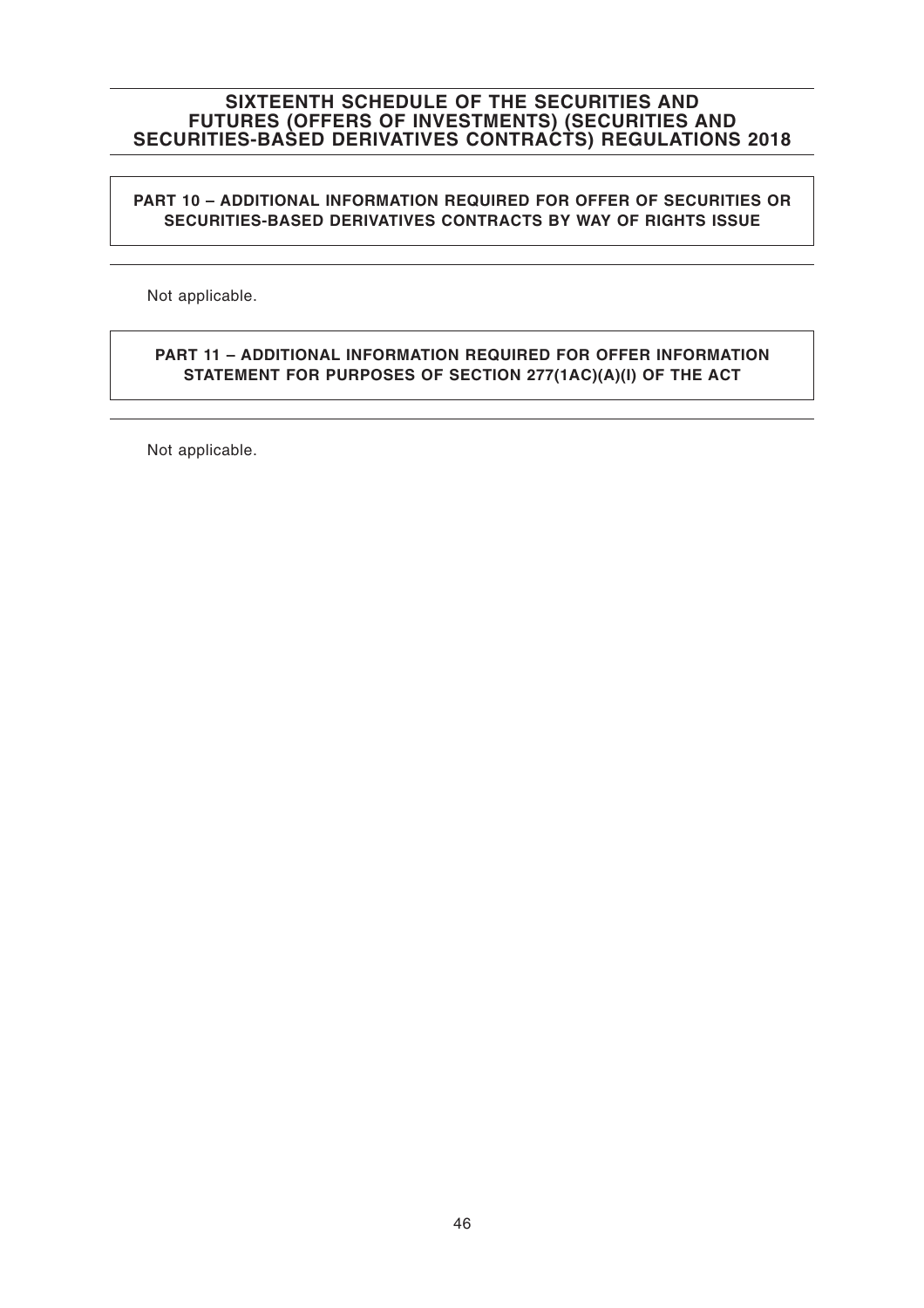# SIXTEENTH SCHEDULE OF THE SECURITIES AND FUTURES (OFFERS OF INVESTMENTS) (SECURITIES AND SECURITIES-BASED DERIVATIVES CONTRACTS) REGULATIONS 2018

## PART 10 – ADDITIONAL INFORMATION REQUIRED FOR OFFER OF SECURITIES OR SECURITIES-BASED DERIVATIVES CONTRACTS BY WAY OF RIGHTS ISSUE

Not applicable.

## PART 11 – ADDITIONAL INFORMATION REQUIRED FOR OFFER INFORMATION STATEMENT FOR PURPOSES OF SECTION 277(1AC)(A)(I) OF THE ACT

Not applicable.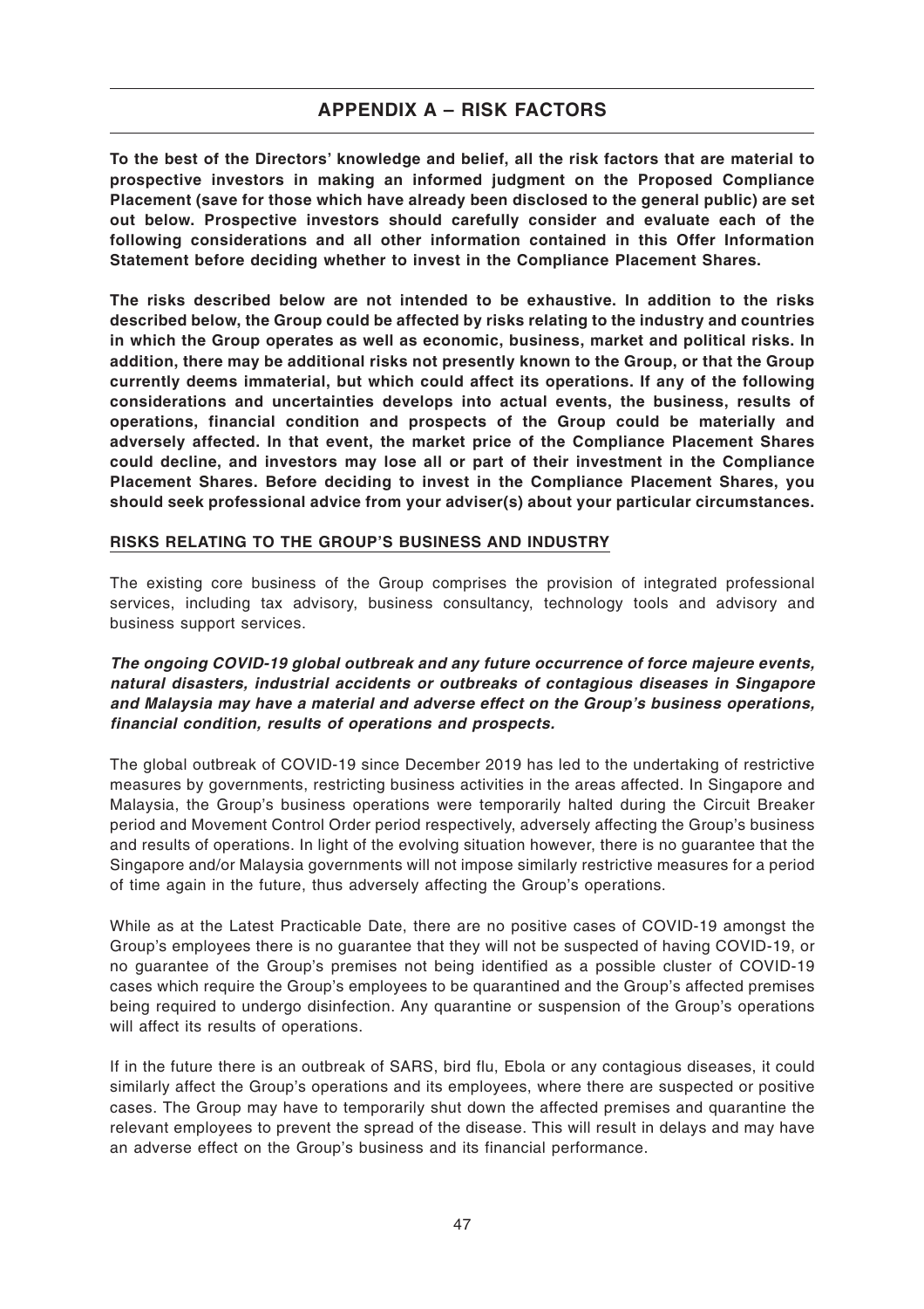## APPENDIX A – RISK FACTORS

**To the best of the Directors' knowledge and belief, all the risk factors that are material to prospective investors in making an informed judgment on the Proposed Compliance Placement (save for those which have already been disclosed to the general public) are set out below. Prospective investors should carefully consider and evaluate each of the following considerations and all other information contained in this Offer Information Statement before deciding whether to invest in the Compliance Placement Shares.**

**The risks described below are not intended to be exhaustive. In addition to the risks described below, the Group could be affected by risks relating to the industry and countries in which the Group operates as well as economic, business, market and political risks. In addition, there may be additional risks not presently known to the Group, or that the Group currently deems immaterial, but which could affect its operations. If any of the following considerations and uncertainties develops into actual events, the business, results of operations, financial condition and prospects of the Group could be materially and adversely affected. In that event, the market price of the Compliance Placement Shares could decline, and investors may lose all or part of their investment in the Compliance Placement Shares. Before deciding to invest in the Compliance Placement Shares, you should seek professional advice from your adviser(s) about your particular circumstances.**

### RISKS RELATING TO THE GROUP'S BUSINESS AND INDUSTRY

The existing core business of the Group comprises the provision of integrated professional services, including tax advisory, business consultancy, technology tools and advisory and business support services.

***The ongoing COVID-19 global outbreak and any future occurrence of force majeure events, natural disasters, industrial accidents or outbreaks of contagious diseases in Singapore and Malaysia may have a material and adverse effect on the Group's business operations, financial condition, results of operations and prospects.***

The global outbreak of COVID-19 since December 2019 has led to the undertaking of restrictive measures by governments, restricting business activities in the areas affected. In Singapore and Malaysia, the Group's business operations were temporarily halted during the Circuit Breaker period and Movement Control Order period respectively, adversely affecting the Group's business and results of operations. In light of the evolving situation however, there is no guarantee that the Singapore and/or Malaysia governments will not impose similarly restrictive measures for a period of time again in the future, thus adversely affecting the Group's operations.

While as at the Latest Practicable Date, there are no positive cases of COVID-19 amongst the Group's employees there is no guarantee that they will not be suspected of having COVID-19, or no guarantee of the Group's premises not being identified as a possible cluster of COVID-19 cases which require the Group's employees to be quarantined and the Group's affected premises being required to undergo disinfection. Any quarantine or suspension of the Group's operations will affect its results of operations.

If in the future there is an outbreak of SARS, bird flu, Ebola or any contagious diseases, it could similarly affect the Group's operations and its employees, where there are suspected or positive cases. The Group may have to temporarily shut down the affected premises and quarantine the relevant employees to prevent the spread of the disease. This will result in delays and may have an adverse effect on the Group's business and its financial performance.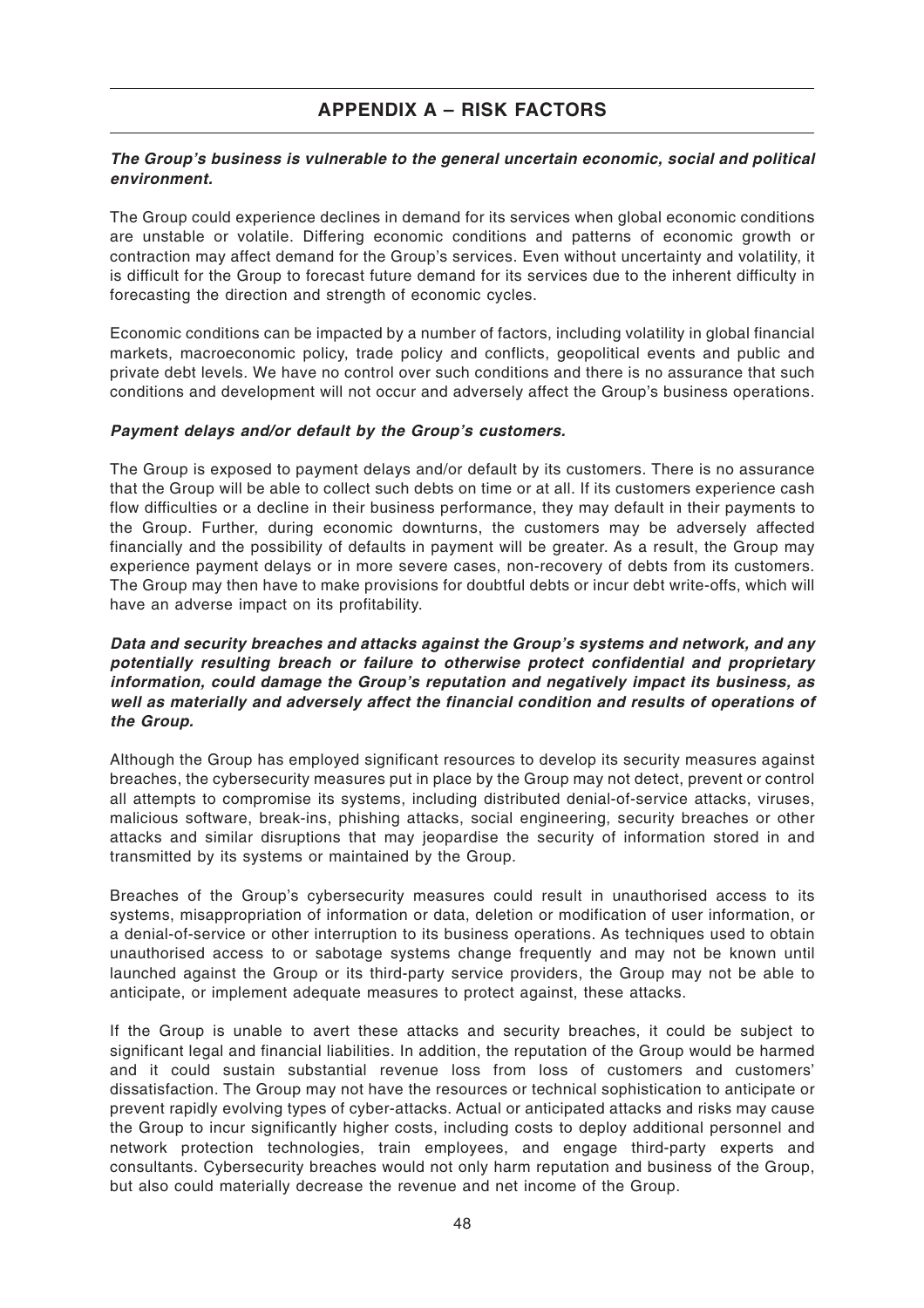## APPENDIX A – RISK FACTORS

***The Group's business is vulnerable to the general uncertain economic, social and political environment.***

The Group could experience declines in demand for its services when global economic conditions are unstable or volatile. Differing economic conditions and patterns of economic growth or contraction may affect demand for the Group's services. Even without uncertainty and volatility, it is difficult for the Group to forecast future demand for its services due to the inherent difficulty in forecasting the direction and strength of economic cycles.

Economic conditions can be impacted by a number of factors, including volatility in global financial markets, macroeconomic policy, trade policy and conflicts, geopolitical events and public and private debt levels. We have no control over such conditions and there is no assurance that such conditions and development will not occur and adversely affect the Group's business operations.

***Payment delays and/or default by the Group's customers.***

The Group is exposed to payment delays and/or default by its customers. There is no assurance that the Group will be able to collect such debts on time or at all. If its customers experience cash flow difficulties or a decline in their business performance, they may default in their payments to the Group. Further, during economic downturns, the customers may be adversely affected financially and the possibility of defaults in payment will be greater. As a result, the Group may experience payment delays or in more severe cases, non-recovery of debts from its customers. The Group may then have to make provisions for doubtful debts or incur debt write-offs, which will have an adverse impact on its profitability.

***Data and security breaches and attacks against the Group's systems and network, and any potentially resulting breach or failure to otherwise protect confidential and proprietary information, could damage the Group's reputation and negatively impact its business, as well as materially and adversely affect the financial condition and results of operations of the Group.***

Although the Group has employed significant resources to develop its security measures against breaches, the cybersecurity measures put in place by the Group may not detect, prevent or control all attempts to compromise its systems, including distributed denial-of-service attacks, viruses, malicious software, break-ins, phishing attacks, social engineering, security breaches or other attacks and similar disruptions that may jeopardise the security of information stored in and transmitted by its systems or maintained by the Group.

Breaches of the Group's cybersecurity measures could result in unauthorised access to its systems, misappropriation of information or data, deletion or modification of user information, or a denial-of-service or other interruption to its business operations. As techniques used to obtain unauthorised access to or sabotage systems change frequently and may not be known until launched against the Group or its third-party service providers, the Group may not be able to anticipate, or implement adequate measures to protect against, these attacks.

If the Group is unable to avert these attacks and security breaches, it could be subject to significant legal and financial liabilities. In addition, the reputation of the Group would be harmed and it could sustain substantial revenue loss from loss of customers and customers' dissatisfaction. The Group may not have the resources or technical sophistication to anticipate or prevent rapidly evolving types of cyber-attacks. Actual or anticipated attacks and risks may cause the Group to incur significantly higher costs, including costs to deploy additional personnel and network protection technologies, train employees, and engage third-party experts and consultants. Cybersecurity breaches would not only harm reputation and business of the Group, but also could materially decrease the revenue and net income of the Group.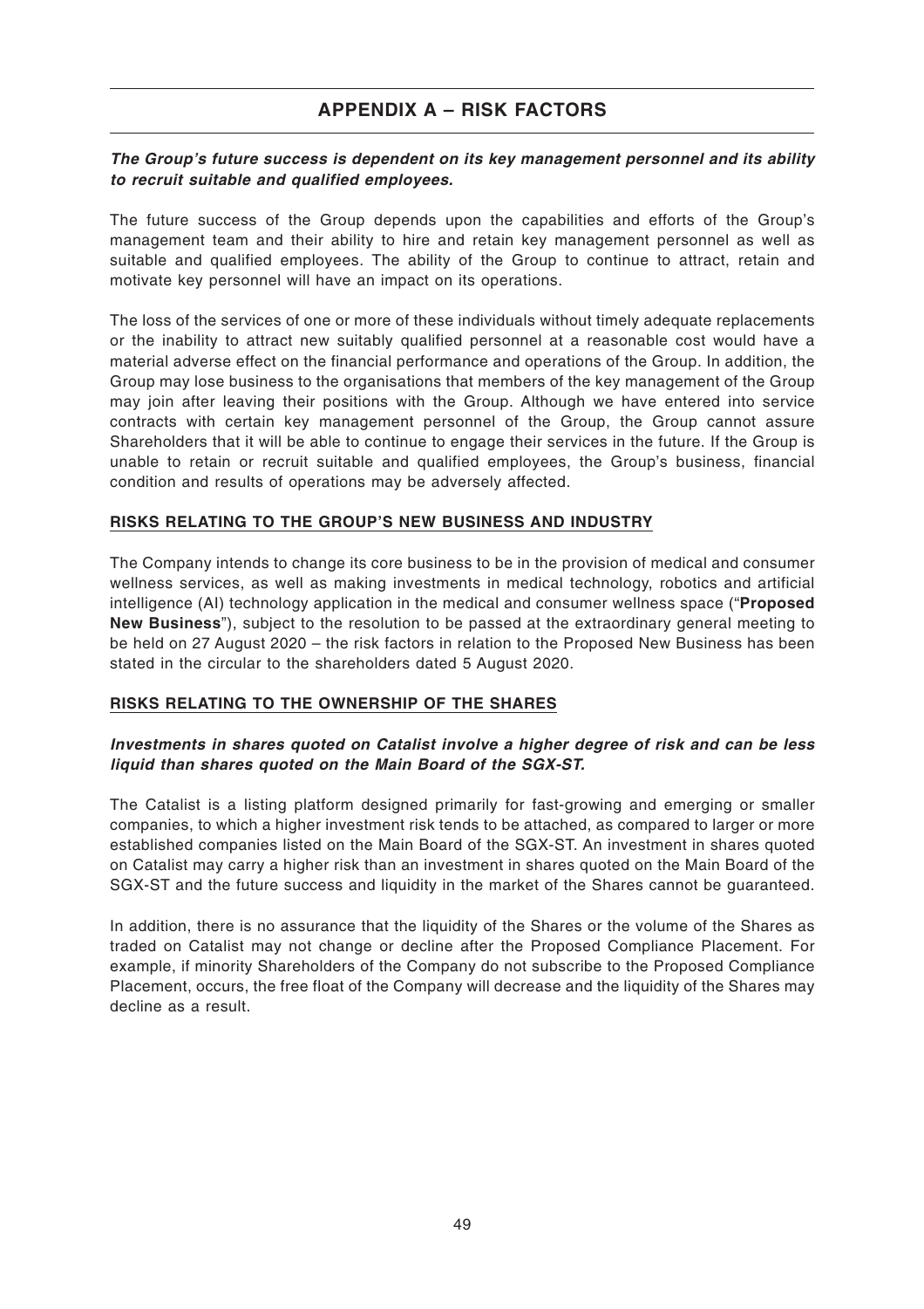# APPENDIX A – RISK FACTORS

***The Group's future success is dependent on its key management personnel and its ability to recruit suitable and qualified employees.***

The future success of the Group depends upon the capabilities and efforts of the Group's management team and their ability to hire and retain key management personnel as well as suitable and qualified employees. The ability of the Group to continue to attract, retain and motivate key personnel will have an impact on its operations.

The loss of the services of one or more of these individuals without timely adequate replacements or the inability to attract new suitably qualified personnel at a reasonable cost would have a material adverse effect on the financial performance and operations of the Group. In addition, the Group may lose business to the organisations that members of the key management of the Group may join after leaving their positions with the Group. Although we have entered into service contracts with certain key management personnel of the Group, the Group cannot assure Shareholders that it will be able to continue to engage their services in the future. If the Group is unable to retain or recruit suitable and qualified employees, the Group's business, financial condition and results of operations may be adversely affected.

## RISKS RELATING TO THE GROUP'S NEW BUSINESS AND INDUSTRY

The Company intends to change its core business to be in the provision of medical and consumer wellness services, as well as making investments in medical technology, robotics and artificial intelligence (AI) technology application in the medical and consumer wellness space ("**Proposed New Business**"), subject to the resolution to be passed at the extraordinary general meeting to be held on 27 August 2020 – the risk factors in relation to the Proposed New Business has been stated in the circular to the shareholders dated 5 August 2020.

## RISKS RELATING TO THE OWNERSHIP OF THE SHARES

***Investments in shares quoted on Catalist involve a higher degree of risk and can be less liquid than shares quoted on the Main Board of the SGX-ST.***

The Catalist is a listing platform designed primarily for fast-growing and emerging or smaller companies, to which a higher investment risk tends to be attached, as compared to larger or more established companies listed on the Main Board of the SGX-ST. An investment in shares quoted on Catalist may carry a higher risk than an investment in shares quoted on the Main Board of the SGX-ST and the future success and liquidity in the market of the Shares cannot be guaranteed.

In addition, there is no assurance that the liquidity of the Shares or the volume of the Shares as traded on Catalist may not change or decline after the Proposed Compliance Placement. For example, if minority Shareholders of the Company do not subscribe to the Proposed Compliance Placement, occurs, the free float of the Company will decrease and the liquidity of the Shares may decline as a result.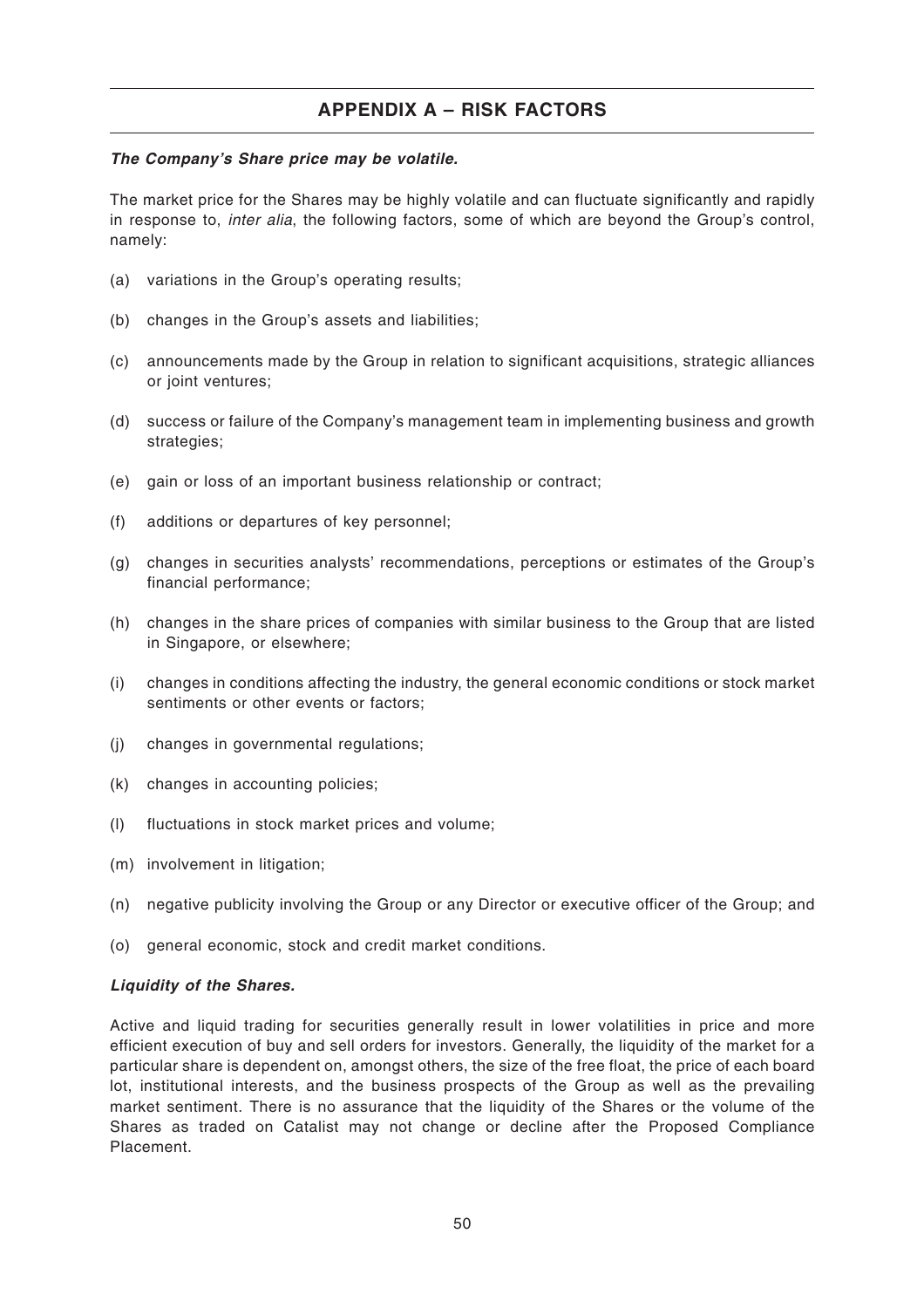## APPENDIX A – RISK FACTORS

***The Company's Share price may be volatile.***

The market price for the Shares may be highly volatile and can fluctuate significantly and rapidly in response to, *inter alia*, the following factors, some of which are beyond the Group's control, namely:

(a) variations in the Group's operating results;

(b) changes in the Group's assets and liabilities;

(c) announcements made by the Group in relation to significant acquisitions, strategic alliances or joint ventures;

(d) success or failure of the Company's management team in implementing business and growth strategies;

(e) gain or loss of an important business relationship or contract;

(f) additions or departures of key personnel;

(g) changes in securities analysts' recommendations, perceptions or estimates of the Group's financial performance;

(h) changes in the share prices of companies with similar business to the Group that are listed in Singapore, or elsewhere;

(i) changes in conditions affecting the industry, the general economic conditions or stock market sentiments or other events or factors;

(j) changes in governmental regulations;

(k) changes in accounting policies;

(l) fluctuations in stock market prices and volume;

(m) involvement in litigation;

(n) negative publicity involving the Group or any Director or executive officer of the Group; and

(o) general economic, stock and credit market conditions.

***Liquidity of the Shares.***

Active and liquid trading for securities generally result in lower volatilities in price and more efficient execution of buy and sell orders for investors. Generally, the liquidity of the market for a particular share is dependent on, amongst others, the size of the free float, the price of each board lot, institutional interests, and the business prospects of the Group as well as the prevailing market sentiment. There is no assurance that the liquidity of the Shares or the volume of the Shares as traded on Catalist may not change or decline after the Proposed Compliance Placement.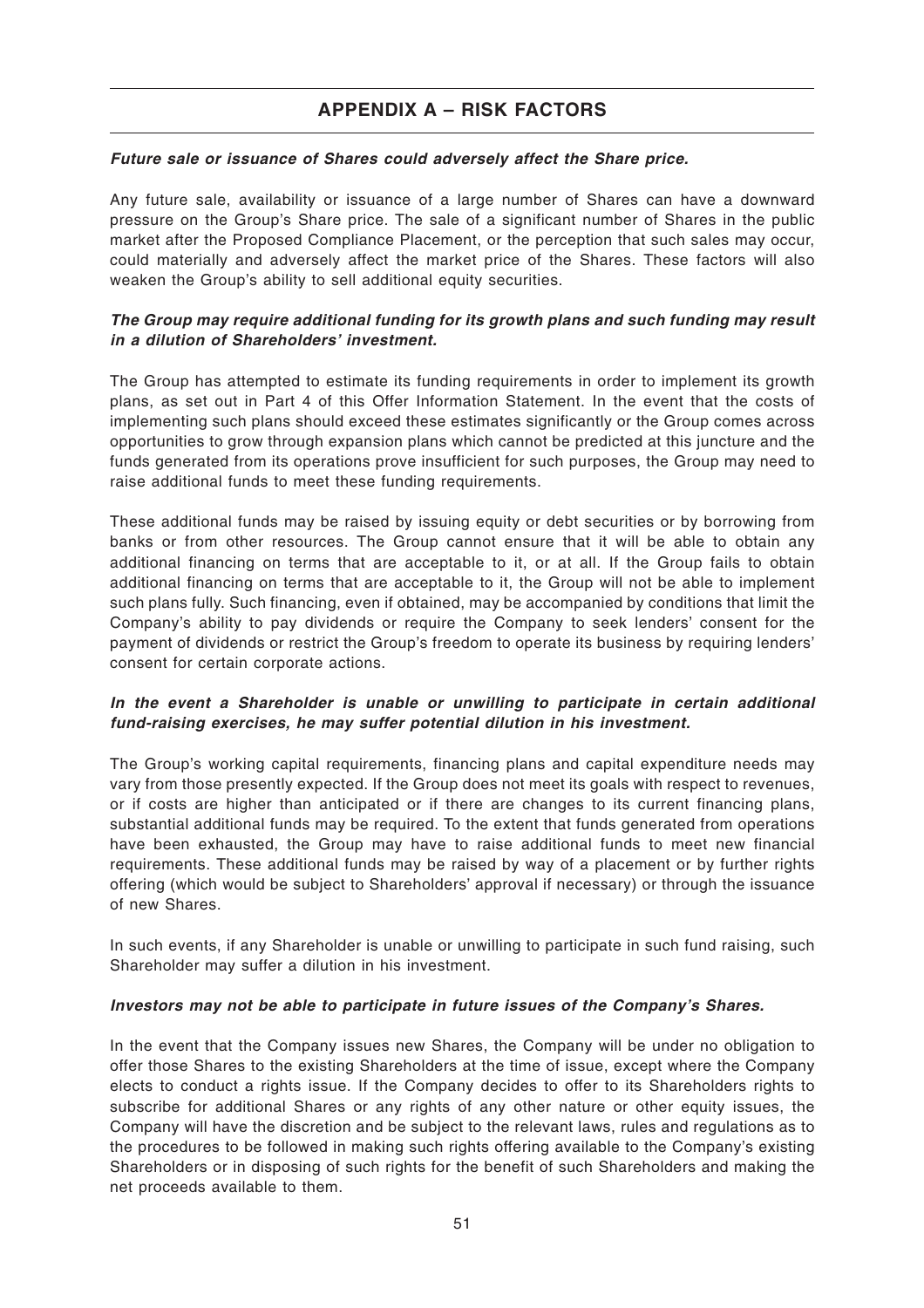## APPENDIX A – RISK FACTORS

***Future sale or issuance of Shares could adversely affect the Share price.***

Any future sale, availability or issuance of a large number of Shares can have a downward pressure on the Group's Share price. The sale of a significant number of Shares in the public market after the Proposed Compliance Placement, or the perception that such sales may occur, could materially and adversely affect the market price of the Shares. These factors will also weaken the Group's ability to sell additional equity securities.

***The Group may require additional funding for its growth plans and such funding may result in a dilution of Shareholders' investment.***

The Group has attempted to estimate its funding requirements in order to implement its growth plans, as set out in Part 4 of this Offer Information Statement. In the event that the costs of implementing such plans should exceed these estimates significantly or the Group comes across opportunities to grow through expansion plans which cannot be predicted at this juncture and the funds generated from its operations prove insufficient for such purposes, the Group may need to raise additional funds to meet these funding requirements.

These additional funds may be raised by issuing equity or debt securities or by borrowing from banks or from other resources. The Group cannot ensure that it will be able to obtain any additional financing on terms that are acceptable to it, or at all. If the Group fails to obtain additional financing on terms that are acceptable to it, the Group will not be able to implement such plans fully. Such financing, even if obtained, may be accompanied by conditions that limit the Company's ability to pay dividends or require the Company to seek lenders' consent for the payment of dividends or restrict the Group's freedom to operate its business by requiring lenders' consent for certain corporate actions.

***In the event a Shareholder is unable or unwilling to participate in certain additional fund-raising exercises, he may suffer potential dilution in his investment.***

The Group's working capital requirements, financing plans and capital expenditure needs may vary from those presently expected. If the Group does not meet its goals with respect to revenues, or if costs are higher than anticipated or if there are changes to its current financing plans, substantial additional funds may be required. To the extent that funds generated from operations have been exhausted, the Group may have to raise additional funds to meet new financial requirements. These additional funds may be raised by way of a placement or by further rights offering (which would be subject to Shareholders' approval if necessary) or through the issuance of new Shares.

In such events, if any Shareholder is unable or unwilling to participate in such fund raising, such Shareholder may suffer a dilution in his investment.

***Investors may not be able to participate in future issues of the Company's Shares.***

In the event that the Company issues new Shares, the Company will be under no obligation to offer those Shares to the existing Shareholders at the time of issue, except where the Company elects to conduct a rights issue. If the Company decides to offer to its Shareholders rights to subscribe for additional Shares or any rights of any other nature or other equity issues, the Company will have the discretion and be subject to the relevant laws, rules and regulations as to the procedures to be followed in making such rights offering available to the Company's existing Shareholders or in disposing of such rights for the benefit of such Shareholders and making the net proceeds available to them.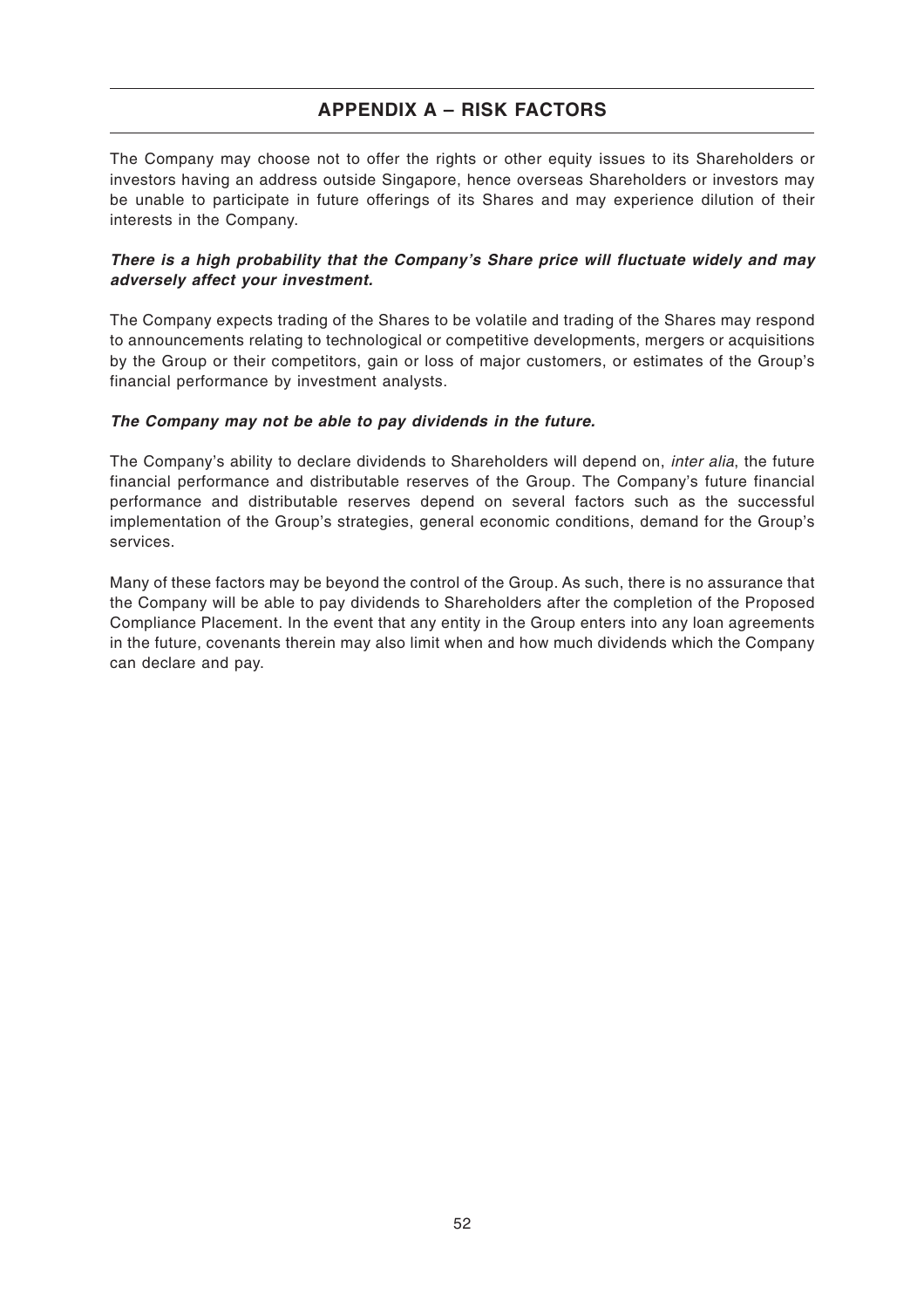## APPENDIX A – RISK FACTORS

The Company may choose not to offer the rights or other equity issues to its Shareholders or investors having an address outside Singapore, hence overseas Shareholders or investors may be unable to participate in future offerings of its Shares and may experience dilution of their interests in the Company.

***There is a high probability that the Company's Share price will fluctuate widely and may adversely affect your investment.***

The Company expects trading of the Shares to be volatile and trading of the Shares may respond to announcements relating to technological or competitive developments, mergers or acquisitions by the Group or their competitors, gain or loss of major customers, or estimates of the Group's financial performance by investment analysts.

***The Company may not be able to pay dividends in the future.***

The Company's ability to declare dividends to Shareholders will depend on, *inter alia*, the future financial performance and distributable reserves of the Group. The Company's future financial performance and distributable reserves depend on several factors such as the successful implementation of the Group's strategies, general economic conditions, demand for the Group's services.

Many of these factors may be beyond the control of the Group. As such, there is no assurance that the Company will be able to pay dividends to Shareholders after the completion of the Proposed Compliance Placement. In the event that any entity in the Group enters into any loan agreements in the future, covenants therein may also limit when and how much dividends which the Company can declare and pay.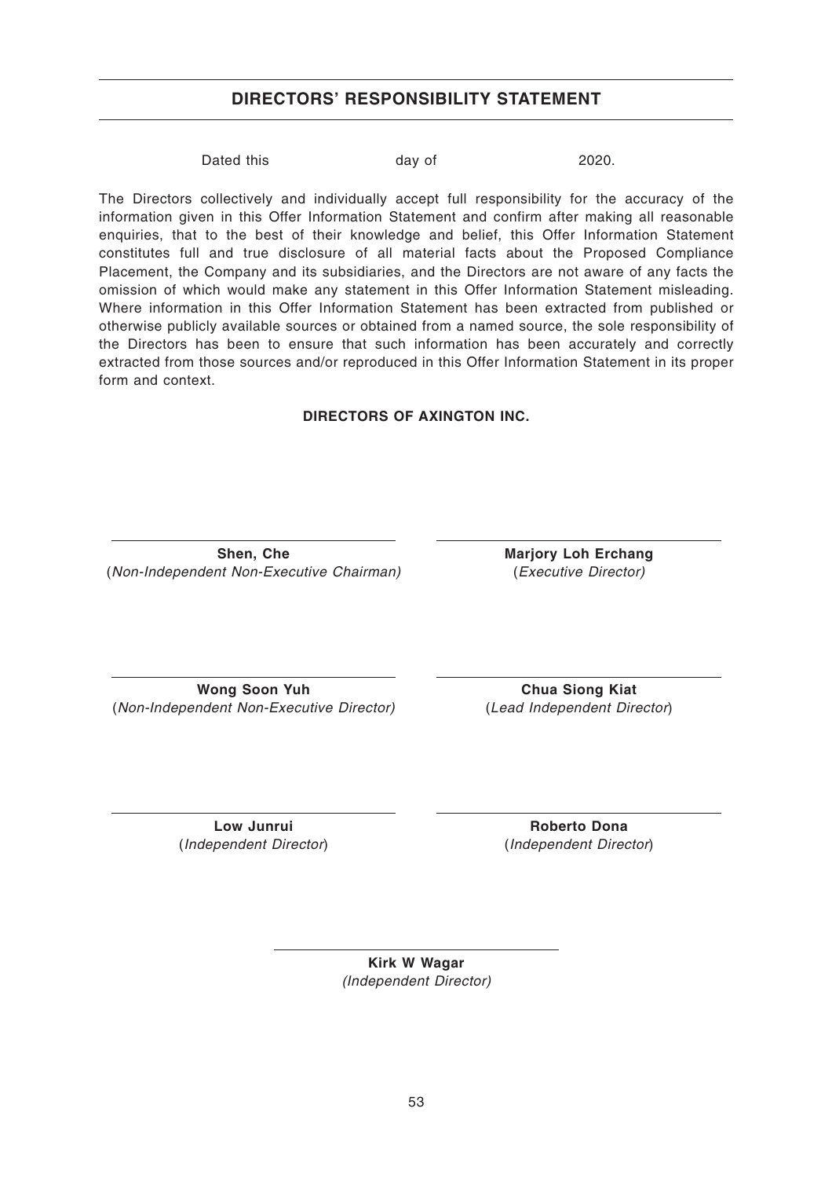## DIRECTORS' RESPONSIBILITY STATEMENT

Dated this day of 2020.

The Directors collectively and individually accept full responsibility for the accuracy of the information given in this Offer Information Statement and confirm after making all reasonable enquiries, that to the best of their knowledge and belief, this Offer Information Statement constitutes full and true disclosure of all material facts about the Proposed Compliance Placement, the Company and its subsidiaries, and the Directors are not aware of any facts the omission of which would make any statement in this Offer Information Statement misleading. Where information in this Offer Information Statement has been extracted from published or otherwise publicly available sources or obtained from a named source, the sole responsibility of the Directors has been to ensure that such information has been accurately and correctly extracted from those sources and/or reproduced in this Offer Information Statement in its proper form and context.

**DIRECTORS OF AXINGTON INC.**

**Shen, Che**
(*Non-Independent Non-Executive Chairman*)

**Marjory Loh Erchang**
(*Executive Director*)

**Wong Soon Yuh**
(*Non-Independent Non-Executive Director*)

**Chua Siong Kiat**
(*Lead Independent Director*)

**Low Junrui**
(*Independent Director*)

**Roberto Dona**
(*Independent Director*)

**Kirk W Wagar**
(*Independent Director*)